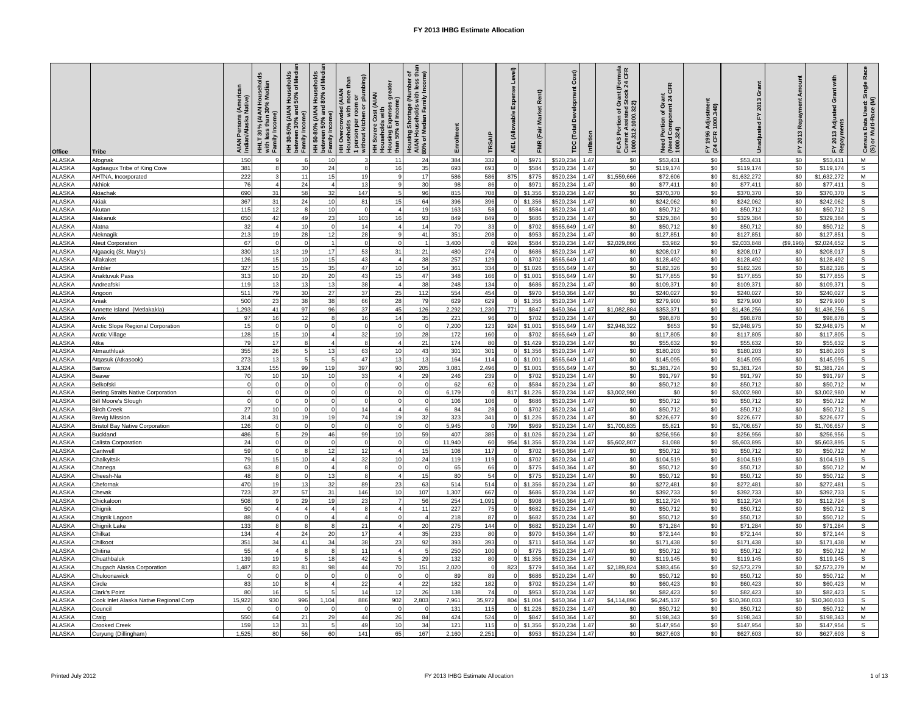# FY 2013 IHBG Estimate Allocation

| Office | Tribe | AIAN Persons (American Indian/Alaska Native) | HHLT 30% (AIAN Households with less than 30% Median Family Income) | HH 30-50% (AIAN Households between 30% and 50% of Median Family Income) | HH 50-80% (AIAN Households between 50% and 80% of Median Family Income) | HH Overcrowded (AIAN Households with more than 1 person per room or without kitchen or plumbing) | HH Severe Cost (AIAN Households with Housing Expenses greater than 50% of Income) | Housing Shortage (Number of AIAN Households with less than 80% of Median Family Income) | Enrollment | TRSAIP | AEL (Allowable Expense Level) | FMR (Fair Market Rent) | TDC (Total Development Cost) | Inflation | FCAS Portion of Grant (Formula Current Assisted Stock 24 CFR 1000.312-1000.322) | Need Portion of Grant (Need Component 24 CFR 1000.324) | FY 1996 Adjustment (24 CFR 1000.340) | Unadjusted FY 2013 Grant | FY 2013 Repayment Amount | FY 2013 Adjusted Grant with Repayments | Census Data Used: Single Race (S) or Multi-Race (M) |
|---|---|---|---|---|---|---|---|---|---|---|---|---|---|---|---|---|---|---|---|---|---|
| ALASKA | Afognak | 150 | 9 | 6 | 10 | 3 | 11 | 24 | 384 | 332 | 0 | $971 | $520,234 | 1.47 | $0 | $53,431 | $0 | $53,431 | $0 | $53,431 | M |
| ALASKA | Agdaagux Tribe of King Cove | 381 | 8 | 30 | 24 | 8 | 16 | 35 | 693 | 693 | 0 | $584 | $520,234 | 1.47 | $0 | $119,174 | $0 | $119,174 | $0 | $119,174 | S |
| ALASKA | AHTNA, Incorporated | 222 | 3 | 11 | 15 | 19 | 9 | 17 | 586 | 586 | 875 | $775 | $520,234 | 1.47 | $1,559,666 | $72,606 | $0 | $1,632,272 | $0 | $1,632,272 | M |
| ALASKA | Akhiok | 76 | 4 | 24 | 4 | 13 | 9 | 30 | 98 | 86 | 0 | $971 | $520,234 | 1.47 | $0 | $77,411 | $0 | $77,411 | $0 | $77,411 | S |
| ALASKA | Akiachak | 690 | 31 | 58 | 32 | 147 | 5 | 96 | 815 | 708 | 0 | $1,356 | $520,234 | 1.47 | $0 | $370,370 | $0 | $370,370 | $0 | $370,370 | S |
| ALASKA | Akiak | 367 | 31 | 24 | 10 | 81 | 15 | 64 | 396 | 396 | 0 | $1,356 | $520,234 | 1.47 | $0 | $242,062 | $0 | $242,062 | $0 | $242,062 | S |
| ALASKA | Akutan | 115 | 12 | 8 | 10 | 0 | 4 | 19 | 163 | 58 | 0 | $584 | $520,234 | 1.47 | $0 | $50,712 | $0 | $50,712 | $0 | $50,712 | S |
| ALASKA | Alakanuk | 650 | 42 | 49 | 23 | 103 | 16 | 93 | 849 | 849 | 0 | $686 | $520,234 | 1.47 | $0 | $329,384 | $0 | $329,384 | $0 | $329,384 | S |
| ALASKA | Alatna | 32 | 4 | 10 | 0 | 14 | 4 | 14 | 70 | 33 | 0 | $702 | $565,649 | 1.47 | $0 | $50,712 | $0 | $50,712 | $0 | $50,712 | S |
| ALASKA | Aleknagik | 213 | 19 | 28 | 12 | 28 | 9 | 41 | 351 | 208 | 0 | $953 | $520,234 | 1.47 | $0 | $127,851 | $0 | $127,851 | $0 | $127,851 | S |
| ALASKA | Aleut Corporation | 67 | 0 | 0 | 1 | 0 | 0 | 1 | 3,400 | 0 | 924 | $584 | $520,234 | 1.47 | $2,029,866 | $3,982 | $0 | $2,033,848 | ($9,196) | $2,024,652 | S |
| ALASKA | Algaaciq (St. Mary's) | 330 | 13 | 19 | 17 | 53 | 31 | 21 | 480 | 274 | 0 | $686 | $520,234 | 1.47 | $0 | $208,017 | $0 | $208,017 | $0 | $208,017 | S |
| ALASKA | Allakaket | 126 | 15 | 10 | 15 | 43 | 4 | 38 | 257 | 129 | 0 | $702 | $565,649 | 1.47 | $0 | $128,492 | $0 | $128,492 | $0 | $128,492 | S |
| ALASKA | Ambler | 327 | 15 | 15 | 35 | 47 | 10 | 54 | 361 | 334 | 0 | $1,026 | $565,649 | 1.47 | $0 | $182,326 | $0 | $182,326 | $0 | $182,326 | S |
| ALASKA | Anaktuvuk Pass | 313 | 10 | 20 | 20 | 43 | 15 | 47 | 348 | 166 | 0 | $1,001 | $565,649 | 1.47 | $0 | $177,855 | $0 | $177,855 | $0 | $177,855 | S |
| ALASKA | Andreafski | 119 | 13 | 13 | 13 | 38 | 4 | 38 | 248 | 134 | 0 | $686 | $520,234 | 1.47 | $0 | $109,371 | $0 | $109,371 | $0 | $109,371 | S |
| ALASKA | Angoon | 511 | 79 | 30 | 27 | 37 | 25 | 112 | 554 | 454 | 0 | $970 | $450,364 | 1.47 | $0 | $240,027 | $0 | $240,027 | $0 | $240,027 | S |
| ALASKA | Aniak | 500 | 23 | 38 | 38 | 66 | 28 | 79 | 629 | 629 | 0 | $1,356 | $520,234 | 1.47 | $0 | $279,900 | $0 | $279,900 | $0 | $279,900 | S |
| ALASKA | Annette Island (Metlakakla) | 1,293 | 41 | 97 | 96 | 37 | 45 | 126 | 2,292 | 1,230 | 771 | $847 | $450,364 | 1.47 | $1,082,884 | $353,371 | $0 | $1,436,256 | $0 | $1,436,256 | S |
| ALASKA | Anvik | 97 | 16 | 12 | 8 | 16 | 14 | 35 | 221 | 96 | 0 | $702 | $520,234 | 1.47 | $0 | $98,878 | $0 | $98,878 | $0 | $98,878 | S |
| ALASKA | Arctic Slope Regional Corporation | 15 | 0 | 0 | 0 | 0 | 0 | 0 | 7,200 | 123 | 924 | $1,001 | $565,649 | 1.47 | $2,948,322 | $653 | $0 | $2,948,975 | $0 | $2,948,975 | M |
| ALASKA | Arctic Village | 128 | 15 | 10 | 4 | 32 | 10 | 28 | 172 | 160 | 0 | $702 | $565,649 | 1.47 | $0 | $117,805 | $0 | $117,805 | $0 | $117,805 | S |
| ALASKA | Atka | 79 | 17 | 8 | 4 | 8 | 4 | 21 | 174 | 80 | 0 | $1,429 | $520,234 | 1.47 | $0 | $55,632 | $0 | $55,632 | $0 | $55,632 | S |
| ALASKA | Atmauthluak | 355 | 26 | 5 | 13 | 63 | 10 | 43 | 301 | 301 | 0 | $1,356 | $520,234 | 1.47 | $0 | $180,203 | $0 | $180,203 | $0 | $180,203 | S |
| ALASKA | Atqasuk (Atkasook) | 273 | 13 | 5 | 5 | 47 | 13 | 13 | 164 | 114 | 0 | $1,001 | $565,649 | 1.47 | $0 | $145,095 | $0 | $145,095 | $0 | $145,095 | S |
| ALASKA | Barrow | 3,324 | 155 | 99 | 119 | 397 | 90 | 205 | 3,081 | 2,496 | 0 | $1,001 | $565,649 | 1.47 | $0 | $1,381,724 | $0 | $1,381,724 | $0 | $1,381,724 | S |
| ALASKA | Beaver | 70 | 10 | 10 | 10 | 33 | 4 | 29 | 246 | 239 | 0 | $702 | $520,234 | 1.47 | $0 | $91,797 | $0 | $91,797 | $0 | $91,797 | S |
| ALASKA | Belkofski | 0 | 0 | 0 | 0 | 0 | 0 | 0 | 62 | 62 | 0 | $584 | $520,234 | 1.47 | $0 | $50,712 | $0 | $50,712 | $0 | $50,712 | M |
| ALASKA | Bering Straits Native Corporation | 0 | 0 | 0 | 0 | 0 | 0 | 0 | 6,179 | 0 | 817 | $1,226 | $520,234 | 1.47 | $3,002,980 | $0 | $0 | $3,002,980 | $0 | $3,002,980 | M |
| ALASKA | Bill Moore's Slough | 0 | 0 | 0 | 0 | 0 | 0 | 0 | 106 | 106 | 0 | $686 | $520,234 | 1.47 | $0 | $50,712 | $0 | $50,712 | $0 | $50,712 | M |
| ALASKA | Birch Creek | 27 | 10 | 0 | 0 | 14 | 4 | 6 | 84 | 28 | 0 | $702 | $520,234 | 1.47 | $0 | $50,712 | $0 | $50,712 | $0 | $50,712 | S |
| ALASKA | Brevig Mission | 314 | 31 | 19 | 19 | 74 | 19 | 32 | 323 | 341 | 0 | $1,226 | $520,234 | 1.47 | $0 | $226,677 | $0 | $226,677 | $0 | $226,677 | S |
| ALASKA | Bristol Bay Native Corporation | 126 | 0 | 0 | 0 | 0 | 0 | 0 | 5,945 | 0 | 799 | $969 | $520,234 | 1.47 | $1,700,835 | $5,821 | $0 | $1,706,657 | $0 | $1,706,657 | S |
| ALASKA | Buckland | 486 | 5 | 29 | 46 | 99 | 10 | 59 | 407 | 385 | 0 | $1,026 | $520,234 | 1.47 | $0 | $256,956 | $0 | $256,956 | $0 | $256,956 | S |
| ALASKA | Calista Corporation | 24 | 0 | 0 | 0 | 0 | 0 | 0 | 11,940 | 60 | 954 | $1,356 | $520,234 | 1.47 | $5,602,807 | $1,088 | $0 | $5,603,895 | $0 | $5,603,895 | S |
| ALASKA | Cantwell | 59 | 0 | 8 | 12 | 12 | 4 | 15 | 108 | 117 | 0 | $702 | $450,364 | 1.47 | $0 | $50,712 | $0 | $50,712 | $0 | $50,712 | M |
| ALASKA | Chalkyitsik | 79 | 15 | 10 | 4 | 32 | 10 | 24 | 119 | 119 | 0 | $702 | $520,234 | 1.47 | $0 | $104,519 | $0 | $104,519 | $0 | $104,519 | S |
| ALASKA | Chanega | 63 | 8 | 0 | 4 | 8 | 0 | 0 | 65 | 66 | 0 | $775 | $450,364 | 1.47 | $0 | $50,712 | $0 | $50,712 | $0 | $50,712 | M |
| ALASKA | Cheesh-Na | 48 | 8 | 0 | 13 | 8 | 4 | 15 | 80 | 54 | 0 | $775 | $520,234 | 1.47 | $0 | $50,712 | $0 | $50,712 | $0 | $50,712 | S |
| ALASKA | Chefornak | 470 | 19 | 13 | 32 | 89 | 23 | 63 | 514 | 514 | 0 | $1,356 | $520,234 | 1.47 | $0 | $272,481 | $0 | $272,481 | $0 | $272,481 | S |
| ALASKA | Chevak | 723 | 37 | 57 | 31 | 146 | 10 | 107 | 1,307 | 667 | 0 | $686 | $520,234 | 1.47 | $0 | $392,733 | $0 | $392,733 | $0 | $392,733 | S |
| ALASKA | Chickaloon | 508 | 9 | 29 | 19 | 23 | 7 | 56 | 254 | 1,091 | 0 | $908 | $450,364 | 1.47 | $0 | $112,724 | $0 | $112,724 | $0 | $112,724 | S |
| ALASKA | Chignik | 50 | 4 | 4 | 4 | 8 | 4 | 11 | 227 | 75 | 0 | $682 | $520,234 | 1.47 | $0 | $50,712 | $0 | $50,712 | $0 | $50,712 | S |
| ALASKA | Chignik Lagoon | 88 | 0 | 0 | 4 | 4 | 0 | 4 | 218 | 87 | 0 | $682 | $520,234 | 1.47 | $0 | $50,712 | $0 | $50,712 | $0 | $50,712 | S |
| ALASKA | Chignik Lake | 133 | 8 | 8 | 8 | 21 | 4 | 20 | 275 | 144 | 0 | $682 | $520,234 | 1.47 | $0 | $71,284 | $0 | $71,284 | $0 | $71,284 | S |
| ALASKA | Chilkat | 134 | 4 | 24 | 20 | 17 | 4 | 35 | 233 | 80 | 0 | $970 | $450,364 | 1.47 | $0 | $72,144 | $0 | $72,144 | $0 | $72,144 | S |
| ALASKA | Chilkoot | 351 | 34 | 41 | 34 | 38 | 23 | 92 | 393 | 393 | 0 | $711 | $450,364 | 1.47 | $0 | $171,438 | $0 | $171,438 | $0 | $171,438 | M |
| ALASKA | Chitina | 55 | 4 | 8 | 8 | 11 | 4 | 5 | 250 | 100 | 0 | $775 | $520,234 | 1.47 | $0 | $50,712 | $0 | $50,712 | $0 | $50,712 | M |
| ALASKA | Chuathbaluk | 139 | 19 | 5 | 18 | 42 | 5 | 29 | 132 | 80 | 0 | $1,356 | $520,234 | 1.47 | $0 | $119,145 | $0 | $119,145 | $0 | $119,145 | S |
| ALASKA | Chugach Alaska Corporation | 1,487 | 83 | 81 | 98 | 44 | 70 | 151 | 2,020 | 0 | 823 | $779 | $450,364 | 1.47 | $2,189,824 | $383,456 | $0 | $2,573,279 | $0 | $2,573,279 | M |
| ALASKA | Chuloonawick | 0 | 0 | 0 | 0 | 0 | 0 | 0 | 89 | 89 | 0 | $686 | $520,234 | 1.47 | $0 | $50,712 | $0 | $50,712 | $0 | $50,712 | M |
| ALASKA | Circle | 83 | 10 | 8 | 4 | 22 | 4 | 22 | 182 | 182 | 0 | $702 | $520,234 | 1.47 | $0 | $60,423 | $0 | $60,423 | $0 | $60,423 | M |
| ALASKA | Clark's Point | 80 | 16 | 5 | 5 | 14 | 12 | 26 | 138 | 74 | 0 | $953 | $520,234 | 1.47 | $0 | $82,423 | $0 | $82,423 | $0 | $82,423 | S |
| ALASKA | Cook Inlet Alaska Native Regional Corp | 15,922 | 930 | 996 | 1,104 | 886 | 902 | 2,803 | 7,961 | 35,972 | 804 | $1,004 | $450,364 | 1.47 | $4,114,896 | $6,245,137 | $0 | $10,360,033 | $0 | $10,360,033 | S |
| ALASKA | Council | 0 | 0 | 0 | 0 | 0 | 0 | 0 | 131 | 115 | 0 | $1,226 | $520,234 | 1.47 | $0 | $50,712 | $0 | $50,712 | $0 | $50,712 | M |
| ALASKA | Craig | 550 | 64 | 21 | 29 | 44 | 26 | 84 | 424 | 524 | 0 | $847 | $450,364 | 1.47 | $0 | $198,343 | $0 | $198,343 | $0 | $198,343 | M |
| ALASKA | Crooked Creek | 159 | 13 | 31 | 5 | 49 | 10 | 34 | 121 | 115 | 0 | $1,356 | $520,234 | 1.47 | $0 | $147,954 | $0 | $147,954 | $0 | $147,954 | S |
| ALASKA | Curyung (Dillingham) | 1,525 | 80 | 56 | 60 | 141 | 65 | 167 | 2,160 | 2,251 | 0 | $953 | $520,234 | 1.47 | $0 | $627,603 | $0 | $627,603 | $0 | $627,603 | S |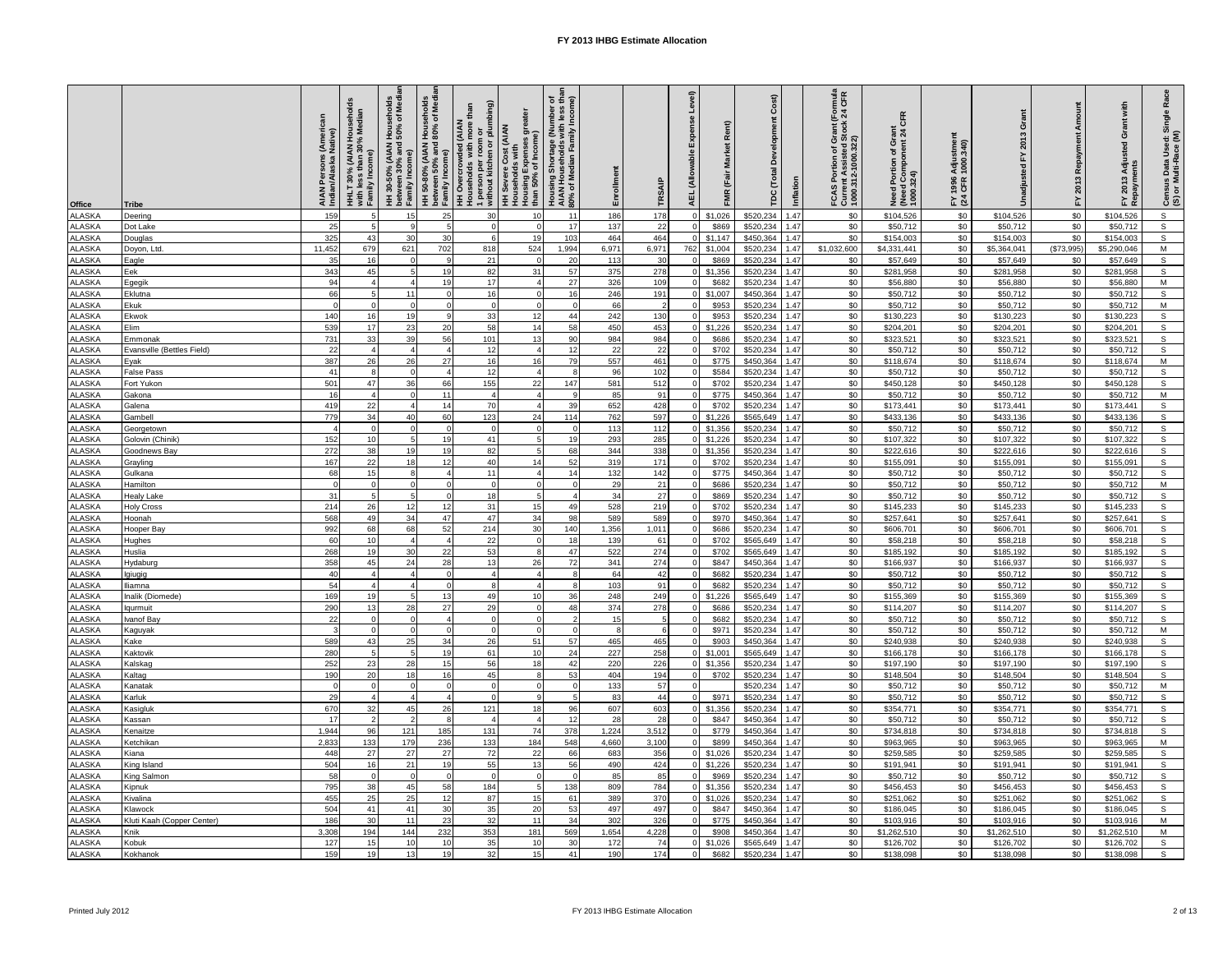# FY 2013 IHBG Estimate Allocation

| Office | Tribe | AIAN Persons (American Indian/Alaska Native) | HHLT 30% (AIAN Households with less than 30% Median Family Income) | HH 30-50% (AIAN Households between 30% and 50% of Median Family Income) | HH 50-80% (AIAN Households between 50% and 80% of Median Family Income) | HH Overcrowded (AIAN Households with more than 1 person per room or without kitchen or plumbing) | HH Severe Cost (AIAN Households with Housing Expenses greater than 50% of Income) | Housing Shortage (Number of AIAN Households with less than 80% of Median Family Income) | Enrollment | TRSAIP | AEL (Allowable Expense Level) | FMR (Fair Market Rent) | TDC (Total Development Cost) | Inflation | FCAS Portion of Grant (Formula Current Assisted Stock 24 CFR 1000.312-1000.322) | Need Portion of Grant (Need Component 24 CFR 1000.324) | FY 1996 Adjustment (24 CFR 1000.340) | Unadjusted FY 2013 Grant | FY 2013 Repayment Amount | FY 2013 Adjusted Grant with Repayments | Census Data Used: Single Race (S) or Multi-Race (M) |
|---|---|---|---|---|---|---|---|---|---|---|---|---|---|---|---|---|---|---|---|---|---|
| ALASKA | Deering | 159 | 5 | 15 | 25 | 30 | 10 | 11 | 186 | 178 | 0 | $1,026 | $520,234 | 1.47 | $0 | $104,526 | $0 | $104,526 | $0 | $104,526 | S |
| ALASKA | Dot Lake | 25 | 5 | 9 | 5 | 0 | 0 | 17 | 137 | 22 | 0 | $869 | $520,234 | 1.47 | $0 | $50,712 | $0 | $50,712 | $0 | $50,712 | S |
| ALASKA | Douglas | 325 | 43 | 30 | 30 | 6 | 19 | 103 | 464 | 464 | 0 | $1,147 | $450,364 | 1.47 | $0 | $154,003 | $0 | $154,003 | $0 | $154,003 | S |
| ALASKA | Doyon, Ltd. | 11,452 | 679 | 621 | 702 | 818 | 524 | 1,994 | 6,971 | 6,971 | 762 | $1,004 | $520,234 | 1.47 | $1,032,600 | $4,331,441 | $0 | $5,364,041 | ($73,995) | $5,290,046 | M |
| ALASKA | Eagle | 35 | 16 | 0 | 9 | 21 | 0 | 20 | 113 | 30 | 0 | $869 | $520,234 | 1.47 | $0 | $57,649 | $0 | $57,649 | $0 | $57,649 | S |
| ALASKA | Eek | 343 | 45 | 5 | 19 | 82 | 31 | 57 | 375 | 278 | 0 | $1,356 | $520,234 | 1.47 | $0 | $281,958 | $0 | $281,958 | $0 | $281,958 | S |
| ALASKA | Egegik | 94 | 4 | 4 | 19 | 17 | 4 | 27 | 326 | 109 | 0 | $682 | $520,234 | 1.47 | $0 | $56,880 | $0 | $56,880 | $0 | $56,880 | M |
| ALASKA | Eklutna | 66 | 5 | 11 | 0 | 16 | 0 | 16 | 246 | 191 | 0 | $1,007 | $450,364 | 1.47 | $0 | $50,712 | $0 | $50,712 | $0 | $50,712 | S |
| ALASKA | Ekuk | 0 | 0 | 0 | 0 | 0 | 0 | 0 | 66 | 2 | 0 | $953 | $520,234 | 1.47 | $0 | $50,712 | $0 | $50,712 | $0 | $50,712 | M |
| ALASKA | Ekwok | 140 | 16 | 19 | 9 | 33 | 12 | 44 | 242 | 130 | 0 | $953 | $520,234 | 1.47 | $0 | $130,223 | $0 | $130,223 | $0 | $130,223 | S |
| ALASKA | Elim | 539 | 17 | 23 | 20 | 58 | 14 | 58 | 450 | 453 | 0 | $1,226 | $520,234 | 1.47 | $0 | $204,201 | $0 | $204,201 | $0 | $204,201 | S |
| ALASKA | Emmonak | 731 | 33 | 39 | 56 | 101 | 13 | 90 | 984 | 984 | 0 | $686 | $520,234 | 1.47 | $0 | $323,521 | $0 | $323,521 | $0 | $323,521 | S |
| ALASKA | Evansville (Bettles Field) | 22 | 4 | 4 | 4 | 12 | 4 | 12 | 22 | 22 | 0 | $702 | $520,234 | 1.47 | $0 | $50,712 | $0 | $50,712 | $0 | $50,712 | S |
| ALASKA | Eyak | 387 | 26 | 26 | 27 | 16 | 16 | 79 | 557 | 461 | 0 | $775 | $450,364 | 1.47 | $0 | $118,674 | $0 | $118,674 | $0 | $118,674 | M |
| ALASKA | False Pass | 41 | 8 | 0 | 4 | 12 | 4 | 8 | 96 | 102 | 0 | $584 | $520,234 | 1.47 | $0 | $50,712 | $0 | $50,712 | $0 | $50,712 | S |
| ALASKA | Fort Yukon | 501 | 47 | 36 | 66 | 155 | 22 | 147 | 581 | 512 | 0 | $702 | $520,234 | 1.47 | $0 | $450,128 | $0 | $450,128 | $0 | $450,128 | S |
| ALASKA | Gakona | 16 | 4 | 0 | 11 | 4 | 4 | 9 | 85 | 91 | 0 | $775 | $450,364 | 1.47 | $0 | $50,712 | $0 | $50,712 | $0 | $50,712 | M |
| ALASKA | Galena | 419 | 22 | 4 | 14 | 70 | 4 | 39 | 652 | 428 | 0 | $702 | $520,234 | 1.47 | $0 | $173,441 | $0 | $173,441 | $0 | $173,441 | S |
| ALASKA | Gambell | 779 | 34 | 40 | 60 | 123 | 24 | 114 | 762 | 597 | 0 | $1,226 | $565,649 | 1.47 | $0 | $433,136 | $0 | $433,136 | $0 | $433,136 | S |
| ALASKA | Georgetown | 4 | 0 | 0 | 0 | 0 | 0 | 0 | 113 | 112 | 0 | $1,356 | $520,234 | 1.47 | $0 | $50,712 | $0 | $50,712 | $0 | $50,712 | S |
| ALASKA | Golovin (Chinik) | 152 | 10 | 5 | 19 | 41 | 5 | 19 | 293 | 285 | 0 | $1,226 | $520,234 | 1.47 | $0 | $107,322 | $0 | $107,322 | $0 | $107,322 | S |
| ALASKA | Goodnews Bay | 272 | 38 | 19 | 19 | 82 | 5 | 68 | 344 | 338 | 0 | $1,356 | $520,234 | 1.47 | $0 | $222,616 | $0 | $222,616 | $0 | $222,616 | S |
| ALASKA | Grayling | 167 | 22 | 18 | 12 | 40 | 14 | 52 | 319 | 171 | 0 | $702 | $520,234 | 1.47 | $0 | $155,091 | $0 | $155,091 | $0 | $155,091 | S |
| ALASKA | Gulkana | 68 | 15 | 8 | 4 | 11 | 4 | 14 | 132 | 142 | 0 | $775 | $450,364 | 1.47 | $0 | $50,712 | $0 | $50,712 | $0 | $50,712 | S |
| ALASKA | Hamilton | 0 | 0 | 0 | 0 | 0 | 0 | 0 | 29 | 21 | 0 | $686 | $520,234 | 1.47 | $0 | $50,712 | $0 | $50,712 | $0 | $50,712 | M |
| ALASKA | Healy Lake | 31 | 5 | 5 | 0 | 18 | 5 | 4 | 34 | 27 | 0 | $869 | $520,234 | 1.47 | $0 | $50,712 | $0 | $50,712 | $0 | $50,712 | S |
| ALASKA | Holy Cross | 214 | 26 | 12 | 12 | 31 | 15 | 49 | 528 | 219 | 0 | $702 | $520,234 | 1.47 | $0 | $145,233 | $0 | $145,233 | $0 | $145,233 | S |
| ALASKA | Hoonah | 568 | 49 | 34 | 47 | 47 | 34 | 98 | 589 | 589 | 0 | $970 | $450,364 | 1.47 | $0 | $257,641 | $0 | $257,641 | $0 | $257,641 | S |
| ALASKA | Hooper Bay | 992 | 68 | 68 | 52 | 214 | 30 | 140 | 1,356 | 1,011 | 0 | $686 | $520,234 | 1.47 | $0 | $606,701 | $0 | $606,701 | $0 | $606,701 | S |
| ALASKA | Hughes | 60 | 10 | 4 | 4 | 22 | 0 | 18 | 139 | 61 | 0 | $702 | $565,649 | 1.47 | $0 | $58,218 | $0 | $58,218 | $0 | $58,218 | S |
| ALASKA | Huslia | 268 | 19 | 30 | 22 | 53 | 8 | 47 | 522 | 274 | 0 | $702 | $565,649 | 1.47 | $0 | $185,192 | $0 | $185,192 | $0 | $185,192 | S |
| ALASKA | Hydaburg | 358 | 45 | 24 | 28 | 13 | 26 | 72 | 341 | 274 | 0 | $847 | $450,364 | 1.47 | $0 | $166,937 | $0 | $166,937 | $0 | $166,937 | S |
| ALASKA | Igiugig | 40 | 4 | 4 | 0 | 4 | 4 | 8 | 64 | 42 | 0 | $682 | $520,234 | 1.47 | $0 | $50,712 | $0 | $50,712 | $0 | $50,712 | S |
| ALASKA | Iliamna | 54 | 4 | 4 | 0 | 8 | 4 | 8 | 103 | 91 | 0 | $682 | $520,234 | 1.47 | $0 | $50,712 | $0 | $50,712 | $0 | $50,712 | S |
| ALASKA | Inalik (Diomede) | 169 | 19 | 5 | 13 | 49 | 10 | 36 | 248 | 249 | 0 | $1,226 | $565,649 | 1.47 | $0 | $155,369 | $0 | $155,369 | $0 | $155,369 | S |
| ALASKA | Iqurmuit | 290 | 13 | 28 | 27 | 29 | 0 | 48 | 374 | 278 | 0 | $686 | $520,234 | 1.47 | $0 | $114,207 | $0 | $114,207 | $0 | $114,207 | S |
| ALASKA | Ivanof Bay | 22 | 0 | 0 | 4 | 0 | 0 | 2 | 15 | 5 | 0 | $682 | $520,234 | 1.47 | $0 | $50,712 | $0 | $50,712 | $0 | $50,712 | S |
| ALASKA | Kaguyak | 3 | 0 | 0 | 0 | 0 | 0 | 0 | 8 | 6 | 0 | $971 | $520,234 | 1.47 | $0 | $50,712 | $0 | $50,712 | $0 | $50,712 | M |
| ALASKA | Kake | 589 | 43 | 25 | 34 | 26 | 51 | 57 | 465 | 465 | 0 | $903 | $450,364 | 1.47 | $0 | $240,938 | $0 | $240,938 | $0 | $240,938 | S |
| ALASKA | Kaktovik | 280 | 5 | 5 | 19 | 61 | 10 | 24 | 227 | 258 | 0 | $1,001 | $565,649 | 1.47 | $0 | $166,178 | $0 | $166,178 | $0 | $166,178 | S |
| ALASKA | Kalskag | 252 | 23 | 28 | 15 | 56 | 18 | 42 | 220 | 226 | 0 | $1,356 | $520,234 | 1.47 | $0 | $197,190 | $0 | $197,190 | $0 | $197,190 | S |
| ALASKA | Kaltag | 190 | 20 | 18 | 16 | 45 | 8 | 53 | 404 | 194 | 0 | $702 | $520,234 | 1.47 | $0 | $148,504 | $0 | $148,504 | $0 | $148,504 | S |
| ALASKA | Kanatak | 0 | 0 | 0 | 0 | 0 | 0 | 0 | 133 | 57 | 0 |  | $520,234 | 1.47 | $0 | $50,712 | $0 | $50,712 | $0 | $50,712 | M |
| ALASKA | Karluk | 29 | 4 | 4 | 4 | 0 | 9 | 5 | 83 | 44 | 0 | $971 | $520,234 | 1.47 | $0 | $50,712 | $0 | $50,712 | $0 | $50,712 | S |
| ALASKA | Kasigluk | 670 | 32 | 45 | 26 | 121 | 18 | 96 | 607 | 603 | 0 | $1,356 | $520,234 | 1.47 | $0 | $354,771 | $0 | $354,771 | $0 | $354,771 | S |
| ALASKA | Kassan | 17 | 2 | 2 | 8 | 4 | 4 | 12 | 28 | 28 | 0 | $847 | $450,364 | 1.47 | $0 | $50,712 | $0 | $50,712 | $0 | $50,712 | S |
| ALASKA | Kenaitze | 1,944 | 96 | 121 | 185 | 131 | 74 | 378 | 1,224 | 3,512 | 0 | $779 | $450,364 | 1.47 | $0 | $734,818 | $0 | $734,818 | $0 | $734,818 | S |
| ALASKA | Ketchikan | 2,833 | 133 | 179 | 236 | 133 | 184 | 548 | 4,660 | 3,100 | 0 | $899 | $450,364 | 1.47 | $0 | $963,965 | $0 | $963,965 | $0 | $963,965 | M |
| ALASKA | Kiana | 448 | 27 | 27 | 27 | 72 | 22 | 66 | 683 | 356 | 0 | $1,026 | $520,234 | 1.47 | $0 | $259,585 | $0 | $259,585 | $0 | $259,585 | S |
| ALASKA | King Island | 504 | 16 | 21 | 19 | 55 | 13 | 56 | 490 | 424 | 0 | $1,226 | $520,234 | 1.47 | $0 | $191,941 | $0 | $191,941 | $0 | $191,941 | S |
| ALASKA | King Salmon | 58 | 0 | 0 | 0 | 0 | 0 | 0 | 85 | 85 | 0 | $969 | $520,234 | 1.47 | $0 | $50,712 | $0 | $50,712 | $0 | $50,712 | S |
| ALASKA | Kipnuk | 795 | 38 | 45 | 58 | 184 | 5 | 138 | 809 | 784 | 0 | $1,356 | $520,234 | 1.47 | $0 | $456,453 | $0 | $456,453 | $0 | $456,453 | S |
| ALASKA | Kivalina | 455 | 25 | 25 | 12 | 87 | 15 | 61 | 389 | 370 | 0 | $1,026 | $520,234 | 1.47 | $0 | $251,062 | $0 | $251,062 | $0 | $251,062 | S |
| ALASKA | Klawock | 504 | 41 | 41 | 30 | 35 | 20 | 53 | 497 | 497 | 0 | $847 | $450,364 | 1.47 | $0 | $186,045 | $0 | $186,045 | $0 | $186,045 | S |
| ALASKA | Kluti Kaah (Copper Center) | 186 | 30 | 11 | 23 | 32 | 11 | 34 | 302 | 326 | 0 | $775 | $450,364 | 1.47 | $0 | $103,916 | $0 | $103,916 | $0 | $103,916 | M |
| ALASKA | Knik | 3,308 | 194 | 144 | 232 | 353 | 181 | 569 | 1,654 | 4,228 | 0 | $908 | $450,364 | 1.47 | $0 | $1,262,510 | $0 | $1,262,510 | $0 | $1,262,510 | M |
| ALASKA | Kobuk | 127 | 15 | 10 | 10 | 35 | 10 | 30 | 172 | 74 | 0 | $1,026 | $565,649 | 1.47 | $0 | $126,702 | $0 | $126,702 | $0 | $126,702 | S |
| ALASKA | Kokhanok | 159 | 19 | 13 | 19 | 32 | 15 | 41 | 190 | 174 | 0 | $682 | $520,234 | 1.47 | $0 | $138,098 | $0 | $138,098 | $0 | $138,098 | S |

Printed July 2012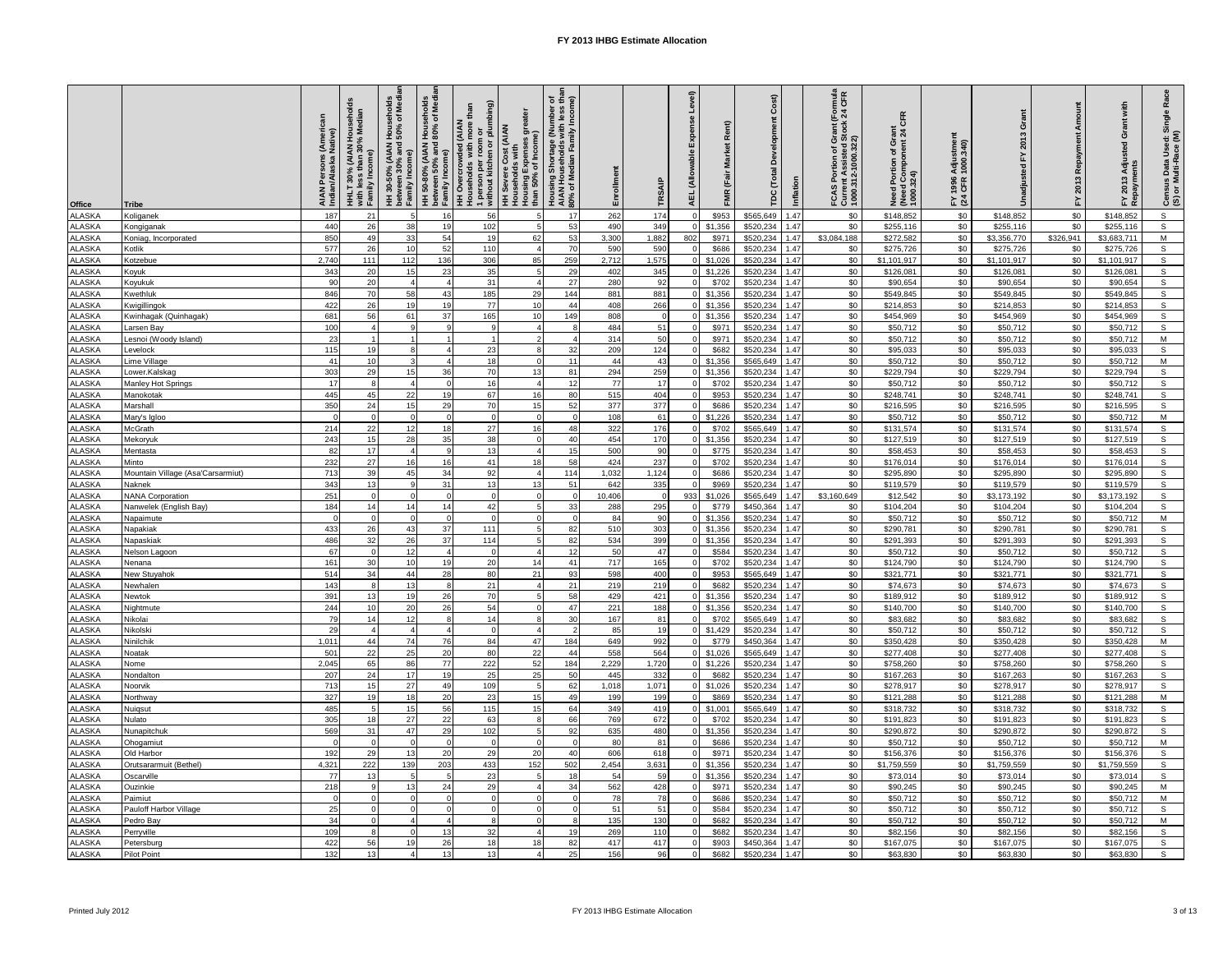# FY 2013 IHBG Estimate Allocation

| Office | Tribe | AIAN Persons (American Indian/Alaska Native) | HHLT 30% (AIAN Households with less than 30% Median Family Income) | HH 30-50% (AIAN Households between 30% and 50% of Median Family Income) | HH 50-80% (AIAN Households between 50% and 80% of Median Family Income) | HH Overcrowded (AIAN Households with more than 1 person per room or without kitchen or plumbing) | HH Severe Cost (AIAN Households with Housing Expenses greater than 50% of Income) | Housing Shortage (Number of AIAN Households with less than 80% of Median Family Income) | Enrollment | TRSAIP | AEL (Allowable Expense Level) | FMR (Fair Market Rent) | TDC (Total Development Cost) | Inflation | FCAS Portion of Grant (Formula Current Assisted Stock 24 CFR 1000.312-1000.322) | Need Portion of Grant (Need Component 24 CFR 1000.324) | FY 1996 Adjustment (24 CFR 1000.340) | Unadjusted FY 2013 Grant | FY 2013 Repayment Amount | FY 2013 Adjusted Grant with Repayments | Census Data Used: Single Race (S) or Multi-Race (M) |
|---|---|---|---|---|---|---|---|---|---|---|---|---|---|---|---|---|---|---|---|---|---|
| ALASKA | Koliganek | 187 | 21 | 5 | 16 | 56 | 5 | 17 | 262 | 174 | 0 | $953 | $565,649 | 1.47 | $0 | $148,852 | $0 | $148,852 | $0 | $148,852 | S |
| ALASKA | Kongiganak | 440 | 26 | 38 | 19 | 102 | 5 | 53 | 490 | 349 | 0 | $1,356 | $520,234 | 1.47 | $0 | $255,116 | $0 | $255,116 | $0 | $255,116 | S |
| ALASKA | Koniag, Incorporated | 850 | 49 | 33 | 54 | 19 | 62 | 53 | 3,300 | 1,882 | 802 | $971 | $520,234 | 1.47 | $3,084,188 | $272,582 | $0 | $3,356,770 | $326,941 | $3,683,711 | M |
| ALASKA | Kotlik | 577 | 26 | 10 | 52 | 110 | 4 | 70 | 590 | 590 | 0 | $686 | $520,234 | 1.47 | $0 | $275,726 | $0 | $275,726 | $0 | $275,726 | S |
| ALASKA | Kotzebue | 2,740 | 111 | 112 | 136 | 306 | 85 | 259 | 2,712 | 1,575 | 0 | $1,026 | $520,234 | 1.47 | $0 | $1,101,917 | $0 | $1,101,917 | $0 | $1,101,917 | S |
| ALASKA | Koyuk | 343 | 20 | 15 | 23 | 35 | 5 | 29 | 402 | 345 | 0 | $1,226 | $520,234 | 1.47 | $0 | $126,081 | $0 | $126,081 | $0 | $126,081 | S |
| ALASKA | Koyukuk | 90 | 20 | 4 | 4 | 31 | 4 | 27 | 280 | 92 | 0 | $702 | $565,649 | 1.47 | $0 | $90,654 | $0 | $90,654 | $0 | $90,654 | S |
| ALASKA | Kwethluk | 846 | 70 | 58 | 43 | 185 | 29 | 144 | 881 | 881 | 0 | $1,356 | $520,234 | 1.47 | $0 | $549,845 | $0 | $549,845 | $0 | $549,845 | S |
| ALASKA | Kwigillingok | 422 | 26 | 19 | 19 | 77 | 10 | 44 | 408 | 266 | 0 | $1,356 | $520,234 | 1.47 | $0 | $214,853 | $0 | $214,853 | $0 | $214,853 | S |
| ALASKA | Kwinhagak (Quinhagak) | 681 | 56 | 61 | 37 | 165 | 10 | 149 | 808 | 0 | 0 | $1,356 | $520,234 | 1.47 | $0 | $454,969 | $0 | $454,969 | $0 | $454,969 | S |
| ALASKA | Larsen Bay | 100 | 4 | 9 | 9 | 9 | 4 | 8 | 484 | 51 | 0 | $971 | $520,234 | 1.47 | $0 | $50,712 | $0 | $50,712 | $0 | $50,712 | S |
| ALASKA | Lesnoi (Woody Island) | 23 | 1 | 1 | 1 | 1 | 2 | 4 | 314 | 50 | 0 | $971 | $520,234 | 1.47 | $0 | $50,712 | $0 | $50,712 | $0 | $50,712 | M |
| ALASKA | Levelock | 115 | 19 | 8 | 4 | 23 | 8 | 32 | 209 | 124 | 0 | $682 | $520,234 | 1.47 | $0 | $95,033 | $0 | $95,033 | $0 | $95,033 | S |
| ALASKA | Lime Village | 41 | 10 | 3 | 4 | 18 | 0 | 11 | 44 | 43 | 0 | $1,356 | $565,649 | 1.47 | $0 | $50,712 | $0 | $50,712 | $0 | $50,712 | M |
| ALASKA | Lower.Kalskag | 303 | 29 | 15 | 36 | 70 | 13 | 81 | 294 | 259 | 0 | $1,356 | $520,234 | 1.47 | $0 | $229,794 | $0 | $229,794 | $0 | $229,794 | S |
| ALASKA | Manley Hot Springs | 17 | 8 | 4 | 0 | 16 | 4 | 12 | 77 | 17 | 0 | $702 | $520,234 | 1.47 | $0 | $50,712 | $0 | $50,712 | $0 | $50,712 | S |
| ALASKA | Manokotak | 445 | 45 | 22 | 19 | 67 | 16 | 80 | 515 | 404 | 0 | $953 | $520,234 | 1.47 | $0 | $248,741 | $0 | $248,741 | $0 | $248,741 | S |
| ALASKA | Marshall | 350 | 24 | 15 | 29 | 70 | 15 | 52 | 377 | 377 | 0 | $686 | $520,234 | 1.47 | $0 | $216,595 | $0 | $216,595 | $0 | $216,595 | S |
| ALASKA | Mary's Igloo | 0 | 0 | 0 | 0 | 0 | 0 | 0 | 108 | 61 | 0 | $1,226 | $520,234 | 1.47 | $0 | $50,712 | $0 | $50,712 | $0 | $50,712 | M |
| ALASKA | McGrath | 214 | 22 | 12 | 18 | 27 | 16 | 48 | 322 | 176 | 0 | $702 | $565,649 | 1.47 | $0 | $131,574 | $0 | $131,574 | $0 | $131,574 | S |
| ALASKA | Mekoryuk | 243 | 15 | 28 | 35 | 38 | 0 | 40 | 454 | 170 | 0 | $1,356 | $520,234 | 1.47 | $0 | $127,519 | $0 | $127,519 | $0 | $127,519 | S |
| ALASKA | Mentasta | 82 | 17 | 4 | 9 | 13 | 4 | 15 | 500 | 90 | 0 | $775 | $520,234 | 1.47 | $0 | $58,453 | $0 | $58,453 | $0 | $58,453 | S |
| ALASKA | Minto | 232 | 27 | 16 | 16 | 41 | 18 | 58 | 424 | 237 | 0 | $702 | $520,234 | 1.47 | $0 | $176,014 | $0 | $176,014 | $0 | $176,014 | S |
| ALASKA | Mountain Village (Asa'Carsarmiut) | 713 | 39 | 45 | 34 | 92 | 4 | 114 | 1,032 | 1,124 | 0 | $686 | $520,234 | 1.47 | $0 | $295,890 | $0 | $295,890 | $0 | $295,890 | S |
| ALASKA | Naknek | 343 | 13 | 9 | 31 | 13 | 13 | 51 | 642 | 335 | 0 | $969 | $520,234 | 1.47 | $0 | $119,579 | $0 | $119,579 | $0 | $119,579 | S |
| ALASKA | NANA Corporation | 251 | 0 | 0 | 0 | 0 | 0 | 0 | 10,406 | 0 | 933 | $1,026 | $565,649 | 1.47 | $3,160,649 | $12,542 | $0 | $3,173,192 | $0 | $3,173,192 | S |
| ALASKA | Nanwelek (English Bay) | 184 | 14 | 14 | 14 | 42 | 5 | 33 | 288 | 295 | 0 | $779 | $450,364 | 1.47 | $0 | $104,204 | $0 | $104,204 | $0 | $104,204 | S |
| ALASKA | Napaimute | 0 | 0 | 0 | 0 | 0 | 0 | 0 | 84 | 90 | 0 | $1,356 | $520,234 | 1.47 | $0 | $50,712 | $0 | $50,712 | $0 | $50,712 | M |
| ALASKA | Napakiak | 433 | 26 | 43 | 37 | 111 | 5 | 82 | 510 | 303 | 0 | $1,356 | $520,234 | 1.47 | $0 | $290,781 | $0 | $290,781 | $0 | $290,781 | S |
| ALASKA | Napaskiak | 486 | 32 | 26 | 37 | 114 | 5 | 82 | 534 | 399 | 0 | $1,356 | $520,234 | 1.47 | $0 | $291,393 | $0 | $291,393 | $0 | $291,393 | S |
| ALASKA | Nelson Lagoon | 67 | 0 | 12 | 4 | 0 | 4 | 12 | 50 | 47 | 0 | $584 | $520,234 | 1.47 | $0 | $50,712 | $0 | $50,712 | $0 | $50,712 | S |
| ALASKA | Nenana | 161 | 30 | 10 | 19 | 20 | 14 | 41 | 717 | 165 | 0 | $702 | $520,234 | 1.47 | $0 | $124,790 | $0 | $124,790 | $0 | $124,790 | S |
| ALASKA | New Stuyahok | 514 | 34 | 44 | 28 | 80 | 21 | 93 | 598 | 400 | 0 | $953 | $565,649 | 1.47 | $0 | $321,771 | $0 | $321,771 | $0 | $321,771 | S |
| ALASKA | Newhalen | 143 | 8 | 13 | 8 | 21 | 4 | 21 | 219 | 219 | 0 | $682 | $520,234 | 1.47 | $0 | $74,673 | $0 | $74,673 | $0 | $74,673 | S |
| ALASKA | Newtok | 391 | 13 | 19 | 26 | 70 | 5 | 58 | 429 | 421 | 0 | $1,356 | $520,234 | 1.47 | $0 | $189,912 | $0 | $189,912 | $0 | $189,912 | S |
| ALASKA | Nightmute | 244 | 10 | 20 | 26 | 54 | 0 | 47 | 221 | 188 | 0 | $1,356 | $520,234 | 1.47 | $0 | $140,700 | $0 | $140,700 | $0 | $140,700 | S |
| ALASKA | Nikolai | 79 | 14 | 12 | 8 | 14 | 8 | 30 | 167 | 81 | 0 | $702 | $565,649 | 1.47 | $0 | $83,682 | $0 | $83,682 | $0 | $83,682 | S |
| ALASKA | Nikolski | 29 | 4 | 4 | 4 | 0 | 4 | 2 | 85 | 19 | 0 | $1,429 | $520,234 | 1.47 | $0 | $50,712 | $0 | $50,712 | $0 | $50,712 | S |
| ALASKA | Ninilchik | 1,011 | 44 | 74 | 76 | 84 | 47 | 184 | 649 | 992 | 0 | $779 | $450,364 | 1.47 | $0 | $350,428 | $0 | $350,428 | $0 | $350,428 | M |
| ALASKA | Noatak | 501 | 22 | 25 | 20 | 80 | 22 | 44 | 558 | 564 | 0 | $1,026 | $565,649 | 1.47 | $0 | $277,408 | $0 | $277,408 | $0 | $277,408 | S |
| ALASKA | Nome | 2,045 | 65 | 86 | 77 | 222 | 52 | 184 | 2,229 | 1,720 | 0 | $1,226 | $520,234 | 1.47 | $0 | $758,260 | $0 | $758,260 | $0 | $758,260 | S |
| ALASKA | Nondalton | 207 | 24 | 17 | 19 | 25 | 25 | 50 | 445 | 332 | 0 | $682 | $520,234 | 1.47 | $0 | $167,263 | $0 | $167,263 | $0 | $167,263 | S |
| ALASKA | Noorvik | 713 | 15 | 27 | 49 | 109 | 5 | 62 | 1,018 | 1,071 | 0 | $1,026 | $520,234 | 1.47 | $0 | $278,917 | $0 | $278,917 | $0 | $278,917 | S |
| ALASKA | Northway | 327 | 19 | 18 | 20 | 23 | 15 | 49 | 199 | 199 | 0 | $869 | $520,234 | 1.47 | $0 | $121,288 | $0 | $121,288 | $0 | $121,288 | M |
| ALASKA | Nuiqsut | 485 | 5 | 15 | 56 | 115 | 15 | 64 | 349 | 419 | 0 | $1,001 | $565,649 | 1.47 | $0 | $318,732 | $0 | $318,732 | $0 | $318,732 | S |
| ALASKA | Nulato | 305 | 18 | 27 | 22 | 63 | 8 | 66 | 769 | 672 | 0 | $702 | $520,234 | 1.47 | $0 | $191,823 | $0 | $191,823 | $0 | $191,823 | S |
| ALASKA | Nunapitchuk | 569 | 31 | 47 | 29 | 102 | 5 | 92 | 635 | 480 | 0 | $1,356 | $520,234 | 1.47 | $0 | $290,872 | $0 | $290,872 | $0 | $290,872 | S |
| ALASKA | Ohogamiut | 0 | 0 | 0 | 0 | 0 | 0 | 0 | 80 | 81 | 0 | $686 | $520,234 | 1.47 | $0 | $50,712 | $0 | $50,712 | $0 | $50,712 | M |
| ALASKA | Old Harbor | 192 | 29 | 13 | 20 | 29 | 20 | 40 | 606 | 618 | 0 | $971 | $520,234 | 1.47 | $0 | $156,376 | $0 | $156,376 | $0 | $156,376 | S |
| ALASKA | Orutsararmuit (Bethel) | 4,321 | 222 | 139 | 203 | 433 | 152 | 502 | 2,454 | 3,631 | 0 | $1,356 | $520,234 | 1.47 | $0 | $1,759,559 | $0 | $1,759,559 | $0 | $1,759,559 | S |
| ALASKA | Oscarville | 77 | 13 | 5 | 5 | 23 | 5 | 18 | 54 | 59 | 0 | $1,356 | $520,234 | 1.47 | $0 | $73,014 | $0 | $73,014 | $0 | $73,014 | S |
| ALASKA | Ouzinkie | 218 | 9 | 13 | 24 | 29 | 4 | 34 | 562 | 428 | 0 | $971 | $520,234 | 1.47 | $0 | $90,245 | $0 | $90,245 | $0 | $90,245 | M |
| ALASKA | Paimiut | 0 | 0 | 0 | 0 | 0 | 0 | 0 | 78 | 78 | 0 | $686 | $520,234 | 1.47 | $0 | $50,712 | $0 | $50,712 | $0 | $50,712 | M |
| ALASKA | Pauloff Harbor Village | 25 | 0 | 0 | 0 | 0 | 0 | 0 | 51 | 51 | 0 | $584 | $520,234 | 1.47 | $0 | $50,712 | $0 | $50,712 | $0 | $50,712 | S |
| ALASKA | Pedro Bay | 34 | 0 | 4 | 4 | 8 | 0 | 8 | 135 | 130 | 0 | $682 | $520,234 | 1.47 | $0 | $50,712 | $0 | $50,712 | $0 | $50,712 | M |
| ALASKA | Perryville | 109 | 8 | 0 | 13 | 32 | 4 | 19 | 269 | 110 | 0 | $682 | $520,234 | 1.47 | $0 | $82,156 | $0 | $82,156 | $0 | $82,156 | S |
| ALASKA | Petersburg | 422 | 56 | 19 | 26 | 18 | 18 | 82 | 417 | 417 | 0 | $903 | $450,364 | 1.47 | $0 | $167,075 | $0 | $167,075 | $0 | $167,075 | S |
| ALASKA | Pilot Point | 132 | 13 | 4 | 13 | 13 | 4 | 25 | 156 | 96 | 0 | $682 | $520,234 | 1.47 | $0 | $63,830 | $0 | $63,830 | $0 | $63,830 | S |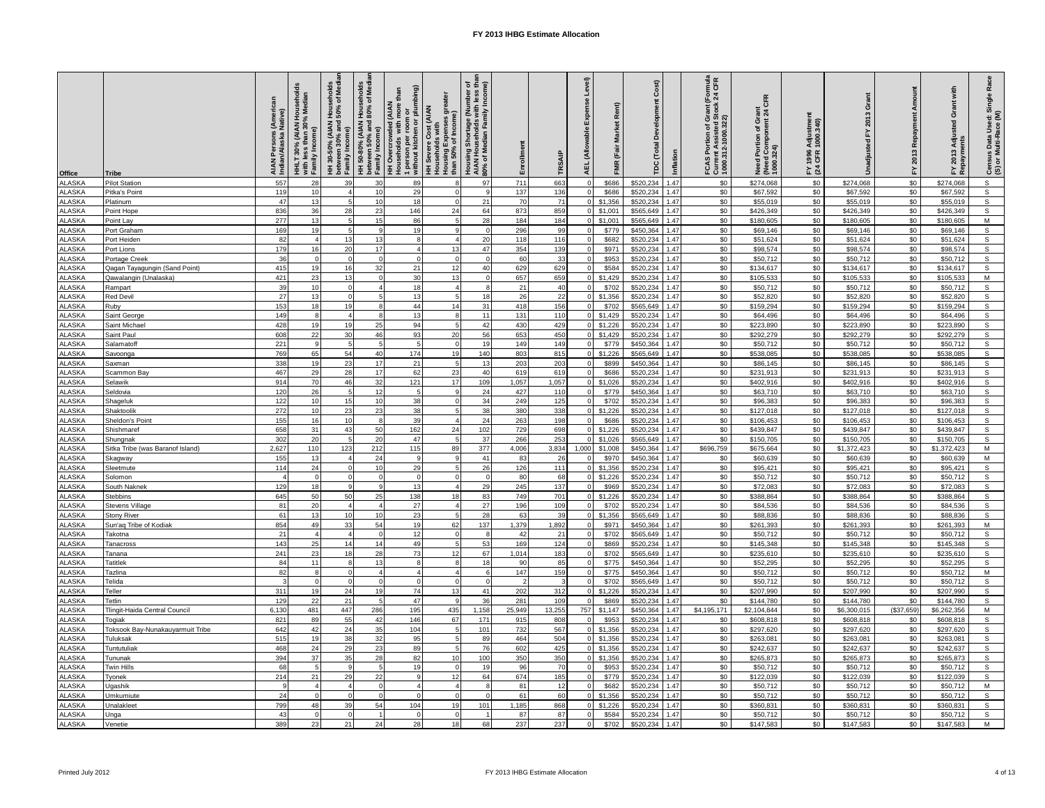# FY 2013 IHBG Estimate Allocation

| Office | Tribe | AIAN Persons (American Indian/Alaska Native) | HHLT 30% (AIAN Households with less than 30% Median Family Income) | HH 30-50% (AIAN Households between 30% and 50% of Median Family Income) | HH 50-80% (AIAN Households between 50% and 80% of Median Family Income) | HH Overcrowded (AIAN Households with more than 1 person per room or without kitchen or plumbing) | HH Severe Cost (AIAN Households with Housing Expenses greater than 50% of Income) | Housing Shortage (Number of AIAN Households with less than 80% of Median Family Income) | Enrollment | TRSAIP | AEL (Allowable Expense Level) | FMR (Fair Market Rent) | TDC (Total Development Cost) | Inflation | FCAS Portion of Grant (Formula Current Assisted Stock 24 CFR 1000.312-1000.322) | Need Portion of Grant (Need Component 24 CFR 1000.324) | FY 1996 Adjustment (24 CFR 1000.340) | Unadjusted FY 2013 Grant | FY 2013 Repayment Amount | FY 2013 Adjusted Grant with Repayments | Census Data Used: Single Race (S) or Multi-Race (M) |
|---|---|---|---|---|---|---|---|---|---|---|---|---|---|---|---|---|---|---|---|---|---|
| ALASKA | Pilot Station | 557 | 28 | 39 | 30 | 89 | 8 | 97 | 711 | 663 | 0 | $686 | $520,234 | 1.47 | $0 | $274,068 | $0 | $274,068 | $0 | $274,068 | S |
| ALASKA | Pitka's Point | 119 | 10 | 4 | 10 | 29 | 0 | 9 | 137 | 136 | 0 | $686 | $520,234 | 1.47 | $0 | $67,592 | $0 | $67,592 | $0 | $67,592 | S |
| ALASKA | Platinum | 47 | 13 | 5 | 10 | 18 | 0 | 21 | 70 | 71 | 0 | $1,356 | $520,234 | 1.47 | $0 | $55,019 | $0 | $55,019 | $0 | $55,019 | S |
| ALASKA | Point Hope | 836 | 36 | 28 | 23 | 146 | 24 | 64 | 873 | 859 | 0 | $1,001 | $565,649 | 1.47 | $0 | $426,349 | $0 | $426,349 | $0 | $426,349 | S |
| ALASKA | Point Lay | 277 | 13 | 5 | 15 | 86 | 5 | 28 | 184 | 184 | 0 | $1,001 | $565,649 | 1.47 | $0 | $180,605 | $0 | $180,605 | $0 | $180,605 | M |
| ALASKA | Port Graham | 169 | 19 | 5 | 9 | 19 | 9 | 0 | 296 | 99 | 0 | $779 | $450,364 | 1.47 | $0 | $69,146 | $0 | $69,146 | $0 | $69,146 | S |
| ALASKA | Port Heiden | 82 | 4 | 13 | 13 | 8 | 4 | 20 | 118 | 116 | 0 | $682 | $520,234 | 1.47 | $0 | $51,624 | $0 | $51,624 | $0 | $51,624 | S |
| ALASKA | Port Lions | 179 | 16 | 20 | 17 | 4 | 13 | 47 | 354 | 139 | 0 | $971 | $520,234 | 1.47 | $0 | $98,574 | $0 | $98,574 | $0 | $98,574 | S |
| ALASKA | Portage Creek | 36 | 0 | 0 | 0 | 0 | 0 | 0 | 60 | 33 | 0 | $953 | $520,234 | 1.47 | $0 | $50,712 | $0 | $50,712 | $0 | $50,712 | S |
| ALASKA | Qagan Tayagungin (Sand Point) | 415 | 19 | 16 | 32 | 21 | 12 | 40 | 629 | 629 | 0 | $584 | $520,234 | 1.47 | $0 | $134,617 | $0 | $134,617 | $0 | $134,617 | S |
| ALASKA | Qawalangin (Unalaska) | 421 | 23 | 13 | 0 | 30 | 13 | 0 | 657 | 659 | 0 | $1,429 | $520,234 | 1.47 | $0 | $105,533 | $0 | $105,533 | $0 | $105,533 | M |
| ALASKA | Rampart | 39 | 10 | 0 | 4 | 18 | 4 | 8 | 21 | 40 | 0 | $702 | $520,234 | 1.47 | $0 | $50,712 | $0 | $50,712 | $0 | $50,712 | S |
| ALASKA | Red Devil | 27 | 13 | 0 | 5 | 13 | 5 | 18 | 26 | 22 | 0 | $1,356 | $520,234 | 1.47 | $0 | $52,820 | $0 | $52,820 | $0 | $52,820 | S |
| ALASKA | Ruby | 153 | 18 | 19 | 8 | 44 | 14 | 31 | 418 | 156 | 0 | $702 | $565,649 | 1.47 | $0 | $159,294 | $0 | $159,294 | $0 | $159,294 | S |
| ALASKA | Saint George | 149 | 8 | 4 | 8 | 13 | 8 | 11 | 131 | 110 | 0 | $1,429 | $520,234 | 1.47 | $0 | $64,496 | $0 | $64,496 | $0 | $64,496 | S |
| ALASKA | Saint Michael | 428 | 19 | 19 | 25 | 94 | 5 | 42 | 430 | 429 | 0 | $1,226 | $520,234 | 1.47 | $0 | $223,890 | $0 | $223,890 | $0 | $223,890 | S |
| ALASKA | Saint Paul | 608 | 22 | 30 | 46 | 93 | 20 | 56 | 653 | 450 | 0 | $1,429 | $520,234 | 1.47 | $0 | $292,279 | $0 | $292,279 | $0 | $292,279 | S |
| ALASKA | Salamatoff | 221 | 9 | 5 | 5 | 5 | 0 | 19 | 149 | 149 | 0 | $779 | $450,364 | 1.47 | $0 | $50,712 | $0 | $50,712 | $0 | $50,712 | S |
| ALASKA | Savoonga | 769 | 65 | 54 | 40 | 174 | 19 | 140 | 803 | 815 | 0 | $1,226 | $565,649 | 1.47 | $0 | $538,085 | $0 | $538,085 | $0 | $538,085 | S |
| ALASKA | Saxman | 338 | 19 | 23 | 17 | 21 | 5 | 13 | 203 | 203 | 0 | $899 | $450,364 | 1.47 | $0 | $86,145 | $0 | $86,145 | $0 | $86,145 | S |
| ALASKA | Scammon Bay | 467 | 29 | 28 | 17 | 62 | 23 | 40 | 619 | 619 | 0 | $686 | $520,234 | 1.47 | $0 | $231,913 | $0 | $231,913 | $0 | $231,913 | S |
| ALASKA | Selawik | 914 | 70 | 46 | 32 | 121 | 17 | 109 | 1,057 | 1,057 | 0 | $1,026 | $520,234 | 1.47 | $0 | $402,916 | $0 | $402,916 | $0 | $402,916 | S |
| ALASKA | Seldovia | 120 | 26 | 5 | 12 | 5 | 9 | 24 | 427 | 110 | 0 | $779 | $450,364 | 1.47 | $0 | $63,710 | $0 | $63,710 | $0 | $63,710 | S |
| ALASKA | Shageluk | 122 | 10 | 15 | 10 | 38 | 0 | 34 | 249 | 125 | 0 | $702 | $520,234 | 1.47 | $0 | $96,383 | $0 | $96,383 | $0 | $96,383 | S |
| ALASKA | Shaktoolik | 272 | 10 | 23 | 23 | 38 | 5 | 38 | 380 | 338 | 0 | $1,226 | $520,234 | 1.47 | $0 | $127,018 | $0 | $127,018 | $0 | $127,018 | S |
| ALASKA | Sheldon's Point | 155 | 16 | 10 | 8 | 39 | 4 | 24 | 263 | 198 | 0 | $686 | $520,234 | 1.47 | $0 | $106,453 | $0 | $106,453 | $0 | $106,453 | S |
| ALASKA | Shishmaref | 658 | 31 | 43 | 50 | 162 | 24 | 102 | 729 | 698 | 0 | $1,226 | $520,234 | 1.47 | $0 | $439,847 | $0 | $439,847 | $0 | $439,847 | S |
| ALASKA | Shungnak | 302 | 20 | 5 | 20 | 47 | 5 | 37 | 266 | 253 | 0 | $1,026 | $565,649 | 1.47 | $0 | $150,705 | $0 | $150,705 | $0 | $150,705 | S |
| ALASKA | Sitka Tribe (was Baranof Island) | 2,627 | 110 | 123 | 212 | 115 | 89 | 377 | 4,006 | 3,834 | 1,000 | $1,008 | $450,364 | 1.47 | $696,759 | $675,664 | $0 | $1,372,423 | $0 | $1,372,423 | M |
| ALASKA | Skagway | 155 | 13 | 4 | 24 | 9 | 9 | 41 | 83 | 26 | 0 | $970 | $450,364 | 1.47 | $0 | $60,639 | $0 | $60,639 | $0 | $60,639 | M |
| ALASKA | Sleetmute | 114 | 24 | 0 | 10 | 29 | 5 | 26 | 126 | 111 | 0 | $1,356 | $520,234 | 1.47 | $0 | $95,421 | $0 | $95,421 | $0 | $95,421 | S |
| ALASKA | Solomon | 4 | 0 | 0 | 0 | 0 | 0 | 0 | 80 | 68 | 0 | $1,226 | $520,234 | 1.47 | $0 | $50,712 | $0 | $50,712 | $0 | $50,712 | S |
| ALASKA | South Naknek | 129 | 18 | 9 | 9 | 13 | 4 | 29 | 245 | 137 | 0 | $969 | $520,234 | 1.47 | $0 | $72,083 | $0 | $72,083 | $0 | $72,083 | S |
| ALASKA | Stebbins | 645 | 50 | 50 | 25 | 138 | 18 | 83 | 749 | 701 | 0 | $1,226 | $520,234 | 1.47 | $0 | $388,864 | $0 | $388,864 | $0 | $388,864 | S |
| ALASKA | Stevens Village | 81 | 20 | 4 | 4 | 27 | 4 | 27 | 196 | 109 | 0 | $702 | $520,234 | 1.47 | $0 | $84,536 | $0 | $84,536 | $0 | $84,536 | S |
| ALASKA | Stony River | 61 | 13 | 10 | 10 | 23 | 5 | 28 | 63 | 39 | 0 | $1,356 | $565,649 | 1.47 | $0 | $88,836 | $0 | $88,836 | $0 | $88,836 | S |
| ALASKA | Sun'aq Tribe of Kodiak | 854 | 49 | 33 | 54 | 19 | 62 | 137 | 1,379 | 1,892 | 0 | $971 | $450,364 | 1.47 | $0 | $261,393 | $0 | $261,393 | $0 | $261,393 | M |
| ALASKA | Takotna | 21 | 4 | 4 | 0 | 12 | 0 | 8 | 42 | 21 | 0 | $702 | $565,649 | 1.47 | $0 | $50,712 | $0 | $50,712 | $0 | $50,712 | S |
| ALASKA | Tanacross | 143 | 25 | 14 | 14 | 49 | 5 | 53 | 169 | 124 | 0 | $869 | $520,234 | 1.47 | $0 | $145,348 | $0 | $145,348 | $0 | $145,348 | S |
| ALASKA | Tanana | 241 | 23 | 18 | 28 | 73 | 12 | 67 | 1,014 | 183 | 0 | $702 | $565,649 | 1.47 | $0 | $235,610 | $0 | $235,610 | $0 | $235,610 | S |
| ALASKA | Tatitlek | 84 | 11 | 8 | 13 | 8 | 8 | 18 | 90 | 85 | 0 | $775 | $450,364 | 1.47 | $0 | $52,295 | $0 | $52,295 | $0 | $52,295 | S |
| ALASKA | Tazlina | 82 | 8 | 0 | 4 | 4 | 4 | 6 | 147 | 159 | 0 | $775 | $450,364 | 1.47 | $0 | $50,712 | $0 | $50,712 | $0 | $50,712 | M |
| ALASKA | Telida | 3 | 0 | 0 | 0 | 0 | 0 | 0 | 2 | 3 | 0 | $702 | $565,649 | 1.47 | $0 | $50,712 | $0 | $50,712 | $0 | $50,712 | S |
| ALASKA | Teller | 311 | 19 | 24 | 19 | 74 | 13 | 41 | 202 | 312 | 0 | $1,226 | $520,234 | 1.47 | $0 | $207,990 | $0 | $207,990 | $0 | $207,990 | S |
| ALASKA | Tetlin | 129 | 22 | 21 | 5 | 47 | 9 | 36 | 281 | 109 | 0 | $869 | $520,234 | 1.47 | $0 | $144,780 | $0 | $144,780 | $0 | $144,780 | S |
| ALASKA | Tlingit-Haida Central Council | 6,130 | 481 | 447 | 286 | 195 | 435 | 1,158 | 25,949 | 13,255 | 757 | $1,147 | $450,364 | 1.47 | $4,195,171 | $2,104,844 | $0 | $6,300,015 | ($37,659) | $6,262,356 | M |
| ALASKA | Togiak | 821 | 89 | 55 | 42 | 146 | 67 | 171 | 915 | 808 | 0 | $953 | $520,234 | 1.47 | $0 | $608,818 | $0 | $608,818 | $0 | $608,818 | S |
| ALASKA | Toksook Bay-Nunakauyarmuit Tribe | 642 | 42 | 24 | 35 | 104 | 5 | 101 | 732 | 567 | 0 | $1,356 | $520,234 | 1.47 | $0 | $297,620 | $0 | $297,620 | $0 | $297,620 | S |
| ALASKA | Tuluksak | 515 | 19 | 38 | 32 | 95 | 5 | 89 | 464 | 504 | 0 | $1,356 | $520,234 | 1.47 | $0 | $263,081 | $0 | $263,081 | $0 | $263,081 | S |
| ALASKA | Tuntutuliak | 468 | 24 | 29 | 23 | 89 | 5 | 76 | 602 | 425 | 0 | $1,356 | $520,234 | 1.47 | $0 | $242,637 | $0 | $242,637 | $0 | $242,637 | S |
| ALASKA | Tununak | 394 | 37 | 35 | 28 | 82 | 10 | 100 | 350 | 350 | 0 | $1,356 | $520,234 | 1.47 | $0 | $265,873 | $0 | $265,873 | $0 | $265,873 | S |
| ALASKA | Twin Hills | 68 | 5 | 9 | 5 | 19 | 0 | 19 | 96 | 70 | 0 | $953 | $520,234 | 1.47 | $0 | $50,712 | $0 | $50,712 | $0 | $50,712 | S |
| ALASKA | Tyonek | 214 | 21 | 29 | 22 | 9 | 12 | 64 | 674 | 185 | 0 | $779 | $520,234 | 1.47 | $0 | $122,039 | $0 | $122,039 | $0 | $122,039 | S |
| ALASKA | Ugashik | 9 | 4 | 4 | 0 | 4 | 4 | 8 | 81 | 12 | 0 | $682 | $520,234 | 1.47 | $0 | $50,712 | $0 | $50,712 | $0 | $50,712 | M |
| ALASKA | Umkumiute | 24 | 0 | 0 | 0 | 0 | 0 | 0 | 61 | 60 | 0 | $1,356 | $520,234 | 1.47 | $0 | $50,712 | $0 | $50,712 | $0 | $50,712 | S |
| ALASKA | Unalakleet | 799 | 48 | 39 | 54 | 104 | 19 | 101 | 1,185 | 868 | 0 | $1,226 | $520,234 | 1.47 | $0 | $360,831 | $0 | $360,831 | $0 | $360,831 | S |
| ALASKA | Unga | 43 | 0 | 0 | 1 | 0 | 0 | 1 | 87 | 87 | 0 | $584 | $520,234 | 1.47 | $0 | $50,712 | $0 | $50,712 | $0 | $50,712 | S |
| ALASKA | Venetie | 389 | 23 | 21 | 24 | 28 | 18 | 68 | 237 | 237 | 0 | $702 | $520,234 | 1.47 | $0 | $147,583 | $0 | $147,583 | $0 | $147,583 | M |

Printed July 2012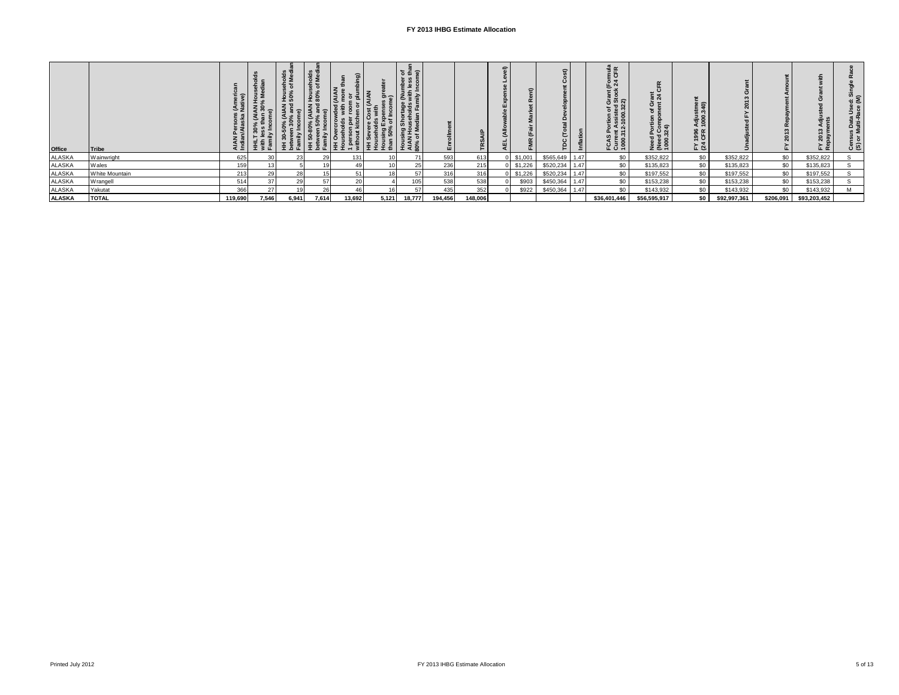# FY 2013 IHBG Estimate Allocation

| Office | Tribe | AIAN Persons (American Indian/Alaska Native) | HHLT 30% (AIAN Households with less than 30% Median Family Income) | HH 30-50% (AIAN Households between 30% and 50% of Median Family Income) | HH 50-80% (AIAN Households between 50% and 80% of Median Family Income) | HH Overcrowded (AIAN Households with more than 1 person per room or without kitchen or plumbing) | HH Severe Cost (AIAN Households with Housing Expenses greater than 50% of Income) | Housing Shortage (Number of AIAN Households with less than 80% of Median Family Income) | Enrollment | TRSAIP | AEL (Allowable Expense Level) | FMR (Fair Market Rent) | TDC (Total Development Cost) | Inflation | FCAS Portion of Grant (Formula Current Assisted Stock 24 CFR 1000.312-1000.322) | Need Portion of Grant (Need Component 24 CFR 1000.324) | FY 1996 Adjustment (24 CFR 1000.340) | Unadjusted FY 2013 Grant | FY 2013 Repayment Amount | FY 2013 Adjusted Grant with Repayments | Census Data Used: Single Race (S) or Multi-Race (M) |
|---|---|---|---|---|---|---|---|---|---|---|---|---|---|---|---|---|---|---|---|---|---|
| ALASKA | Wainwright | 625 | 30 | 23 | 29 | 131 | 10 | 71 | 593 | 613 | 0 | $1,001 | $565,649 | 1.47 | $0 | $352,822 | $0 | $352,822 | $0 | $352,822 | S |
| ALASKA | Wales | 159 | 13 | 5 | 19 | 49 | 10 | 25 | 236 | 215 | 0 | $1,226 | $520,234 | 1.47 | $0 | $135,823 | $0 | $135,823 | $0 | $135,823 | S |
| ALASKA | White Mountain | 213 | 29 | 28 | 15 | 51 | 18 | 57 | 316 | 316 | 0 | $1,226 | $520,234 | 1.47 | $0 | $197,552 | $0 | $197,552 | $0 | $197,552 | S |
| ALASKA | Wrangell | 514 | 37 | 29 | 57 | 20 | 4 | 105 | 538 | 538 | 0 | $903 | $450,364 | 1.47 | $0 | $153,238 | $0 | $153,238 | $0 | $153,238 | S |
| ALASKA | Yakutat | 366 | 27 | 19 | 26 | 46 | 16 | 57 | 435 | 352 | 0 | $922 | $450,364 | 1.47 | $0 | $143,932 | $0 | $143,932 | $0 | $143,932 | M |
| **ALASKA** | **TOTAL** | **119,690** | **7,546** | **6,941** | **7,614** | **13,692** | **5,121** | **18,777** | **194,456** | **148,006** | | | | | **$36,401,446** | **$56,595,917** | **$0** | **$92,997,361** | **$206,091** | **$93,203,452** | |

Printed July 2012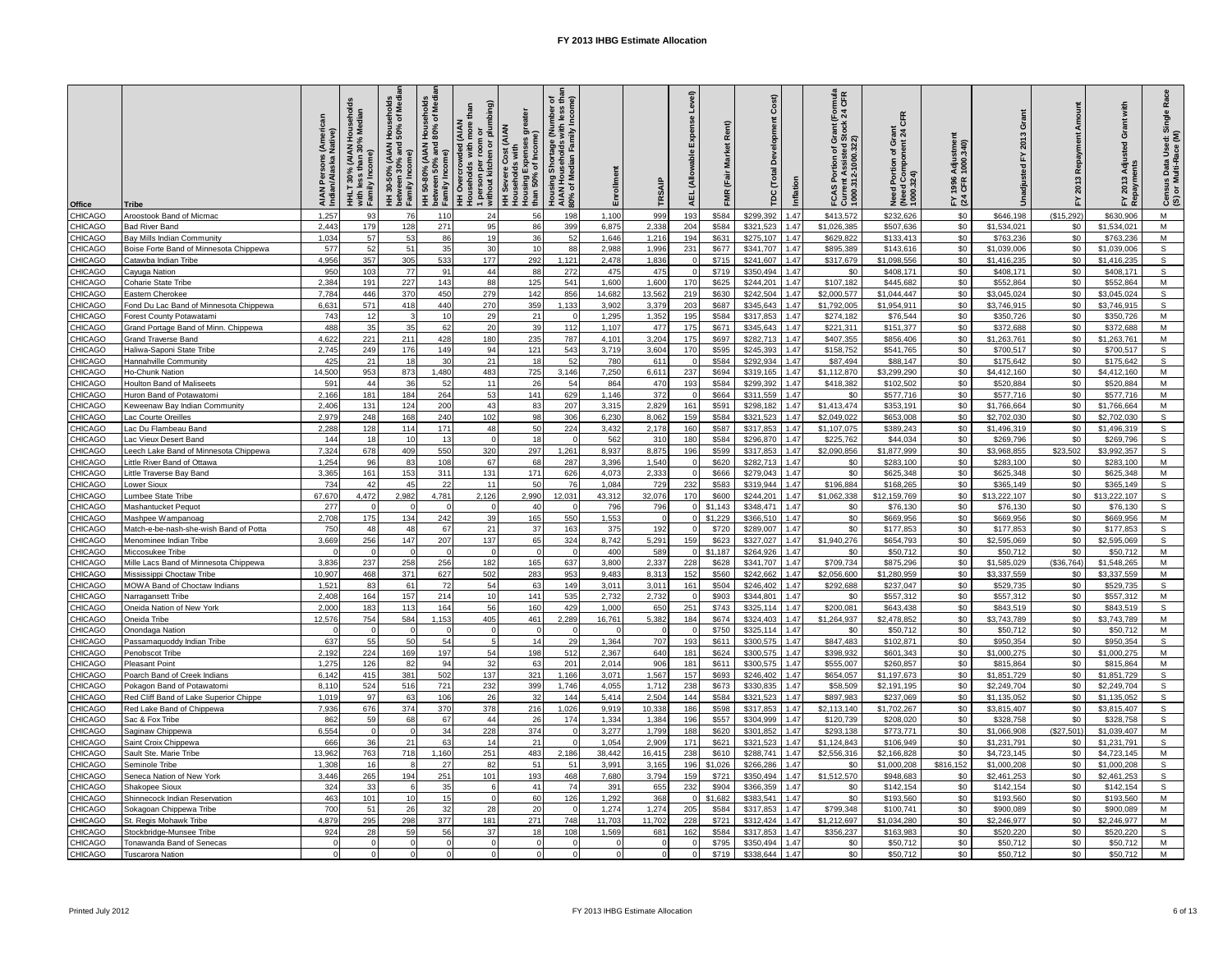# FY 2013 IHBG Estimate Allocation

| Office | Tribe | AIAN Persons (American Indian/Alaska Native) | HHLT 30% (AIAN Households with less than 30% Median Family Income) | HH 30-50% (AIAN Households between 30% and 50% of Median Family Income) | HH 50-80% (AIAN Households between 50% and 80% of Median Family Income) | HH Overcrowded (AIAN Households with more than 1 person per room or without kitchen or plumbing) | HH Severe Cost (AIAN Households with Housing Expenses greater than 50% of Income) | Housing Shortage (Number of AIAN Households with less than 80% of Median Family Income) | Enrollment | TRSAIP | AEL (Allowable Expense Level) | FMR (Fair Market Rent) | TDC (Total Development Cost) | Inflation | FCAS Portion of Grant (Formula Current Assisted Stock 24 CFR 1000.312-1000.322) | Need Portion of Grant (Need Component 24 CFR 1000.324) | FY 1996 Adjustment (24 CFR 1000.340) | Unadjusted FY 2013 Grant | FY 2013 Repayment Amount | FY 2013 Adjusted Grant with Repayments | Census Data Used: Single Race (S) or Multi-Race (M) |
|---|---|---|---|---|---|---|---|---|---|---|---|---|---|---|---|---|---|---|---|---|---|
| CHICAGO | Aroostook Band of Micmac | 1,257 | 93 | 76 | 110 | 24 | 56 | 198 | 1,100 | 999 | 193 | $584 | $299,392 | 1.47 | $413,572 | $232,626 | $0 | $646,198 | ($15,292) | $630,906 | M |
| CHICAGO | Bad River Band | 2,443 | 179 | 128 | 271 | 95 | 86 | 399 | 6,875 | 2,338 | 204 | $584 | $321,523 | 1.47 | $1,026,385 | $507,636 | $0 | $1,534,021 | $0 | $1,534,021 | M |
| CHICAGO | Bay Mills Indian Community | 1,034 | 57 | 53 | 86 | 19 | 36 | 52 | 1,646 | 1,216 | 194 | $631 | $275,107 | 1.47 | $629,822 | $133,413 | $0 | $763,236 | $0 | $763,236 | M |
| CHICAGO | Boise Forte Band of Minnesota Chippewa | 577 | 52 | 51 | 35 | 30 | 10 | 88 | 2,988 | 1,996 | 231 | $677 | $341,707 | 1.47 | $895,389 | $143,616 | $0 | $1,039,006 | $0 | $1,039,006 | S |
| CHICAGO | Catawba Indian Tribe | 4,956 | 357 | 305 | 533 | 177 | 292 | 1,121 | 2,478 | 1,836 | 0 | $715 | $241,607 | 1.47 | $317,679 | $1,098,556 | $0 | $1,416,235 | $0 | $1,416,235 | S |
| CHICAGO | Cayuga Nation | 950 | 103 | 77 | 91 | 44 | 88 | 272 | 475 | 475 | 0 | $719 | $350,494 | 1.47 | $0 | $408,171 | $0 | $408,171 | $0 | $408,171 | S |
| CHICAGO | Coharie State Tribe | 2,384 | 191 | 227 | 143 | 88 | 125 | 541 | 1,600 | 1,600 | 170 | $625 | $244,201 | 1.47 | $107,182 | $445,682 | $0 | $552,864 | $0 | $552,864 | M |
| CHICAGO | Eastern Cherokee | 7,784 | 446 | 370 | 450 | 279 | 142 | 856 | 14,682 | 13,562 | 219 | $630 | $242,504 | 1.47 | $2,000,577 | $1,044,447 | $0 | $3,045,024 | $0 | $3,045,024 | S |
| CHICAGO | Fond Du Lac Band of Minnesota Chippewa | 6,631 | 571 | 418 | 440 | 270 | 359 | 1,133 | 3,902 | 3,379 | 203 | $687 | $345,643 | 1.47 | $1,792,005 | $1,954,911 | $0 | $3,746,915 | $0 | $3,746,915 | S |
| CHICAGO | Forest County Potawatami | 743 | 12 | 3 | 10 | 29 | 21 | 0 | 1,295 | 1,352 | 195 | $584 | $317,853 | 1.47 | $274,182 | $76,544 | $0 | $350,726 | $0 | $350,726 | M |
| CHICAGO | Grand Portage Band of Minn. Chippewa | 488 | 35 | 35 | 62 | 20 | 39 | 112 | 1,107 | 477 | 175 | $671 | $345,643 | 1.47 | $221,311 | $151,377 | $0 | $372,688 | $0 | $372,688 | M |
| CHICAGO | Grand Traverse Band | 4,622 | 221 | 211 | 428 | 180 | 235 | 787 | 4,101 | 3,204 | 175 | $697 | $282,713 | 1.47 | $407,355 | $856,406 | $0 | $1,263,761 | $0 | $1,263,761 | M |
| CHICAGO | Haliwa-Saponi State Tribe | 2,745 | 249 | 176 | 149 | 94 | 121 | 543 | 3,719 | 3,604 | 170 | $595 | $245,393 | 1.47 | $158,752 | $541,765 | $0 | $700,517 | $0 | $700,517 | S |
| CHICAGO | Hannahville Community | 425 | 21 | 18 | 30 | 21 | 18 | 52 | 780 | 611 | 0 | $584 | $292,934 | 1.47 | $87,494 | $88,147 | $0 | $175,642 | $0 | $175,642 | S |
| CHICAGO | Ho-Chunk Nation | 14,500 | 953 | 873 | 1,480 | 483 | 725 | 3,146 | 7,250 | 6,611 | 237 | $694 | $319,165 | 1.47 | $1,112,870 | $3,299,290 | $0 | $4,412,160 | $0 | $4,412,160 | M |
| CHICAGO | Houlton Band of Maliseets | 591 | 44 | 36 | 52 | 11 | 26 | 54 | 864 | 470 | 193 | $584 | $299,392 | 1.47 | $418,382 | $102,502 | $0 | $520,884 | $0 | $520,884 | M |
| CHICAGO | Huron Band of Potawatomi | 2,166 | 181 | 184 | 264 | 53 | 141 | 629 | 1,146 | 372 | 0 | $664 | $311,559 | 1.47 | $0 | $577,716 | $0 | $577,716 | $0 | $577,716 | M |
| CHICAGO | Keweenaw Bay Indian Community | 2,406 | 131 | 124 | 200 | 43 | 83 | 207 | 3,315 | 2,829 | 161 | $591 | $298,182 | 1.47 | $1,413,474 | $353,191 | $0 | $1,766,664 | $0 | $1,766,664 | M |
| CHICAGO | Lac Courte Oreilles | 2,979 | 248 | 168 | 240 | 102 | 98 | 306 | 6,230 | 8,062 | 159 | $584 | $321,523 | 1.47 | $2,049,022 | $653,008 | $0 | $2,702,030 | $0 | $2,702,030 | S |
| CHICAGO | Lac Du Flambeau Band | 2,288 | 128 | 114 | 171 | 48 | 50 | 224 | 3,432 | 2,178 | 160 | $587 | $317,853 | 1.47 | $1,107,075 | $389,243 | $0 | $1,496,319 | $0 | $1,496,319 | S |
| CHICAGO | Lac Vieux Desert Band | 144 | 18 | 10 | 13 | 0 | 18 | 0 | 562 | 310 | 180 | $584 | $296,870 | 1.47 | $225,762 | $44,034 | $0 | $269,796 | $0 | $269,796 | S |
| CHICAGO | Leech Lake Band of Minnesota Chippewa | 7,324 | 678 | 409 | 550 | 320 | 297 | 1,261 | 8,937 | 8,875 | 196 | $599 | $317,853 | 1.47 | $2,090,856 | $1,877,999 | $0 | $3,968,855 | $23,502 | $3,992,357 | S |
| CHICAGO | Little River Band of Ottawa | 1,254 | 96 | 83 | 108 | 67 | 68 | 287 | 3,396 | 1,540 | 0 | $620 | $282,713 | 1.47 | $0 | $283,100 | $0 | $283,100 | $0 | $283,100 | M |
| CHICAGO | Little Traverse Bay Band | 3,365 | 161 | 153 | 311 | 131 | 171 | 626 | 4,073 | 2,333 | 0 | $666 | $279,043 | 1.47 | $0 | $625,348 | $0 | $625,348 | $0 | $625,348 | M |
| CHICAGO | Lower Sioux | 734 | 42 | 45 | 22 | 11 | 50 | 76 | 1,084 | 729 | 232 | $583 | $319,944 | 1.47 | $196,884 | $168,265 | $0 | $365,149 | $0 | $365,149 | S |
| CHICAGO | Lumbee State Tribe | 67,670 | 4,472 | 2,982 | 4,781 | 2,126 | 2,990 | 12,031 | 43,312 | 32,076 | 170 | $600 | $244,201 | 1.47 | $1,062,338 | $12,159,769 | $0 | $13,222,107 | $0 | $13,222,107 | S |
| CHICAGO | Mashantucket Pequot | 277 | 0 | 0 | 0 | 0 | 40 | 0 | 796 | 796 | 0 | $1,143 | $348,471 | 1.47 | $0 | $76,130 | $0 | $76,130 | $0 | $76,130 | S |
| CHICAGO | Mashpee Wampanoag | 2,708 | 175 | 134 | 242 | 39 | 165 | 550 | 1,553 | 0 | 0 | $1,229 | $366,510 | 1.47 | $0 | $669,956 | $0 | $669,956 | $0 | $669,956 | M |
| CHICAGO | Match-e-be-nash-she-wish Band of Potta | 750 | 48 | 48 | 67 | 21 | 37 | 163 | 375 | 192 | 0 | $720 | $289,007 | 1.47 | $0 | $177,853 | $0 | $177,853 | $0 | $177,853 | S |
| CHICAGO | Menominee Indian Tribe | 3,669 | 256 | 147 | 207 | 137 | 65 | 324 | 8,742 | 5,291 | 159 | $623 | $327,027 | 1.47 | $1,940,276 | $654,793 | $0 | $2,595,069 | $0 | $2,595,069 | S |
| CHICAGO | Miccosukee Tribe | 0 | 0 | 0 | 0 | 0 | 0 | 0 | 400 | 589 | 0 | $1,187 | $264,926 | 1.47 | $0 | $50,712 | $0 | $50,712 | $0 | $50,712 | M |
| CHICAGO | Mille Lacs Band of Minnesota Chippewa | 3,836 | 237 | 258 | 256 | 182 | 165 | 637 | 3,800 | 2,337 | 228 | $628 | $341,707 | 1.47 | $709,734 | $875,296 | $0 | $1,585,029 | ($36,764) | $1,548,265 | M |
| CHICAGO | Mississippi Choctaw Tribe | 10,907 | 468 | 371 | 627 | 502 | 283 | 953 | 9,483 | 8,313 | 152 | $560 | $242,662 | 1.47 | $2,056,600 | $1,280,959 | $0 | $3,337,559 | $0 | $3,337,559 | M |
| CHICAGO | MOWA Band of Choctaw Indians | 1,521 | 83 | 61 | 72 | 54 | 63 | 149 | 3,011 | 3,011 | 161 | $504 | $246,402 | 1.47 | $292,688 | $237,047 | $0 | $529,735 | $0 | $529,735 | S |
| CHICAGO | Narragansett Tribe | 2,408 | 164 | 157 | 214 | 10 | 141 | 535 | 2,732 | 2,732 | 0 | $903 | $344,801 | 1.47 | $0 | $557,312 | $0 | $557,312 | $0 | $557,312 | M |
| CHICAGO | Oneida Nation of New York | 2,000 | 183 | 113 | 164 | 56 | 160 | 429 | 1,000 | 650 | 251 | $743 | $325,114 | 1.47 | $200,081 | $643,438 | $0 | $843,519 | $0 | $843,519 | S |
| CHICAGO | Oneida Tribe | 12,576 | 754 | 584 | 1,153 | 405 | 461 | 2,289 | 16,761 | 5,382 | 184 | $674 | $324,403 | 1.47 | $1,264,937 | $2,478,852 | $0 | $3,743,789 | $0 | $3,743,789 | M |
| CHICAGO | Onondaga Nation | 0 | 0 | 0 | 0 | 0 | 0 | 0 | 0 | 0 | 0 | $750 | $325,114 | 1.47 | $0 | $50,712 | $0 | $50,712 | $0 | $50,712 | M |
| CHICAGO | Passamaquoddy Indian Tribe | 637 | 55 | 50 | 54 | 5 | 14 | 29 | 1,364 | 707 | 193 | $611 | $300,575 | 1.47 | $847,483 | $102,871 | $0 | $950,354 | $0 | $950,354 | S |
| CHICAGO | Penobscot Tribe | 2,192 | 224 | 169 | 197 | 54 | 198 | 512 | 2,367 | 640 | 181 | $624 | $300,575 | 1.47 | $398,932 | $601,343 | $0 | $1,000,275 | $0 | $1,000,275 | M |
| CHICAGO | Pleasant Point | 1,275 | 126 | 82 | 94 | 32 | 63 | 201 | 2,014 | 906 | 181 | $611 | $300,575 | 1.47 | $555,007 | $260,857 | $0 | $815,864 | $0 | $815,864 | M |
| CHICAGO | Poarch Band of Creek Indians | 6,142 | 415 | 381 | 502 | 137 | 321 | 1,166 | 3,071 | 1,567 | 157 | $693 | $246,402 | 1.47 | $654,057 | $1,197,673 | $0 | $1,851,729 | $0 | $1,851,729 | S |
| CHICAGO | Pokagon Band of Potawatomi | 8,110 | 524 | 516 | 721 | 232 | 399 | 1,746 | 4,055 | 1,712 | 238 | $673 | $330,835 | 1.47 | $58,509 | $2,191,195 | $0 | $2,249,704 | $0 | $2,249,704 | S |
| CHICAGO | Red Cliff Band of Lake Superior Chippe | 1,019 | 97 | 63 | 106 | 26 | 32 | 144 | 5,414 | 2,504 | 144 | $584 | $321,523 | 1.47 | $897,983 | $237,069 | $0 | $1,135,052 | $0 | $1,135,052 | S |
| CHICAGO | Red Lake Band of Chippewa | 7,936 | 676 | 374 | 370 | 378 | 216 | 1,026 | 9,919 | 10,338 | 186 | $598 | $317,853 | 1.47 | $2,113,140 | $1,702,267 | $0 | $3,815,407 | $0 | $3,815,407 | S |
| CHICAGO | Sac & Fox Tribe | 862 | 59 | 68 | 67 | 44 | 26 | 174 | 1,334 | 1,384 | 196 | $557 | $304,999 | 1.47 | $120,739 | $208,020 | $0 | $328,758 | $0 | $328,758 | S |
| CHICAGO | Saginaw Chippewa | 6,554 | 0 | 0 | 34 | 228 | 374 | 0 | 3,277 | 1,799 | 188 | $620 | $301,852 | 1.47 | $293,138 | $773,771 | $0 | $1,066,908 | ($27,501) | $1,039,407 | M |
| CHICAGO | Saint Croix Chippewa | 666 | 36 | 21 | 63 | 14 | 21 | 0 | 1,054 | 2,909 | 171 | $621 | $321,523 | 1.47 | $1,124,843 | $106,949 | $0 | $1,231,791 | $0 | $1,231,791 | S |
| CHICAGO | Sault Ste. Marie Tribe | 13,962 | 763 | 718 | 1,160 | 251 | 483 | 2,186 | 38,442 | 16,415 | 238 | $610 | $288,741 | 1.47 | $2,556,316 | $2,166,828 | $0 | $4,723,145 | $0 | $4,723,145 | M |
| CHICAGO | Seminole Tribe | 1,308 | 16 | 8 | 27 | 82 | 51 | 51 | 3,991 | 3,165 | 196 | $1,026 | $266,286 | 1.47 | $0 | $1,000,208 | $816,152 | $1,000,208 | $0 | $1,000,208 | S |
| CHICAGO | Seneca Nation of New York | 3,446 | 265 | 194 | 251 | 101 | 193 | 468 | 7,680 | 3,794 | 159 | $721 | $350,494 | 1.47 | $1,512,570 | $948,683 | $0 | $2,461,253 | $0 | $2,461,253 | S |
| CHICAGO | Shakopee Sioux | 324 | 33 | 6 | 35 | 6 | 41 | 74 | 391 | 655 | 232 | $904 | $366,359 | 1.47 | $0 | $142,154 | $0 | $142,154 | $0 | $142,154 | S |
| CHICAGO | Shinnecock Indian Reservation | 463 | 101 | 10 | 15 | 0 | 60 | 126 | 1,292 | 368 | 0 | $1,682 | $383,541 | 1.47 | $0 | $193,560 | $0 | $193,560 | $0 | $193,560 | M |
| CHICAGO | Sokagoan Chippewa Tribe | 700 | 51 | 26 | 32 | 28 | 20 | 0 | 1,274 | 1,274 | 205 | $584 | $317,853 | 1.47 | $799,348 | $100,741 | $0 | $900,089 | $0 | $900,089 | M |
| CHICAGO | St. Regis Mohawk Tribe | 4,879 | 295 | 298 | 377 | 181 | 271 | 748 | 11,703 | 11,702 | 228 | $721 | $312,424 | 1.47 | $1,212,697 | $1,034,280 | $0 | $2,246,977 | $0 | $2,246,977 | M |
| CHICAGO | Stockbridge-Munsee Tribe | 924 | 28 | 59 | 56 | 37 | 18 | 108 | 1,569 | 681 | 162 | $584 | $317,853 | 1.47 | $356,237 | $163,983 | $0 | $520,220 | $0 | $520,220 | S |
| CHICAGO | Tonawanda Band of Senecas | 0 | 0 | 0 | 0 | 0 | 0 | 0 | 0 | 0 | 0 | $795 | $350,494 | 1.47 | $0 | $50,712 | $0 | $50,712 | $0 | $50,712 | M |
| CHICAGO | Tuscarora Nation | 0 | 0 | 0 | 0 | 0 | 0 | 0 | 0 | 0 | 0 | $719 | $338,644 | 1.47 | $0 | $50,712 | $0 | $50,712 | $0 | $50,712 | M |

Printed July 2012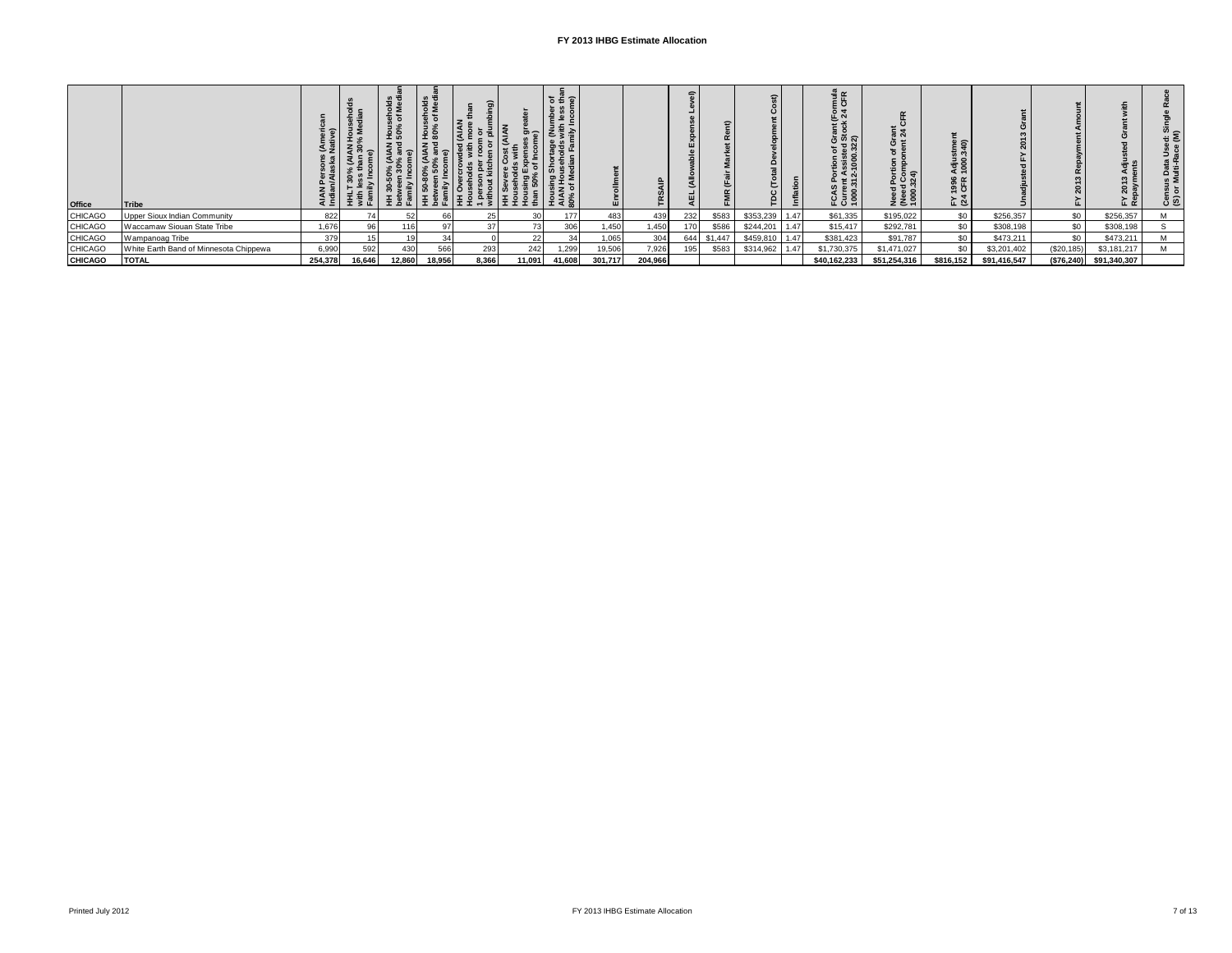# FY 2013 IHBG Estimate Allocation

| Office | Tribe | AIAN Persons (American Indian/Alaska Native) | HHLT 30% (AIAN Households with less than 30% Median Family Income) | HH 30-50% (AIAN Households between 30% and 50% of Median Family Income) | HH 50-80% (AIAN Households between 50% and 80% of Median Family Income) | HH Overcrowded (AIAN Households with more than 1 person per room or without kitchen or plumbing) | HH Severe Cost (AIAN Households with Housing Expenses greater than 50% of Income) | Housing Shortage (Number of AIAN Households with less than 80% of Median Family Income) | Enrollment | TRSAIP | AEL (Allowable Expense Level) | FMR (Fair Market Rent) | TDC (Total Development Cost) | Inflation | FCAS Portion of Grant (Formula Current Assisted Stock 24 CFR 1000.312-1000.322) | Need Portion of Grant (Need Component 24 CFR 1000.324) | FY 1996 Adjustment (24 CFR 1000.340) | Unadjusted FY 2013 Grant | FY 2013 Repayment Amount | FY 2013 Adjusted Grant with Repayments | Census Data Used: Single Race (S) or Multi-Race (M) |
|---|---|---|---|---|---|---|---|---|---|---|---|---|---|---|---|---|---|---|---|---|---|
| CHICAGO | Upper Sioux Indian Community | 822 | 74 | 52 | 66 | 25 | 30 | 177 | 483 | 439 | 232 | $583 | $353,239 | 1.47 | $61,335 | $195,022 | $0 | $256,357 | $0 | $256,357 | M |
| CHICAGO | Waccamaw Siouan State Tribe | 1,676 | 96 | 116 | 97 | 37 | 73 | 306 | 1,450 | 1,450 | 170 | $586 | $244,201 | 1.47 | $15,417 | $292,781 | $0 | $308,198 | $0 | $308,198 | S |
| CHICAGO | Wampanoag Tribe | 379 | 15 | 19 | 34 | 0 | 22 | 34 | 1,065 | 304 | 644 | $1,447 | $459,810 | 1.47 | $381,423 | $91,787 | $0 | $473,211 | $0 | $473,211 | M |
| CHICAGO | White Earth Band of Minnesota Chippewa | 6,990 | 592 | 430 | 566 | 293 | 242 | 1,299 | 19,506 | 7,926 | 195 | $583 | $314,962 | 1.47 | $1,730,375 | $1,471,027 | $0 | $3,201,402 | ($20,185) | $3,181,217 | M |
| **CHICAGO** | **TOTAL** | **254,378** | **16,646** | **12,860** | **18,956** | **8,366** | **11,091** | **41,608** | **301,717** | **204,966** | | | | | **$40,162,233** | **$51,254,316** | **$816,152** | **$91,416,547** | **($76,240)** | **$91,340,307** | |

Printed July 2012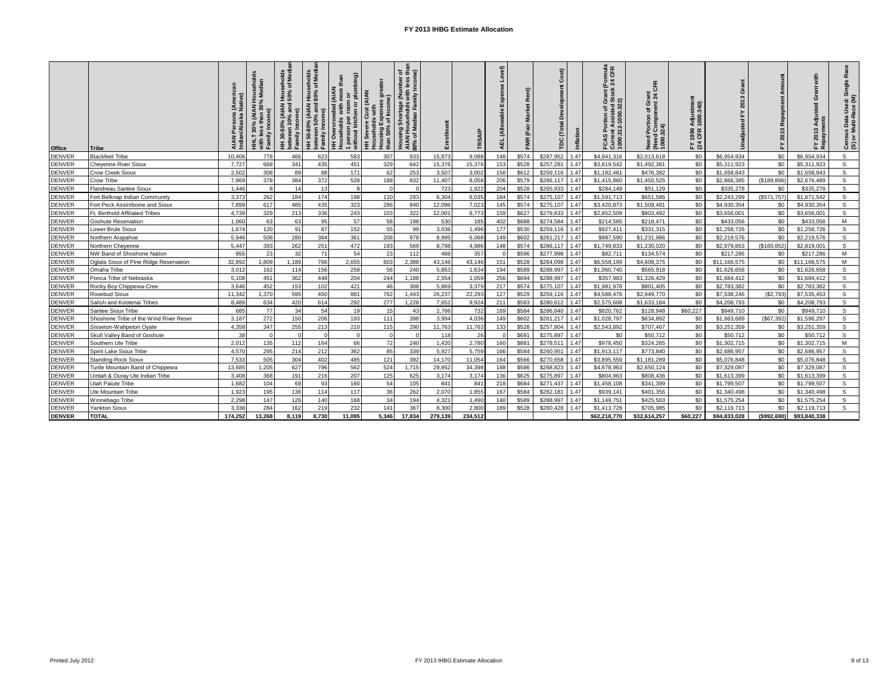# FY 2013 IHBG Estimate Allocation

| Office | Tribe | AIAN Persons (American Indian/Alaska Native) | HHLT 30% (AIAN Households with less than 30% Median Family Income) | HH 30-50% (AIAN Households between 30% and 50% of Median Family Income) | HH 50-80% (AIAN Households between 50% and 80% of Median Family Income) | HH Overcrowded (AIAN Households with more than 1 person per room or without kitchen or plumbing) | HH Severe Cost (AIAN Households with Housing Expenses greater than 50% of Income) | Housing Shortage (Number of AIAN Households with less than 80% of Median Family Income) | Enrollment | TRSAIP | AEL (Allowable Expense Level) | FMR (Fair Market Rent) | TDC (Total Development Cost) | Inflation | FCAS Portion of Grant (Formula Current Assisted Stock 24 CFR 1000.312-1000.322) | Need Portion of Grant (Need Component 24 CFR 1000.324) | FY 1996 Adjustment (24 CFR 1000.340) | Unadjusted FY 2013 Grant | FY 2013 Repayment Amount | FY 2013 Adjusted Grant with Repayments | Census Data Used: Single Race (S) or Multi-Race (M) |
|---|---|---|---|---|---|---|---|---|---|---|---|---|---|---|---|---|---|---|---|---|---|
| DENVER | Blackfeet Tribe | 10,406 | 778 | 466 | 623 | 583 | 307 | 933 | 15,873 | 9,088 | 148 | $574 | $287,952 | 1.47 | $4,941,316 | $2,013,618 | $0 | $6,954,934 | $0 | $6,954,934 | S |
| DENVER | Cheyenne River Sioux | 7,727 | 668 | 341 | 435 | 451 | 329 | 642 | 15,376 | 15,376 | 153 | $528 | $257,281 | 1.47 | $3,819,542 | $1,492,381 | $0 | $5,311,923 | $0 | $5,311,923 | S |
| DENVER | Crow Creek Sioux | 2,502 | 308 | 89 | 88 | 171 | 62 | 253 | 3,507 | 3,002 | 158 | $612 | $259,116 | 1.47 | $1,182,461 | $476,382 | $0 | $1,658,843 | $0 | $1,658,843 | S |
| DENVER | Crow Tribe | 7,969 | 378 | 384 | 372 | 528 | 188 | 832 | 11,407 | 8,058 | 206 | $579 | $286,117 | 1.47 | $1,415,860 | $1,450,525 | $0 | $2,866,385 | ($189,896) | $2,676,489 | S |
| DENVER | Flandreau Santee Sioux | 1,446 | 8 | 14 | 13 | 8 | 0 | 0 | 723 | 1,922 | 204 | $528 | $265,933 | 1.47 | $284,149 | $51,129 | $0 | $335,278 | $0 | $335,278 | S |
| DENVER | Fort Belknap Indian Community | 3,373 | 262 | 184 | 174 | 198 | 110 | 293 | 6,304 | 6,035 | 184 | $574 | $275,107 | 1.47 | $1,591,713 | $651,586 | $0 | $2,243,299 | ($571,757) | $1,671,542 | S |
| DENVER | Fort Peck Assiniboine and Sioux | 7,899 | 617 | 485 | 435 | 323 | 286 | 840 | 12,096 | 7,023 | 145 | $574 | $275,107 | 1.47 | $3,420,873 | $1,509,481 | $0 | $4,930,354 | $0 | $4,930,354 | S |
| DENVER | Ft. Berthold Affiliated Tribes | 4,739 | 329 | 213 | 336 | 243 | 103 | 322 | 12,001 | 8,773 | 159 | $627 | $279,833 | 1.47 | $2,852,509 | $803,492 | $0 | $3,656,001 | $0 | $3,656,001 | S |
| DENVER | Goshute Reservation | 1,060 | 63 | 63 | 95 | 57 | 58 | 198 | 530 | 185 | 402 | $688 | $274,584 | 1.47 | $214,585 | $218,471 | $0 | $433,056 | $0 | $433,056 | M |
| DENVER | Lower Brule Sioux | 1,674 | 120 | 91 | 87 | 152 | 55 | 99 | 3,036 | 1,496 | 177 | $530 | $259,116 | 1.47 | $927,411 | $331,315 | $0 | $1,258,726 | $0 | $1,258,726 | S |
| DENVER | Northern Arapahoe | 5,946 | 508 | 280 | 384 | 361 | 208 | 978 | 8,995 | 6,068 | 149 | $602 | $261,217 | 1.47 | $987,590 | $1,231,986 | $0 | $2,219,576 | $0 | $2,219,576 | S |
| DENVER | Northern Cheyenne | 5,447 | 393 | 262 | 251 | 472 | 193 | 569 | 8,798 | 4,986 | 148 | $574 | $286,117 | 1.47 | $1,749,833 | $1,230,020 | $0 | $2,979,853 | ($160,852) | $2,819,001 | S |
| DENVER | NW Band of Shoshone Nation | 855 | 23 | 32 | 71 | 54 | 23 | 112 | 466 | 357 | 0 | $596 | $277,998 | 1.47 | $82,711 | $134,574 | $0 | $217,286 | $0 | $217,286 | M |
| DENVER | Oglala Sioux of Pine Ridge Reservation | 32,892 | 1,809 | 1,189 | 766 | 2,655 | 603 | 2,388 | 43,146 | 43,146 | 151 | $528 | $264,098 | 1.47 | $6,558,199 | $4,608,375 | $0 | $11,166,575 | $0 | $11,166,575 | M |
| DENVER | Omaha Tribe | 3,012 | 162 | 114 | 156 | 258 | 56 | 240 | 5,853 | 1,634 | 194 | $589 | $288,997 | 1.47 | $1,060,740 | $565,918 | $0 | $1,626,658 | $0 | $1,626,658 | S |
| DENVER | Ponca Tribe of Nebraska | 5,108 | 451 | 362 | 448 | 204 | 244 | 1,188 | 2,554 | 1,059 | 256 | $694 | $288,997 | 1.47 | $357,983 | $1,326,429 | $0 | $1,684,412 | $0 | $1,684,412 | S |
| DENVER | Rocky Boy Chippewa-Cree | 3,646 | 452 | 153 | 102 | 421 | 46 | 308 | 5,869 | 3,379 | 217 | $574 | $275,107 | 1.47 | $1,981,978 | $801,405 | $0 | $2,783,382 | $0 | $2,783,382 | S |
| DENVER | Rosebud Sioux | 11,342 | 1,370 | 595 | 450 | 881 | 762 | 1,443 | 26,237 | 22,293 | 127 | $529 | $259,116 | 1.47 | $4,588,476 | $2,949,770 | $0 | $7,538,246 | ($2,793) | $7,535,453 | S |
| DENVER | Salish and Kootenai Tribes | 8,489 | 634 | 420 | 614 | 292 | 277 | 1,228 | 7,652 | 9,924 | 211 | $583 | $280,612 | 1.47 | $2,575,608 | $1,633,184 | $0 | $4,208,793 | $0 | $4,208,793 | S |
| DENVER | Santee Sioux Tribe | 685 | 77 | 34 | 54 | 19 | 15 | 43 | 2,766 | 732 | 169 | $584 | $286,640 | 1.47 | $820,762 | $128,948 | $60,227 | $949,710 | $0 | $949,710 | S |
| DENVER | Shoshone Tribe of the Wind River Reser | 3,187 | 272 | 150 | 206 | 193 | 111 | 398 | 3,994 | 4,036 | 149 | $602 | $261,217 | 1.47 | $1,028,797 | $634,892 | $0 | $1,663,689 | ($67,392) | $1,596,297 | S |
| DENVER | Sisseton-Wahpeton Oyate | 4,358 | 347 | 255 | 213 | 210 | 115 | 290 | 11,763 | 11,763 | 133 | $528 | $257,804 | 1.47 | $2,543,892 | $707,467 | $0 | $3,251,359 | $0 | $3,251,359 | S |
| DENVER | Skull Valley Band of Goshute | 38 | 0 | 0 | 0 | 0 | 0 | 0 | 118 | 26 | 0 | $691 | $275,897 | 1.47 | $0 | $50,712 | $0 | $50,712 | $0 | $50,712 | S |
| DENVER | Southern Ute Tribe | 2,012 | 135 | 112 | 164 | 66 | 72 | 240 | 1,420 | 2,780 | 160 | $881 | $278,511 | 1.47 | $978,450 | $324,265 | $0 | $1,302,715 | $0 | $1,302,715 | M |
| DENVER | Spirit Lake Sioux Tribe | 4,570 | 295 | 214 | 212 | 362 | 85 | 339 | 5,927 | 5,759 | 166 | $584 | $260,951 | 1.47 | $1,913,117 | $773,840 | $0 | $2,686,957 | $0 | $2,686,957 | S |
| DENVER | Standing Rock Sioux | 7,533 | 505 | 304 | 402 | 485 | 121 | 392 | 14,170 | 11,054 | 164 | $566 | $270,658 | 1.47 | $3,895,559 | $1,181,289 | $0 | $5,076,848 | $0 | $5,076,848 | S |
| DENVER | Turtle Mountain Band of Chippewa | 13,685 | 1,205 | 627 | 796 | 562 | 524 | 1,715 | 29,852 | 34,398 | 188 | $586 | $268,823 | 1.47 | $4,678,963 | $2,650,124 | $0 | $7,329,087 | $0 | $7,329,087 | S |
| DENVER | Uintah & Ouray Ute Indian Tribe | 3,408 | 368 | 191 | 216 | 207 | 125 | 625 | 3,174 | 3,174 | 136 | $625 | $275,897 | 1.47 | $804,963 | $808,436 | $0 | $1,613,399 | $0 | $1,613,399 | S |
| DENVER | Utah Paiute Tribe | 1,682 | 104 | 69 | 93 | 160 | 54 | 105 | 841 | 841 | 218 | $684 | $271,437 | 1.47 | $1,458,108 | $341,399 | $0 | $1,799,507 | $0 | $1,799,507 | S |
| DENVER | Ute Mountain Tribe | 1,923 | 195 | 136 | 114 | 117 | 36 | 262 | 2,070 | 1,855 | 167 | $584 | $282,181 | 1.47 | $939,141 | $401,356 | $0 | $1,340,498 | $0 | $1,340,498 | S |
| DENVER | Winnebago Tribe | 2,298 | 147 | 126 | 140 | 168 | 34 | 194 | 4,321 | 1,490 | 140 | $589 | $288,997 | 1.47 | $1,149,751 | $425,503 | $0 | $1,575,254 | $0 | $1,575,254 | S |
| DENVER | Yankton Sioux | 3,338 | 284 | 162 | 219 | 232 | 141 | 367 | 8,300 | 2,800 | 189 | $528 | $260,428 | 1.47 | $1,413,728 | $705,985 | $0 | $2,119,713 | $0 | $2,119,713 | S |
| **DENVER** | **TOTAL** | **174,252** | **13,268** | **8,119** | **8,730** | **11,095** | **5,346** | **17,834** | **279,139** | **234,512** | | | | | **$62,218,770** | **$32,614,257** | **$60,227** | **$94,833,028** | **($992,690)** | **$93,840,338** | |

Printed July 2012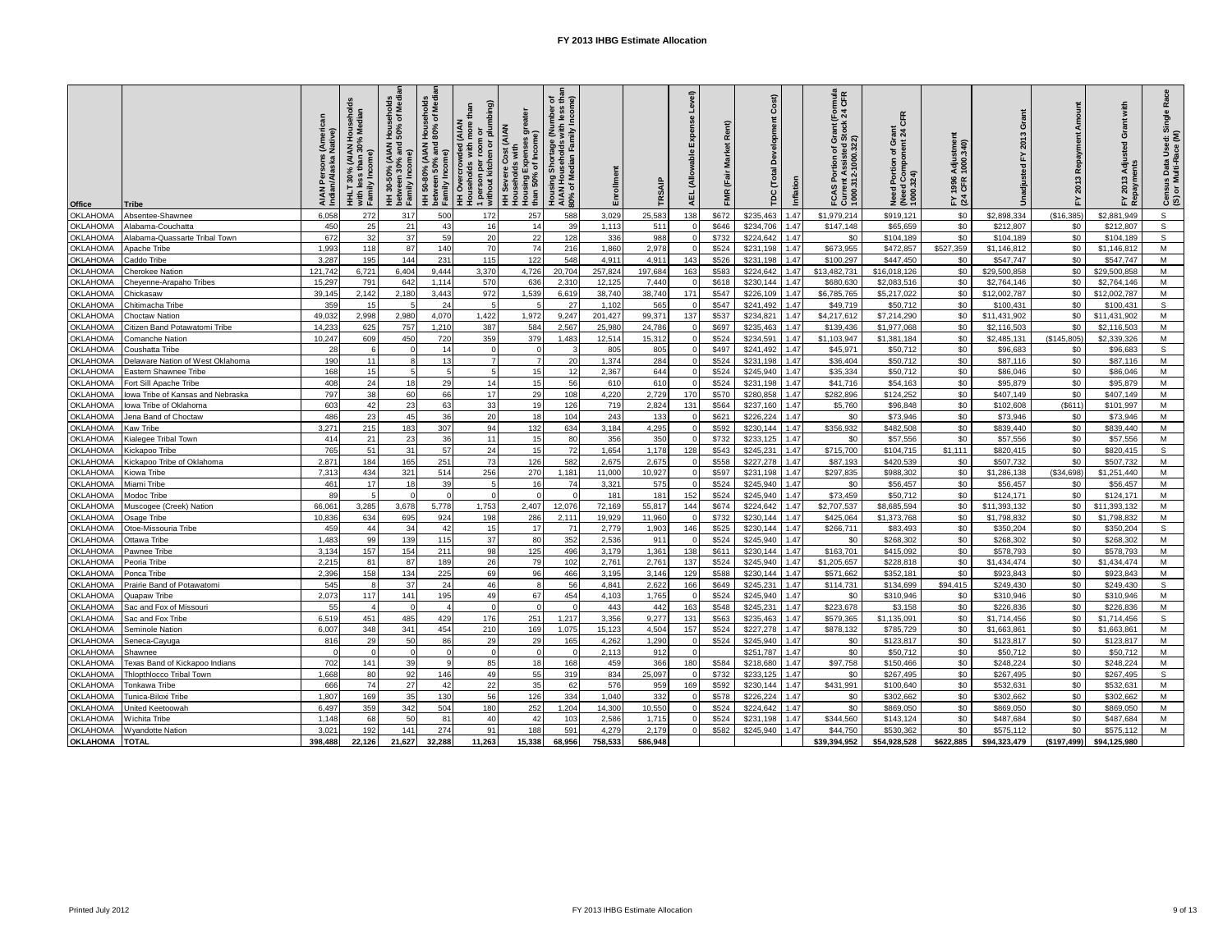# FY 2013 IHBG Estimate Allocation

| Office | Tribe | AIAN Persons (American Indian/Alaska Native) | HHLT 30% (AIAN Households with less than 30% Median Family Income) | HH 30-50% (AIAN Households between 30% and 50% of Median Family Income) | HH 50-80% (AIAN Households between 50% and 80% of Median Family Income) | HH Overcrowded (AIAN Households with more than 1 person per room or without kitchen or plumbing) | HH Severe Cost (AIAN Households with Housing Expenses greater than 50% of Income) | Housing Shortage (Number of AIAN Households with less than 80% of Median Family Income) | Enrollment | TRSAIP | AEL (Allowable Expense Level) | FMR (Fair Market Rent) | TDC (Total Development Cost) | Inflation | FCAS Portion of Grant (Formula Current Assisted Stock 24 CFR 1000.312-1000.322) | Need Portion of Grant (Need Component 24 CFR 1000.324) | FY 1996 Adjustment (24 CFR 1000.340) | Unadjusted FY 2013 Grant | FY 2013 Repayment Amount | FY 2013 Adjusted Grant with Repayments | Census Data Used: Single Race (S) or Multi-Race (M) |
|---|---|---|---|---|---|---|---|---|---|---|---|---|---|---|---|---|---|---|---|---|---|
| OKLAHOMA | Absentee-Shawnee | 6,058 | 272 | 317 | 500 | 172 | 257 | 588 | 3,029 | 25,583 | 138 | $672 | $235,463 | 1.47 | $1,979,214 | $919,121 | $0 | $2,898,334 | ($16,385) | $2,881,949 | S |
| OKLAHOMA | Alabama-Couchatta | 450 | 25 | 21 | 43 | 16 | 14 | 39 | 1,113 | 511 | 0 | $646 | $234,706 | 1.47 | $147,148 | $65,659 | $0 | $212,807 | $0 | $212,807 | S |
| OKLAHOMA | Alabama-Quassarte Tribal Town | 672 | 32 | 37 | 59 | 20 | 22 | 128 | 336 | 988 | 0 | $732 | $224,642 | 1.47 | $0 | $104,189 | $0 | $104,189 | $0 | $104,189 | S |
| OKLAHOMA | Apache Tribe | 1,993 | 118 | 87 | 140 | 70 | 74 | 216 | 1,860 | 2,978 | 0 | $524 | $231,198 | 1.47 | $673,955 | $472,857 | $527,359 | $1,146,812 | $0 | $1,146,812 | M |
| OKLAHOMA | Caddo Tribe | 3,287 | 195 | 144 | 231 | 115 | 122 | 548 | 4,911 | 4,911 | 143 | $526 | $231,198 | 1.47 | $100,297 | $447,450 | $0 | $547,747 | $0 | $547,747 | M |
| OKLAHOMA | Cherokee Nation | 121,742 | 6,721 | 6,404 | 9,444 | 3,370 | 4,726 | 20,704 | 257,824 | 197,684 | 163 | $583 | $224,642 | 1.47 | $13,482,731 | $16,018,126 | $0 | $29,500,858 | $0 | $29,500,858 | M |
| OKLAHOMA | Cheyenne-Arapaho Tribes | 15,297 | 791 | 642 | 1,114 | 570 | 636 | 2,310 | 12,125 | 7,440 | 0 | $618 | $230,144 | 1.47 | $680,630 | $2,083,516 | $0 | $2,764,146 | $0 | $2,764,146 | M |
| OKLAHOMA | Chickasaw | 39,145 | 2,142 | 2,180 | 3,443 | 972 | 1,539 | 6,619 | 38,740 | 38,740 | 171 | $547 | $226,109 | 1.47 | $6,785,765 | $5,217,022 | $0 | $12,002,787 | $0 | $12,002,787 | M |
| OKLAHOMA | Chitimacha Tribe | 359 | 15 | 5 | 24 | 5 | 5 | 27 | 1,102 | 565 | 0 | $547 | $241,492 | 1.47 | $49,719 | $50,712 | $0 | $100,431 | $0 | $100,431 | S |
| OKLAHOMA | Choctaw Nation | 49,032 | 2,998 | 2,980 | 4,070 | 1,422 | 1,972 | 9,247 | 201,427 | 99,371 | 137 | $537 | $234,821 | 1.47 | $4,217,612 | $7,214,290 | $0 | $11,431,902 | $0 | $11,431,902 | M |
| OKLAHOMA | Citizen Band Potawatomi Tribe | 14,233 | 625 | 757 | 1,210 | 387 | 584 | 2,567 | 25,980 | 24,786 | 0 | $697 | $235,463 | 1.47 | $139,436 | $1,977,068 | $0 | $2,116,503 | $0 | $2,116,503 | M |
| OKLAHOMA | Comanche Nation | 10,247 | 609 | 450 | 720 | 359 | 379 | 1,483 | 12,514 | 15,312 | 0 | $524 | $234,591 | 1.47 | $1,103,947 | $1,381,184 | $0 | $2,485,131 | ($145,805) | $2,339,326 | M |
| OKLAHOMA | Coushatta Tribe | 28 | 6 | 0 | 14 | 0 | 0 | 3 | 805 | 805 | 0 | $497 | $241,492 | 1.47 | $45,971 | $50,712 | $0 | $96,683 | $0 | $96,683 | S |
| OKLAHOMA | Delaware Nation of West Oklahoma | 190 | 11 | 8 | 13 | 7 | 7 | 20 | 1,374 | 284 | 0 | $524 | $231,198 | 1.47 | $36,404 | $50,712 | $0 | $87,116 | $0 | $87,116 | M |
| OKLAHOMA | Eastern Shawnee Tribe | 168 | 15 | 5 | 5 | 5 | 15 | 12 | 2,367 | 644 | 0 | $524 | $245,940 | 1.47 | $35,334 | $50,712 | $0 | $86,046 | $0 | $86,046 | M |
| OKLAHOMA | Fort Sill Apache Tribe | 408 | 24 | 18 | 29 | 14 | 15 | 56 | 610 | 610 | 0 | $524 | $231,198 | 1.47 | $41,716 | $54,163 | $0 | $95,879 | $0 | $95,879 | M |
| OKLAHOMA | Iowa Tribe of Kansas and Nebraska | 797 | 38 | 60 | 66 | 17 | 29 | 108 | 4,220 | 2,729 | 170 | $570 | $280,858 | 1.47 | $282,896 | $124,252 | $0 | $407,149 | $0 | $407,149 | M |
| OKLAHOMA | Iowa Tribe of Oklahoma | 603 | 42 | 23 | 63 | 33 | 19 | 126 | 719 | 2,824 | 131 | $564 | $237,160 | 1.47 | $5,760 | $96,848 | $0 | $102,608 | ($611) | $101,997 | M |
| OKLAHOMA | Jena Band of Choctaw | 486 | 23 | 45 | 36 | 20 | 18 | 104 | 243 | 133 | 0 | $621 | $226,224 | 1.47 | $0 | $73,946 | $0 | $73,946 | $0 | $73,946 | M |
| OKLAHOMA | Kaw Tribe | 3,271 | 215 | 183 | 307 | 94 | 132 | 634 | 3,184 | 4,295 | 0 | $592 | $230,144 | 1.47 | $356,932 | $482,508 | $0 | $839,440 | $0 | $839,440 | M |
| OKLAHOMA | Kialegee Tribal Town | 414 | 21 | 23 | 36 | 11 | 15 | 80 | 356 | 350 | 0 | $732 | $233,125 | 1.47 | $0 | $57,556 | $0 | $57,556 | $0 | $57,556 | M |
| OKLAHOMA | Kickapoo Tribe | 765 | 51 | 31 | 57 | 24 | 15 | 72 | 1,654 | 1,178 | 128 | $543 | $245,231 | 1.47 | $715,700 | $104,715 | $1,111 | $820,415 | $0 | $820,415 | S |
| OKLAHOMA | Kickapoo Tribe of Oklahoma | 2,871 | 184 | 165 | 251 | 73 | 126 | 582 | 2,675 | 2,675 | 0 | $558 | $227,278 | 1.47 | $87,193 | $420,539 | $0 | $507,732 | $0 | $507,732 | M |
| OKLAHOMA | Kiowa Tribe | 7,313 | 434 | 321 | 514 | 256 | 270 | 1,181 | 11,000 | 10,927 | 0 | $597 | $231,198 | 1.47 | $297,835 | $988,302 | $0 | $1,286,138 | ($34,698) | $1,251,440 | M |
| OKLAHOMA | Miami Tribe | 461 | 17 | 18 | 39 | 5 | 16 | 74 | 3,321 | 575 | 0 | $524 | $245,940 | 1.47 | $0 | $56,457 | $0 | $56,457 | $0 | $56,457 | M |
| OKLAHOMA | Modoc Tribe | 89 | 5 | 0 | 0 | 0 | 0 | 0 | 181 | 181 | 152 | $524 | $245,940 | 1.47 | $73,459 | $50,712 | $0 | $124,171 | $0 | $124,171 | M |
| OKLAHOMA | Muscogee (Creek) Nation | 66,061 | 3,285 | 3,678 | 5,778 | 1,753 | 2,407 | 12,076 | 72,169 | 55,817 | 144 | $674 | $224,642 | 1.47 | $2,707,537 | $8,685,594 | $0 | $11,393,132 | $0 | $11,393,132 | M |
| OKLAHOMA | Osage Tribe | 10,836 | 634 | 695 | 924 | 198 | 286 | 2,111 | 19,929 | 11,960 | 0 | $732 | $230,144 | 1.47 | $425,064 | $1,373,768 | $0 | $1,798,832 | $0 | $1,798,832 | M |
| OKLAHOMA | Otoe-Missouria Tribe | 459 | 44 | 34 | 42 | 15 | 17 | 71 | 2,779 | 1,903 | 146 | $525 | $230,144 | 1.47 | $266,711 | $83,493 | $0 | $350,204 | $0 | $350,204 | S |
| OKLAHOMA | Ottawa Tribe | 1,483 | 99 | 139 | 115 | 37 | 80 | 352 | 2,536 | 911 | 0 | $524 | $245,940 | 1.47 | $0 | $268,302 | $0 | $268,302 | $0 | $268,302 | M |
| OKLAHOMA | Pawnee Tribe | 3,134 | 157 | 154 | 211 | 98 | 125 | 496 | 3,179 | 1,361 | 138 | $611 | $230,144 | 1.47 | $163,701 | $415,092 | $0 | $578,793 | $0 | $578,793 | M |
| OKLAHOMA | Peoria Tribe | 2,215 | 81 | 87 | 189 | 26 | 79 | 102 | 2,761 | 2,761 | 137 | $524 | $245,940 | 1.47 | $1,205,657 | $228,818 | $0 | $1,434,474 | $0 | $1,434,474 | M |
| OKLAHOMA | Ponca Tribe | 2,396 | 158 | 134 | 225 | 69 | 96 | 466 | 3,195 | 3,146 | 129 | $588 | $230,144 | 1.47 | $571,662 | $352,181 | $0 | $923,843 | $0 | $923,843 | M |
| OKLAHOMA | Prairie Band of Potawatomi | 545 | 8 | 37 | 24 | 46 | 8 | 56 | 4,841 | 2,622 | 166 | $649 | $245,231 | 1.47 | $114,731 | $134,699 | $94,415 | $249,430 | $0 | $249,430 | S |
| OKLAHOMA | Quapaw Tribe | 2,073 | 117 | 141 | 195 | 49 | 67 | 454 | 4,103 | 1,765 | 0 | $524 | $245,940 | 1.47 | $0 | $310,946 | $0 | $310,946 | $0 | $310,946 | M |
| OKLAHOMA | Sac and Fox of Missouri | 55 | 4 | 0 | 4 | 0 | 0 | 0 | 443 | 442 | 163 | $548 | $245,231 | 1.47 | $223,678 | $3,158 | $0 | $226,836 | $0 | $226,836 | M |
| OKLAHOMA | Sac and Fox Tribe | 6,519 | 451 | 485 | 429 | 176 | 251 | 1,217 | 3,356 | 9,277 | 131 | $563 | $235,463 | 1.47 | $579,365 | $1,135,091 | $0 | $1,714,456 | $0 | $1,714,456 | S |
| OKLAHOMA | Seminole Nation | 6,007 | 348 | 341 | 454 | 210 | 169 | 1,075 | 15,123 | 4,504 | 157 | $524 | $227,278 | 1.47 | $878,132 | $785,729 | $0 | $1,663,861 | $0 | $1,663,861 | M |
| OKLAHOMA | Seneca-Cayuga | 816 | 29 | 50 | 86 | 29 | 29 | 165 | 4,262 | 1,290 | 0 | $524 | $245,940 | 1.47 | $0 | $123,817 | $0 | $123,817 | $0 | $123,817 | M |
| OKLAHOMA | Shawnee | 0 | 0 | 0 | 0 | 0 | 0 | 0 | 2,113 | 912 | 0 |  | $251,787 | 1.47 | $0 | $50,712 | $0 | $50,712 | $0 | $50,712 | M |
| OKLAHOMA | Texas Band of Kickapoo Indians | 702 | 141 | 39 | 9 | 85 | 18 | 168 | 459 | 366 | 180 | $584 | $218,680 | 1.47 | $97,758 | $150,466 | $0 | $248,224 | $0 | $248,224 | M |
| OKLAHOMA | Thlopthlocco Tribal Town | 1,668 | 80 | 92 | 146 | 49 | 55 | 319 | 834 | 25,097 | 0 | $732 | $233,125 | 1.47 | $0 | $267,495 | $0 | $267,495 | $0 | $267,495 | S |
| OKLAHOMA | Tonkawa Tribe | 666 | 74 | 27 | 42 | 22 | 35 | 62 | 576 | 959 | 169 | $592 | $230,144 | 1.47 | $431,991 | $100,640 | $0 | $532,631 | $0 | $532,631 | M |
| OKLAHOMA | Tunica-Biloxi Tribe | 1,807 | 169 | 35 | 130 | 56 | 126 | 334 | 1,040 | 332 | 0 | $578 | $226,224 | 1.47 | $0 | $302,662 | $0 | $302,662 | $0 | $302,662 | M |
| OKLAHOMA | United Keetoowah | 6,497 | 359 | 342 | 504 | 180 | 252 | 1,204 | 14,300 | 10,550 | 0 | $524 | $224,642 | 1.47 | $0 | $869,050 | $0 | $869,050 | $0 | $869,050 | M |
| OKLAHOMA | Wichita Tribe | 1,148 | 68 | 50 | 81 | 40 | 42 | 103 | 2,586 | 1,715 | 0 | $524 | $231,198 | 1.47 | $344,560 | $143,124 | $0 | $487,684 | $0 | $487,684 | M |
| OKLAHOMA | Wyandotte Nation | 3,021 | 192 | 141 | 274 | 91 | 188 | 591 | 4,279 | 2,179 | 0 | $582 | $245,940 | 1.47 | $44,750 | $530,362 | $0 | $575,112 | $0 | $575,112 | M |
| **OKLAHOMA** | **TOTAL** | **398,488** | **22,126** | **21,627** | **32,288** | **11,263** | **15,338** | **68,956** | **758,533** | **586,948** |  |  |  |  | **$39,394,952** | **$54,928,528** | **$622,885** | **$94,323,479** | **($197,499)** | **$94,125,980** |  |

Printed July 2012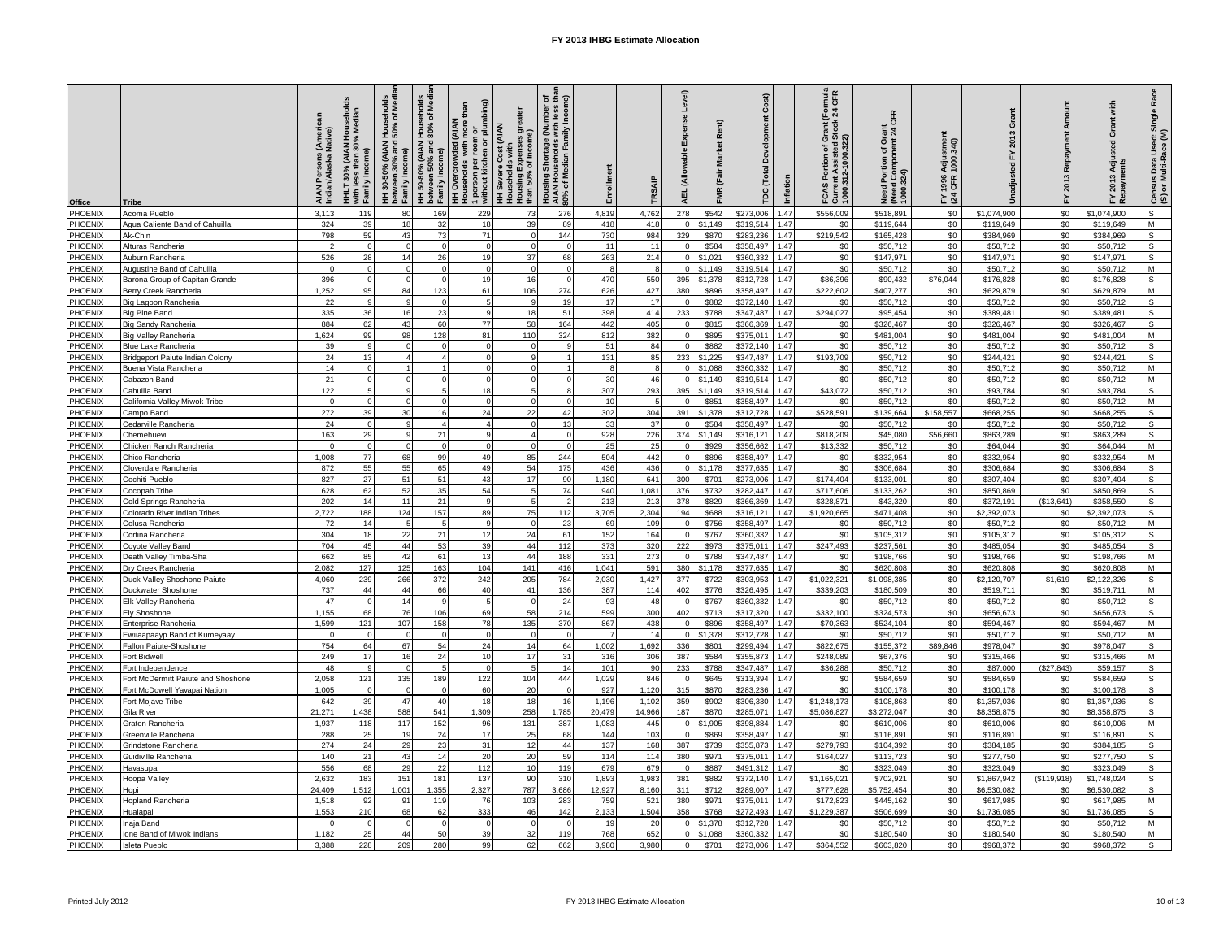# FY 2013 IHBG Estimate Allocation

| Office | Tribe | AIAN Persons (American Indian/Alaska Native) | HHLT 30% (AIAN Households with less than 30% Median Family Income) | HH 30-50% (AIAN Households between 30% and 50% of Median Family Income) | HH 50-80% (AIAN Households between 50% and 80% of Median Family Income) | HH Overcrowded (AIAN Households with more than 1 person per room or without kitchen or plumbing) | HH Severe Cost (AIAN Households with Housing Expenses greater than 50% of Income) | Housing Shortage (Number of AIAN Households with less than 80% of Median Family Income) | Enrollment | TRSAIP | AEL (Allowable Expense Level) | FMR (Fair Market Rent) | TDC (Total Development Cost) | Inflation | FCAS Portion of Grant (Formula Current Assisted Stock 24 CFR 1000.312-1000.322) | Need Portion of Grant (Need Component 24 CFR 1000.324) | FY 1996 Adjustment (24 CFR 1000.340) | Unadjusted FY 2013 Grant | FY 2013 Repayment Amount | FY 2013 Adjusted Grant with Repayments | Census Data Used: Single Race (S) or Multi-Race (M) |
|---|---|---|---|---|---|---|---|---|---|---|---|---|---|---|---|---|---|---|---|---|---|
| PHOENIX | Acoma Pueblo | 3,113 | 119 | 80 | 169 | 229 | 73 | 276 | 4,819 | 4,762 | 278 | $542 | $273,006 | 1.47 | $556,009 | $518,891 | $0 | $1,074,900 | $0 | $1,074,900 | S |
| PHOENIX | Agua Caliente Band of Cahuilla | 324 | 39 | 18 | 32 | 18 | 39 | 89 | 418 | 418 | 0 | $1,149 | $319,514 | 1.47 | $0 | $119,644 | $0 | $119,649 | $0 | $119,649 | M |
| PHOENIX | Ak-Chin | 798 | 59 | 43 | 73 | 71 | 0 | 144 | 730 | 984 | 329 | $870 | $283,236 | 1.47 | $219,542 | $165,428 | $0 | $384,969 | $0 | $384,969 | S |
| PHOENIX | Alturas Rancheria | 2 | 0 | 0 | 0 | 0 | 0 | 0 | 11 | 11 | 0 | $584 | $358,497 | 1.47 | $0 | $50,712 | $0 | $50,712 | $0 | $50,712 | S |
| PHOENIX | Auburn Rancheria | 526 | 28 | 14 | 26 | 19 | 37 | 68 | 263 | 214 | 0 | $1,021 | $360,332 | 1.47 | $0 | $147,971 | $0 | $147,971 | $0 | $147,971 | S |
| PHOENIX | Augustine Band of Cahuilla | 0 | 0 | 0 | 0 | 0 | 0 | 0 | 8 | 8 | 0 | $1,149 | $319,514 | 1.47 | $0 | $50,712 | $0 | $50,712 | $0 | $50,712 | M |
| PHOENIX | Barona Group of Capitan Grande | 396 | 0 | 0 | 0 | 19 | 16 | 0 | 470 | 550 | 395 | $1,378 | $312,728 | 1.47 | $86,396 | $90,432 | $76,044 | $176,828 | $0 | $176,828 | S |
| PHOENIX | Berry Creek Rancheria | 1,252 | 95 | 84 | 123 | 61 | 106 | 274 | 626 | 427 | 380 | $896 | $358,497 | 1.47 | $222,602 | $407,277 | $0 | $629,879 | $0 | $629,879 | M |
| PHOENIX | Big Lagoon Rancheria | 22 | 9 | 9 | 0 | 5 | 9 | 19 | 17 | 17 | 0 | $882 | $372,140 | 1.47 | $0 | $50,712 | $0 | $50,712 | $0 | $50,712 | S |
| PHOENIX | Big Pine Band | 335 | 36 | 16 | 23 | 9 | 18 | 51 | 398 | 414 | 233 | $788 | $347,487 | 1.47 | $294,027 | $95,454 | $0 | $389,481 | $0 | $389,481 | S |
| PHOENIX | Big Sandy Rancheria | 884 | 62 | 43 | 60 | 77 | 58 | 164 | 442 | 405 | 0 | $815 | $366,369 | 1.47 | $0 | $326,467 | $0 | $326,467 | $0 | $326,467 | S |
| PHOENIX | Big Valley Rancheria | 1,624 | 99 | 98 | 128 | 81 | 110 | 324 | 812 | 382 | 0 | $895 | $375,011 | 1.47 | $0 | $481,004 | $0 | $481,004 | $0 | $481,004 | M |
| PHOENIX | Blue Lake Rancheria | 39 | 9 | 0 | 0 | 0 | 0 | 9 | 51 | 84 | 0 | $882 | $372,140 | 1.47 | $0 | $50,712 | $0 | $50,712 | $0 | $50,712 | S |
| PHOENIX | Bridgeport Paiute Indian Colony | 24 | 13 | 4 | 4 | 0 | 9 | 1 | 131 | 85 | 233 | $1,225 | $347,487 | 1.47 | $193,709 | $50,712 | $0 | $244,421 | $0 | $244,421 | S |
| PHOENIX | Buena Vista Rancheria | 14 | 0 | 1 | 1 | 0 | 0 | 1 | 8 | 8 | 0 | $1,088 | $360,332 | 1.47 | $0 | $50,712 | $0 | $50,712 | $0 | $50,712 | M |
| PHOENIX | Cabazon Band | 21 | 0 | 0 | 0 | 0 | 0 | 0 | 30 | 46 | 0 | $1,149 | $319,514 | 1.47 | $0 | $50,712 | $0 | $50,712 | $0 | $50,712 | M |
| PHOENIX | Cahuilla Band | 122 | 5 | 9 | 5 | 18 | 5 | 8 | 307 | 293 | 395 | $1,149 | $319,514 | 1.47 | $43,072 | $50,712 | $0 | $93,784 | $0 | $93,784 | S |
| PHOENIX | California Valley Miwok Tribe | 0 | 0 | 0 | 0 | 0 | 0 | 0 | 10 | 5 | 0 | $851 | $358,497 | 1.47 | $0 | $50,712 | $0 | $50,712 | $0 | $50,712 | M |
| PHOENIX | Campo Band | 272 | 39 | 30 | 16 | 24 | 22 | 42 | 302 | 304 | 391 | $1,378 | $312,728 | 1.47 | $528,591 | $139,664 | $158,557 | $668,255 | $0 | $668,255 | S |
| PHOENIX | Cedarville Rancheria | 24 | 0 | 9 | 4 | 4 | 0 | 13 | 33 | 37 | 0 | $584 | $358,497 | 1.47 | $0 | $50,712 | $0 | $50,712 | $0 | $50,712 | S |
| PHOENIX | Chemehuevi | 163 | 29 | 9 | 21 | 9 | 4 | 0 | 928 | 226 | 374 | $1,149 | $316,121 | 1.47 | $818,209 | $45,080 | $56,660 | $863,289 | $0 | $863,289 | S |
| PHOENIX | Chicken Ranch Rancheria | 0 | 0 | 0 | 0 | 0 | 0 | 0 | 25 | 25 | 0 | $929 | $356,662 | 1.47 | $13,332 | $50,712 | $0 | $64,044 | $0 | $64,044 | M |
| PHOENIX | Chico Rancheria | 1,008 | 77 | 68 | 99 | 49 | 85 | 244 | 504 | 442 | 0 | $896 | $358,497 | 1.47 | $0 | $332,954 | $0 | $332,954 | $0 | $332,954 | M |
| PHOENIX | Cloverdale Rancheria | 872 | 55 | 55 | 65 | 49 | 54 | 175 | 436 | 436 | 0 | $1,178 | $377,635 | 1.47 | $0 | $306,684 | $0 | $306,684 | $0 | $306,684 | S |
| PHOENIX | Cochiti Pueblo | 827 | 27 | 51 | 51 | 43 | 17 | 90 | 1,180 | 641 | 300 | $701 | $273,006 | 1.47 | $174,404 | $133,001 | $0 | $307,404 | $0 | $307,404 | S |
| PHOENIX | Cocopah Tribe | 628 | 62 | 52 | 35 | 54 | 5 | 74 | 940 | 1,081 | 376 | $732 | $282,447 | 1.47 | $717,606 | $133,262 | $0 | $850,869 | $0 | $850,869 | S |
| PHOENIX | Cold Springs Rancheria | 202 | 14 | 11 | 21 | 9 | 5 | 2 | 213 | 213 | 378 | $829 | $366,369 | 1.47 | $328,871 | $43,320 | $0 | $372,191 | ($13,641) | $358,550 | S |
| PHOENIX | Colorado River Indian Tribes | 2,722 | 188 | 124 | 157 | 89 | 75 | 112 | 3,705 | 2,304 | 194 | $688 | $316,121 | 1.47 | $1,920,665 | $471,408 | $0 | $2,392,073 | $0 | $2,392,073 | S |
| PHOENIX | Colusa Rancheria | 72 | 14 | 5 | 5 | 9 | 0 | 23 | 69 | 109 | 0 | $756 | $358,497 | 1.47 | $0 | $50,712 | $0 | $50,712 | $0 | $50,712 | M |
| PHOENIX | Cortina Rancheria | 304 | 18 | 22 | 21 | 12 | 24 | 61 | 152 | 164 | 0 | $767 | $360,332 | 1.47 | $0 | $105,312 | $0 | $105,312 | $0 | $105,312 | S |
| PHOENIX | Coyote Valley Band | 704 | 45 | 44 | 53 | 39 | 44 | 112 | 373 | 320 | 222 | $973 | $375,011 | 1.47 | $247,493 | $237,561 | $0 | $485,054 | $0 | $485,054 | S |
| PHOENIX | Death Valley Timba-Sha | 662 | 85 | 42 | 61 | 13 | 44 | 188 | 331 | 273 | 0 | $788 | $347,487 | 1.47 | $0 | $198,766 | $0 | $198,766 | $0 | $198,766 | M |
| PHOENIX | Dry Creek Rancheria | 2,082 | 127 | 125 | 163 | 104 | 141 | 416 | 1,041 | 591 | 380 | $1,178 | $377,635 | 1.47 | $0 | $620,808 | $0 | $620,808 | $0 | $620,808 | M |
| PHOENIX | Duck Valley Shoshone-Paiute | 4,060 | 239 | 266 | 372 | 242 | 205 | 784 | 2,030 | 1,427 | 377 | $722 | $303,953 | 1.47 | $1,022,321 | $1,098,385 | $0 | $2,120,707 | $1,619 | $2,122,326 | S |
| PHOENIX | Duckwater Shoshone | 737 | 44 | 44 | 66 | 40 | 41 | 136 | 387 | 114 | 402 | $776 | $326,495 | 1.47 | $339,203 | $180,509 | $0 | $519,711 | $0 | $519,711 | M |
| PHOENIX | Elk Valley Rancheria | 47 | 0 | 14 | 9 | 5 | 0 | 24 | 93 | 48 | 0 | $767 | $360,332 | 1.47 | $0 | $50,712 | $0 | $50,712 | $0 | $50,712 | S |
| PHOENIX | Ely Shoshone | 1,155 | 68 | 76 | 106 | 69 | 58 | 214 | 599 | 300 | 402 | $713 | $317,320 | 1.47 | $332,100 | $324,573 | $0 | $656,673 | $0 | $656,673 | S |
| PHOENIX | Enterprise Rancheria | 1,599 | 121 | 107 | 158 | 78 | 135 | 370 | 867 | 438 | 0 | $896 | $358,497 | 1.47 | $70,363 | $524,104 | $0 | $594,467 | $0 | $594,467 | M |
| PHOENIX | Ewiiaapaayp Band of Kumeyaay | 0 | 0 | 0 | 0 | 0 | 0 | 0 | 7 | 14 | 0 | $1,378 | $312,728 | 1.47 | $0 | $50,712 | $0 | $50,712 | $0 | $50,712 | M |
| PHOENIX | Fallon Paiute-Shoshone | 754 | 64 | 67 | 54 | 24 | 14 | 64 | 1,002 | 1,692 | 336 | $801 | $299,494 | 1.47 | $822,675 | $155,372 | $89,846 | $978,047 | $0 | $978,047 | S |
| PHOENIX | Fort Bidwell | 249 | 17 | 16 | 24 | 10 | 17 | 31 | 316 | 306 | 387 | $584 | $355,873 | 1.47 | $248,089 | $67,376 | $0 | $315,466 | $0 | $315,466 | M |
| PHOENIX | Fort Independence | 48 | 9 | 0 | 5 | 0 | 5 | 14 | 101 | 90 | 233 | $788 | $347,487 | 1.47 | $36,288 | $50,712 | $0 | $87,000 | ($27,843) | $59,157 | S |
| PHOENIX | Fort McDermitt Paiute and Shoshone | 2,058 | 121 | 135 | 189 | 122 | 104 | 444 | 1,029 | 846 | 0 | $645 | $313,394 | 1.47 | $0 | $584,659 | $0 | $584,659 | $0 | $584,659 | S |
| PHOENIX | Fort McDowell Yavapai Nation | 1,005 | 0 | 0 | 0 | 60 | 20 | 0 | 927 | 1,120 | 315 | $870 | $283,236 | 1.47 | $0 | $100,178 | $0 | $100,178 | $0 | $100,178 | S |
| PHOENIX | Fort Mojave Tribe | 642 | 39 | 47 | 40 | 18 | 18 | 16 | 1,196 | 1,102 | 359 | $902 | $306,330 | 1.47 | $1,248,173 | $108,863 | $0 | $1,357,036 | $0 | $1,357,036 | S |
| PHOENIX | Gila River | 21,271 | 1,438 | 588 | 541 | 1,309 | 258 | 1,785 | 20,479 | 14,966 | 187 | $870 | $285,071 | 1.47 | $5,086,827 | $3,272,047 | $0 | $8,358,875 | $0 | $8,358,875 | S |
| PHOENIX | Graton Rancheria | 1,937 | 118 | 117 | 152 | 96 | 131 | 387 | 1,083 | 445 | 0 | $1,905 | $398,884 | 1.47 | $0 | $610,006 | $0 | $610,006 | $0 | $610,006 | M |
| PHOENIX | Greenville Rancheria | 288 | 25 | 19 | 24 | 17 | 25 | 68 | 144 | 103 | 0 | $869 | $358,497 | 1.47 | $0 | $116,891 | $0 | $116,891 | $0 | $116,891 | S |
| PHOENIX | Grindstone Rancheria | 274 | 24 | 29 | 23 | 31 | 12 | 44 | 137 | 168 | 387 | $739 | $355,873 | 1.47 | $279,793 | $104,392 | $0 | $384,185 | $0 | $384,185 | S |
| PHOENIX | Guidiville Rancheria | 140 | 21 | 43 | 14 | 20 | 20 | 59 | 114 | 114 | 380 | $971 | $375,011 | 1.47 | $164,027 | $113,723 | $0 | $277,750 | $0 | $277,750 | S |
| PHOENIX | Havasupai | 556 | 68 | 29 | 22 | 112 | 10 | 119 | 679 | 679 | 0 | $887 | $491,312 | 1.47 | $0 | $323,049 | $0 | $323,049 | $0 | $323,049 | S |
| PHOENIX | Hoopa Valley | 2,632 | 183 | 151 | 181 | 137 | 90 | 310 | 1,893 | 1,983 | 381 | $882 | $372,140 | 1.47 | $1,165,021 | $702,921 | $0 | $1,867,942 | ($119,918) | $1,748,024 | S |
| PHOENIX | Hopi | 24,409 | 1,512 | 1,001 | 1,355 | 2,327 | 787 | 3,686 | 12,927 | 8,160 | 311 | $712 | $289,007 | 1.47 | $777,628 | $5,752,454 | $0 | $6,530,082 | $0 | $6,530,082 | S |
| PHOENIX | Hopland Rancheria | 1,518 | 92 | 91 | 119 | 76 | 103 | 283 | 759 | 521 | 380 | $971 | $375,011 | 1.47 | $172,823 | $445,162 | $0 | $617,985 | $0 | $617,985 | M |
| PHOENIX | Hualapai | 1,553 | 210 | 68 | 62 | 333 | 46 | 142 | 2,133 | 1,504 | 358 | $768 | $272,493 | 1.47 | $1,229,387 | $506,699 | $0 | $1,736,085 | $0 | $1,736,085 | S |
| PHOENIX | Inaja Band | 0 | 0 | 0 | 0 | 0 | 0 | 0 | 19 | 20 | 0 | $1,378 | $312,728 | 1.47 | $0 | $50,712 | $0 | $50,712 | $0 | $50,712 | M |
| PHOENIX | Ione Band of Miwok Indians | 1,182 | 25 | 44 | 50 | 39 | 32 | 119 | 768 | 652 | 0 | $1,088 | $360,332 | 1.47 | $0 | $180,540 | $0 | $180,540 | $0 | $180,540 | M |
| PHOENIX | Isleta Pueblo | 3,388 | 228 | 209 | 280 | 99 | 62 | 662 | 3,980 | 3,980 | 0 | $701 | $273,006 | 1.47 | $364,552 | $603,820 | $0 | $968,372 | $0 | $968,372 | S |

Printed July 2012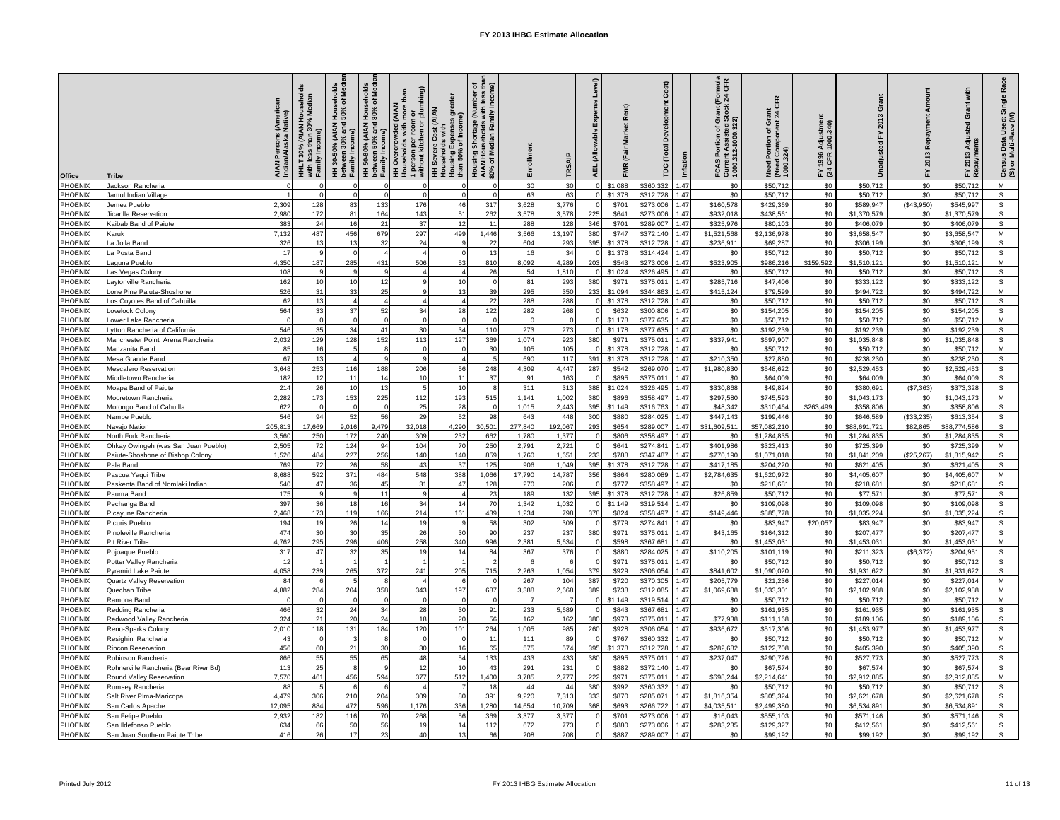# FY 2013 IHBG Estimate Allocation

| Office | Tribe | AIAN Persons (American Indian/Alaska Native) | HHLT 30% (AIAN Households with less than 30% Median Family Income) | HH 30-50% (AIAN Households between 30% and 50% of Median Family Income) | HH 50-80% (AIAN Households between 50% and 80% of Median Family Income) | HH Overcrowded (AIAN Households with more than 1 person per room or without kitchen or plumbing) | HH Severe Cost (AIAN Households with Housing Expenses greater than 50% of Income) | Housing Shortage (Number of AIAN Households with less than 80% of Median Family Income) | Enrollment | TRSAIP | AEL (Allowable Expense Level) | FMR (Fair Market Rent) | TDC (Total Development Cost) | Inflation | FCAS Portion of Grant (Formula Current Assisted Stock 24 CFR 1000.312-1000.322) | Need Portion of Grant (Need Component 24 CFR 1000.324) | FY 1996 Adjustment (24 CFR 1000.340) | Unadjusted FY 2013 Grant | FY 2013 Repayment Amount | FY 2013 Adjusted Grant with Repayments | Census Data Used: Single Race (S) or Multi-Race (M) |
|---|---|---|---|---|---|---|---|---|---|---|---|---|---|---|---|---|---|---|---|---|---|
| PHOENIX | Jackson Rancheria | 0 | 0 | 0 | 0 | 0 | 0 | 0 | 30 | 30 | 0 | $1,088 | $360,332 | 1.47 | $0 | $50,712 | $0 | $50,712 | $0 | $50,712 | M |
| PHOENIX | Jamul Indian Village | 1 | 0 | 0 | 0 | 0 | 0 | 0 | 63 | 63 | 0 | $1,378 | $312,728 | 1.47 | $0 | $50,712 | $0 | $50,712 | $0 | $50,712 | S |
| PHOENIX | Jemez Pueblo | 2,309 | 128 | 83 | 133 | 176 | 46 | 317 | 3,628 | 3,776 | 0 | $701 | $273,006 | 1.47 | $160,578 | $429,369 | $0 | $589,947 | ($43,950) | $545,997 | S |
| PHOENIX | Jicarilla Reservation | 2,980 | 172 | 81 | 164 | 143 | 51 | 262 | 3,578 | 3,578 | 225 | $641 | $273,006 | 1.47 | $932,018 | $438,561 | $0 | $1,370,579 | $0 | $1,370,579 | S |
| PHOENIX | Kaibab Band of Paiute | 383 | 24 | 16 | 21 | 37 | 12 | 11 | 288 | 128 | 346 | $701 | $289,007 | 1.47 | $325,976 | $80,103 | $0 | $406,079 | $0 | $406,079 | S |
| PHOENIX | Karuk | 7,132 | 487 | 456 | 679 | 297 | 499 | 1,446 | 3,566 | 13,197 | 380 | $747 | $372,140 | 1.47 | $1,521,568 | $2,136,978 | $0 | $3,658,547 | $0 | $3,658,547 | M |
| PHOENIX | La Jolla Band | 326 | 13 | 13 | 32 | 24 | 9 | 22 | 604 | 293 | 395 | $1,378 | $312,728 | 1.47 | $236,911 | $69,287 | $0 | $306,199 | $0 | $306,199 | S |
| PHOENIX | La Posta Band | 17 | 9 | 0 | 4 | 4 | 0 | 13 | 16 | 34 | 0 | $1,378 | $314,424 | 1.47 | $0 | $50,712 | $0 | $50,712 | $0 | $50,712 | S |
| PHOENIX | Laguna Pueblo | 4,350 | 187 | 285 | 431 | 506 | 53 | 810 | 8,092 | 4,289 | 203 | $543 | $273,006 | 1.47 | $523,905 | $986,216 | $159,592 | $1,510,121 | $0 | $1,510,121 | M |
| PHOENIX | Las Vegas Colony | 108 | 9 | 9 | 9 | 4 | 4 | 26 | 54 | 1,810 | 0 | $1,024 | $326,495 | 1.47 | $0 | $50,712 | $0 | $50,712 | $0 | $50,712 | S |
| PHOENIX | Laytonville Rancheria | 162 | 10 | 10 | 12 | 9 | 10 | 0 | 81 | 293 | 380 | $971 | $375,011 | 1.47 | $285,716 | $47,406 | $0 | $333,122 | $0 | $333,122 | S |
| PHOENIX | Lone Pine Paiute-Shoshone | 526 | 31 | 33 | 25 | 9 | 13 | 39 | 295 | 350 | 233 | $1,094 | $344,863 | 1.47 | $415,124 | $79,599 | $0 | $494,722 | $0 | $494,722 | M |
| PHOENIX | Los Coyotes Band of Cahuilla | 62 | 13 | 4 | 4 | 4 | 4 | 22 | 288 | 288 | 0 | $1,378 | $312,728 | 1.47 | $0 | $50,712 | $0 | $50,712 | $0 | $50,712 | S |
| PHOENIX | Lovelock Colony | 564 | 33 | 37 | 52 | 34 | 28 | 122 | 282 | 268 | 0 | $632 | $300,806 | 1.47 | $0 | $154,205 | $0 | $154,205 | $0 | $154,205 | S |
| PHOENIX | Lower Lake Rancheria | 0 | 0 | 0 | 0 | 0 | 0 | 0 | 0 | 0 | 0 | $1,178 | $377,635 | 1.47 | $0 | $50,712 | $0 | $50,712 | $0 | $50,712 | M |
| PHOENIX | Lytton Rancheria of California | 546 | 35 | 34 | 41 | 30 | 34 | 110 | 273 | 273 | 0 | $1,178 | $377,635 | 1.47 | $0 | $192,239 | $0 | $192,239 | $0 | $192,239 | S |
| PHOENIX | Manchester Point Arena Rancheria | 2,032 | 129 | 128 | 152 | 113 | 127 | 369 | 1,074 | 923 | 380 | $971 | $375,011 | 1.47 | $337,941 | $697,907 | $0 | $1,035,848 | $0 | $1,035,848 | S |
| PHOENIX | Manzanita Band | 85 | 16 | 5 | 8 | 0 | 0 | 30 | 105 | 105 | 0 | $1,378 | $312,728 | 1.47 | $0 | $50,712 | $0 | $50,712 | $0 | $50,712 | M |
| PHOENIX | Mesa Grande Band | 67 | 13 | 4 | 9 | 9 | 4 | 5 | 690 | 117 | 391 | $1,378 | $312,728 | 1.47 | $210,350 | $27,880 | $0 | $238,230 | $0 | $238,230 | S |
| PHOENIX | Mescalero Reservation | 3,648 | 253 | 116 | 188 | 206 | 56 | 248 | 4,309 | 4,447 | 287 | $542 | $269,070 | 1.47 | $1,980,830 | $548,622 | $0 | $2,529,453 | $0 | $2,529,453 | S |
| PHOENIX | Middletown Rancheria | 182 | 12 | 11 | 14 | 10 | 11 | 37 | 91 | 163 | 0 | $895 | $375,011 | 1.47 | $0 | $64,009 | $0 | $64,009 | $0 | $64,009 | S |
| PHOENIX | Moapa Band of Paiute | 214 | 26 | 10 | 13 | 5 | 10 | 8 | 311 | 313 | 388 | $1,024 | $326,495 | 1.47 | $330,868 | $49,824 | $0 | $380,691 | ($7,363) | $373,328 | S |
| PHOENIX | Mooretown Rancheria | 2,282 | 173 | 153 | 225 | 112 | 193 | 515 | 1,141 | 1,002 | 380 | $896 | $358,497 | 1.47 | $297,580 | $745,593 | $0 | $1,043,173 | $0 | $1,043,173 | M |
| PHOENIX | Morongo Band of Cahuilla | 622 | 0 | 0 | 0 | 25 | 28 | 0 | 1,015 | 2,443 | 395 | $1,149 | $316,763 | 1.47 | $48,342 | $310,464 | $263,499 | $358,806 | $0 | $358,806 | S |
| PHOENIX | Nambe Pueblo | 546 | 94 | 52 | 56 | 29 | 52 | 98 | 643 | 448 | 300 | $880 | $284,025 | 1.47 | $447,143 | $199,446 | $0 | $646,589 | ($33,235) | $613,354 | S |
| PHOENIX | Navajo Nation | 205,813 | 17,669 | 9,016 | 9,479 | 32,018 | 4,290 | 30,501 | 277,840 | 192,067 | 293 | $654 | $289,007 | 1.47 | $31,609,511 | $57,082,210 | $0 | $88,691,721 | $82,865 | $88,774,586 | S |
| PHOENIX | North Fork Rancheria | 3,560 | 250 | 172 | 240 | 309 | 232 | 662 | 1,780 | 1,377 | 0 | $806 | $358,497 | 1.47 | $0 | $1,284,835 | $0 | $1,284,835 | $0 | $1,284,835 | S |
| PHOENIX | Ohkay Owingeh (was San Juan Pueblo) | 2,505 | 72 | 124 | 94 | 104 | 70 | 250 | 2,791 | 2,721 | 0 | $641 | $274,841 | 1.47 | $401,986 | $323,413 | $0 | $725,399 | $0 | $725,399 | M |
| PHOENIX | Paiute-Shoshone of Bishop Colony | 1,526 | 484 | 227 | 256 | 140 | 140 | 859 | 1,760 | 1,651 | 233 | $788 | $347,487 | 1.47 | $770,190 | $1,071,018 | $0 | $1,841,209 | ($25,267) | $1,815,942 | S |
| PHOENIX | Pala Band | 769 | 72 | 26 | 58 | 43 | 37 | 125 | 906 | 1,049 | 395 | $1,378 | $312,728 | 1.47 | $417,185 | $204,220 | $0 | $621,405 | $0 | $621,405 | S |
| PHOENIX | Pascua Yaqui Tribe | 8,688 | 592 | 371 | 484 | 548 | 388 | 1,066 | 17,790 | 14,787 | 356 | $864 | $280,089 | 1.47 | $2,784,635 | $1,620,972 | $0 | $4,405,607 | $0 | $4,405,607 | M |
| PHOENIX | Paskenta Band of Nomlaki Indian | 540 | 47 | 36 | 45 | 31 | 47 | 128 | 270 | 206 | 0 | $777 | $358,497 | 1.47 | $0 | $218,681 | $0 | $218,681 | $0 | $218,681 | S |
| PHOENIX | Pauma Band | 175 | 9 | 9 | 11 | 9 | 4 | 23 | 189 | 132 | 395 | $1,378 | $312,728 | 1.47 | $26,859 | $50,712 | $0 | $77,571 | $0 | $77,571 | S |
| PHOENIX | Pechanga Band | 397 | 36 | 18 | 16 | 34 | 14 | 70 | 1,342 | 1,032 | 0 | $1,149 | $319,514 | 1.47 | $0 | $109,098 | $0 | $109,098 | $0 | $109,098 | S |
| PHOENIX | Picayune Rancheria | 2,468 | 173 | 119 | 166 | 214 | 161 | 439 | 1,234 | 798 | 378 | $824 | $358,497 | 1.47 | $149,446 | $885,778 | $0 | $1,035,224 | $0 | $1,035,224 | S |
| PHOENIX | Picuris Pueblo | 194 | 19 | 26 | 14 | 19 | 9 | 58 | 302 | 309 | 0 | $779 | $274,841 | 1.47 | $0 | $83,947 | $20,057 | $83,947 | $0 | $83,947 | S |
| PHOENIX | Pinoleville Rancheria | 474 | 30 | 30 | 35 | 26 | 30 | 90 | 237 | 237 | 380 | $971 | $375,011 | 1.47 | $43,165 | $164,312 | $0 | $207,477 | $0 | $207,477 | S |
| PHOENIX | Pit River Tribe | 4,762 | 295 | 296 | 406 | 258 | 340 | 996 | 2,381 | 5,634 | 0 | $598 | $367,681 | 1.47 | $0 | $1,453,031 | $0 | $1,453,031 | $0 | $1,453,031 | M |
| PHOENIX | Pojoaque Pueblo | 317 | 47 | 32 | 35 | 19 | 14 | 84 | 367 | 376 | 0 | $880 | $284,025 | 1.47 | $110,205 | $101,119 | $0 | $211,323 | ($6,372) | $204,951 | S |
| PHOENIX | Potter Valley Rancheria | 12 | 1 | 1 | 1 | 1 | 1 | 2 | 6 | 6 | 0 | $971 | $375,011 | 1.47 | $0 | $50,712 | $0 | $50,712 | $0 | $50,712 | S |
| PHOENIX | Pyramid Lake Paiute | 4,058 | 239 | 265 | 372 | 241 | 205 | 715 | 2,263 | 1,054 | 379 | $929 | $306,054 | 1.47 | $841,602 | $1,090,020 | $0 | $1,931,622 | $0 | $1,931,622 | S |
| PHOENIX | Quartz Valley Reservation | 84 | 6 | 5 | 8 | 4 | 6 | 0 | 267 | 104 | 387 | $720 | $370,305 | 1.47 | $205,779 | $21,236 | $0 | $227,014 | $0 | $227,014 | M |
| PHOENIX | Quechan Tribe | 4,882 | 284 | 204 | 358 | 343 | 197 | 687 | 3,388 | 2,668 | 389 | $738 | $312,085 | 1.47 | $1,069,688 | $1,033,301 | $0 | $2,102,988 | $0 | $2,102,988 | M |
| PHOENIX | Ramona Band | 0 | 0 | 0 | 0 | 0 | 0 | 0 | 7 | 7 | 0 | $1,149 | $319,514 | 1.47 | $0 | $50,712 | $0 | $50,712 | $0 | $50,712 | M |
| PHOENIX | Redding Rancheria | 466 | 32 | 24 | 34 | 28 | 30 | 91 | 233 | 5,689 | 0 | $843 | $367,681 | 1.47 | $0 | $161,935 | $0 | $161,935 | $0 | $161,935 | S |
| PHOENIX | Redwood Valley Rancheria | 324 | 21 | 20 | 24 | 18 | 20 | 56 | 162 | 162 | 380 | $973 | $375,011 | 1.47 | $77,938 | $111,168 | $0 | $189,106 | $0 | $189,106 | S |
| PHOENIX | Reno-Sparks Colony | 2,010 | 118 | 131 | 184 | 120 | 101 | 264 | 1,005 | 985 | 260 | $928 | $306,054 | 1.47 | $936,672 | $517,306 | $0 | $1,453,977 | $0 | $1,453,977 | S |
| PHOENIX | Resighini Rancheria | 43 | 0 | 3 | 8 | 0 | 0 | 11 | 111 | 89 | 0 | $767 | $360,332 | 1.47 | $0 | $50,712 | $0 | $50,712 | $0 | $50,712 | M |
| PHOENIX | Rincon Reservation | 456 | 60 | 21 | 30 | 30 | 16 | 65 | 575 | 574 | 395 | $1,378 | $312,728 | 1.47 | $282,682 | $122,708 | $0 | $405,390 | $0 | $405,390 | S |
| PHOENIX | Robinson Rancheria | 866 | 55 | 55 | 65 | 48 | 54 | 133 | 433 | 433 | 380 | $895 | $375,011 | 1.47 | $237,047 | $290,726 | $0 | $527,773 | $0 | $527,773 | S |
| PHOENIX | Rohnerville Rancheria (Bear River Bd) | 113 | 25 | 8 | 9 | 12 | 10 | 43 | 291 | 231 | 0 | $882 | $372,140 | 1.47 | $0 | $67,574 | $0 | $67,574 | $0 | $67,574 | S |
| PHOENIX | Round Valley Reservation | 7,570 | 461 | 456 | 594 | 377 | 512 | 1,400 | 3,785 | 2,777 | 222 | $971 | $375,011 | 1.47 | $698,244 | $2,214,641 | $0 | $2,912,885 | $0 | $2,912,885 | M |
| PHOENIX | Rumsey Rancheria | 88 | 5 | 6 | 6 | 4 | 7 | 18 | 44 | 44 | 380 | $992 | $360,332 | 1.47 | $0 | $50,712 | $0 | $50,712 | $0 | $50,712 | S |
| PHOENIX | Salt River Plma-Maricopa | 4,479 | 306 | 210 | 204 | 309 | 80 | 391 | 9,220 | 7,313 | 333 | $870 | $285,071 | 1.47 | $1,816,354 | $805,324 | $0 | $2,621,678 | $0 | $2,621,678 | S |
| PHOENIX | San Carlos Apache | 12,095 | 884 | 472 | 596 | 1,176 | 336 | 1,280 | 14,654 | 10,709 | 368 | $693 | $266,722 | 1.47 | $4,035,511 | $2,499,380 | $0 | $6,534,891 | $0 | $6,534,891 | S |
| PHOENIX | San Felipe Pueblo | 2,932 | 182 | 116 | 70 | 268 | 56 | 369 | 3,377 | 3,377 | 0 | $701 | $273,006 | 1.47 | $16,043 | $555,103 | $0 | $571,146 | $0 | $571,146 | S |
| PHOENIX | San Ildefonso Pueblo | 634 | 66 | 50 | 56 | 19 | 14 | 112 | 672 | 773 | 0 | $880 | $273,006 | 1.47 | $283,235 | $129,327 | $0 | $412,561 | $0 | $412,561 | S |
| PHOENIX | San Juan Southern Paiute Tribe | 416 | 26 | 17 | 23 | 40 | 13 | 66 | 208 | 208 | 0 | $887 | $289,007 | 1.47 | $0 | $99,192 | $0 | $99,192 | $0 | $99,192 | S |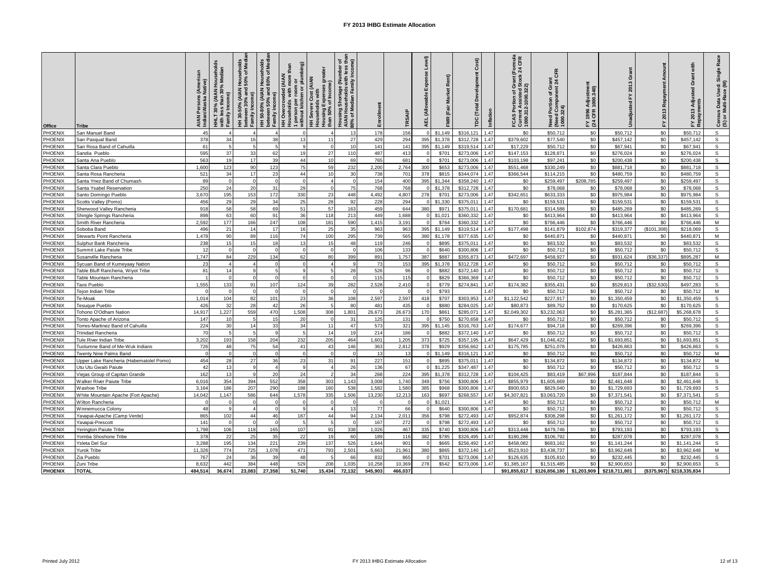# FY 2013 IHBG Estimate Allocation

| Office | Tribe | AIAN Persons (American Indian/Alaska Native) | HHLT 30% (AIAN Households with less than 30% Median Family Income) | HH 30-50% (AIAN Households between 30% and 50% of Median Family Income) | HH 50-80% (AIAN Households between 50% and 80% of Median Family Income) | HH Overcrowded (AIAN Households with more than 1 person per room or without kitchen or plumbing) | HH Severe Cost (AIAN Households with Housing Expenses greater than 50% of Income) | Housing Shortage (Number of AIAN Households with less than 80% of Median Family Income) | Enrollment | TRSAIP | AEL (Allowable Expense Level) | FMR (Fair Market Rent) | TDC (Total Development Cost) | Inflation | FCAS Portion of Grant (Formula Current Assisted Stock 24 CFR 1000.312-1000.322) | Need Portion of Grant (Need Component 24 CFR 1000.324) | FY 1996 Adjustment (24 CFR 1000.340) | Unadjusted FY 2013 Grant | FY 2013 Repayment Amount | FY 2013 Adjusted Grant with Repayments | Census Data Used: Single Race (S) or Multi-Race (M) |
|---|---|---|---|---|---|---|---|---|---|---|---|---|---|---|---|---|---|---|---|---|---|
| PHOENIX | San Manuel Band | 45 | 4 | 4 | 4 | 0 | 4 | 13 | 178 | 156 | 0 | $1,149 | $316,121 | 1.47 | $0 | $50,712 | $0 | $50,712 | $0 | $50,712 | S |
| PHOENIX | San Pasqual Band | 378 | 34 | 16 | 38 | 13 | 11 | 27 | 429 | 294 | 395 | $1,378 | $312,728 | 1.47 | $379,602 | $77,540 | $0 | $457,142 | $0 | $457,142 | S |
| PHOENIX | San Rosa Band of Cahuilla | 61 | 5 | 5 | 5 | 9 | 0 | 10 | 141 | 141 | 395 | $1,149 | $319,514 | 1.47 | $17,229 | $50,712 | $0 | $67,941 | $0 | $67,941 | S |
| PHOENIX | Sandia Pueblo | 595 | 37 | 33 | 62 | 19 | 27 | 110 | 487 | 413 | 0 | $701 | $273,006 | 1.47 | $147,153 | $128,871 | $0 | $276,024 | $0 | $276,024 | S |
| PHOENIX | Santa Ana Pueblo | 563 | 19 | 17 | 39 | 44 | 10 | 69 | 765 | 681 | 0 | $701 | $273,006 | 1.47 | $103,198 | $97,241 | $0 | $200,438 | $0 | $200,438 | S |
| PHOENIX | Santa Clara Pueblo | 1,600 | 123 | 90 | 123 | 75 | 59 | 232 | 2,200 | 2,764 | 300 | $653 | $273,006 | 1.47 | $551,468 | $330,249 | $0 | $881,718 | $0 | $881,718 | S |
| PHOENIX | Santa Rosa Rancheria | 521 | 34 | 17 | 23 | 44 | 10 | 30 | 738 | 701 | 378 | $815 | $344,074 | 1.47 | $366,544 | $114,215 | $0 | $480,759 | $0 | $480,759 | S |
| PHOENIX | Santa Ynez Band of Chumash | 89 | 0 | 0 | 0 | 0 | 4 | 0 | 154 | 400 | 395 | $1,344 | $358,240 | 1.47 | $0 | $259,497 | $208,785 | $259,497 | $0 | $259,497 | S |
| PHOENIX | Santa Ysabel Reservation | 250 | 24 | 20 | 31 | 29 | 0 | 75 | 768 | 768 | 0 | $1,378 | $312,728 | 1.47 | $0 | $78,068 | $0 | $78,068 | $0 | $78,068 | S |
| PHOENIX | Santo Domingo Pueblo | 3,670 | 195 | 153 | 172 | 330 | 23 | 448 | 4,492 | 4,807 | 278 | $701 | $273,006 | 1.47 | $342,651 | $633,333 | $0 | $975,984 | $0 | $975,984 | S |
| PHOENIX | Scotts Valley (Pomo) | 456 | 29 | 29 | 34 | 25 | 28 | 92 | 228 | 294 | 0 | $1,330 | $375,011 | 1.47 | $0 | $159,531 | $0 | $159,531 | $0 | $159,531 | S |
| PHOENIX | Sherwood Valley Rancheria | 918 | 58 | 58 | 69 | 51 | 57 | 163 | 459 | 644 | 380 | $971 | $375,011 | 1.47 | $170,681 | $314,588 | $0 | $485,269 | $0 | $485,269 | S |
| PHOENIX | Shingle Springs Rancheria | 898 | 63 | 60 | 91 | 36 | 118 | 213 | 449 | 1,688 | 0 | $1,021 | $360,332 | 1.47 | $0 | $413,964 | $0 | $413,964 | $0 | $413,964 | S |
| PHOENIX | Smith River Rancheria | 2,592 | 177 | 166 | 247 | 108 | 181 | 590 | 1,415 | 3,191 | 0 | $764 | $360,332 | 1.47 | $0 | $766,446 | $0 | $766,446 | $0 | $766,446 | M |
| PHOENIX | Soboba Band | 496 | 21 | 14 | 17 | 16 | 25 | 35 | 963 | 963 | 395 | $1,149 | $319,514 | 1.47 | $177,498 | $141,879 | $102,874 | $319,377 | ($101,308) | $218,069 | S |
| PHOENIX | Stewarts Point Rancheria | 1,478 | 90 | 89 | 116 | 74 | 100 | 295 | 739 | 565 | 380 | $1,178 | $377,635 | 1.47 | $0 | $440,871 | $0 | $440,871 | $0 | $440,871 | M |
| PHOENIX | Sulphur Bank Rancheria | 238 | 15 | 15 | 18 | 13 | 15 | 48 | 119 | 246 | 0 | $895 | $375,011 | 1.47 | $0 | $83,532 | $0 | $83,532 | $0 | $83,532 | S |
| PHOENIX | Summit Lake Paiute Tribe | 12 | 0 | 0 | 0 | 0 | 0 | 0 | 106 | 133 | 0 | $640 | $300,806 | 1.47 | $0 | $50,712 | $0 | $50,712 | $0 | $50,712 | S |
| PHOENIX | Susanville Rancheria | 1,747 | 84 | 229 | 134 | 62 | 80 | 399 | 891 | 1,757 | 387 | $887 | $355,873 | 1.47 | $472,697 | $458,927 | $0 | $931,624 | ($36,337) | $895,287 | M |
| PHOENIX | Sycuan Band of Kumeyaay Nation | 23 | 4 | 4 | 4 | 0 | 4 | 9 | 73 | 153 | 395 | $1,378 | $312,728 | 1.47 | $0 | $50,712 | $0 | $50,712 | $0 | $50,712 | S |
| PHOENIX | Table Bluff Rancheria, Wiyot Tribe | 81 | 14 | 9 | 5 | 9 | 5 | 28 | 526 | 96 | 0 | $882 | $372,140 | 1.47 | $0 | $50,712 | $0 | $50,712 | $0 | $50,712 | S |
| PHOENIX | Table Mountain Rancheria | 1 | 0 | 0 | 0 | 0 | 0 | 0 | 115 | 115 | 0 | $829 | $366,369 | 1.47 | $0 | $50,712 | $0 | $50,712 | $0 | $50,712 | S |
| PHOENIX | Taos Pueblo | 1,555 | 133 | 91 | 107 | 124 | 39 | 282 | 2,528 | 2,410 | 0 | $779 | $274,841 | 1.47 | $174,382 | $355,431 | $0 | $529,813 | ($32,530) | $497,283 | S |
| PHOENIX | Tejon Indian Tribe | 0 | 0 | 0 | 0 | 0 | 0 | 0 | 0 | 0 | 0 | $793 | | 1.47 | $0 | $50,712 | $0 | $50,712 | $0 | $50,712 | M |
| PHOENIX | Te-Moak | 1,014 | 104 | 82 | 101 | 23 | 36 | 108 | 2,597 | 2,597 | 418 | $707 | $303,953 | 1.47 | $1,122,542 | $227,917 | $0 | $1,350,459 | $0 | $1,350,459 | S |
| PHOENIX | Tesuque Pueblo | 426 | 32 | 28 | 42 | 26 | 5 | 80 | 481 | 435 | 0 | $880 | $284,025 | 1.47 | $80,873 | $89,752 | $0 | $170,625 | $0 | $170,625 | S |
| PHOENIX | Tohono O'Odham Nation | 14,917 | 1,227 | 559 | 470 | 1,508 | 308 | 1,801 | 26,673 | 26,673 | 170 | $861 | $285,071 | 1.47 | $2,049,302 | $3,232,063 | $0 | $5,281,365 | ($12,687) | $5,268,678 | S |
| PHOENIX | Tonto Apache of Arizona | 147 | 10 | 5 | 15 | 20 | 0 | 31 | 125 | 131 | 0 | $750 | $270,658 | 1.47 | $0 | $50,712 | $0 | $50,712 | $0 | $50,712 | S |
| PHOENIX | Torres-Martinez Band of Cahuilla | 224 | 30 | 14 | 33 | 34 | 11 | 47 | 573 | 321 | 395 | $1,145 | $316,763 | 1.47 | $174,677 | $94,718 | $0 | $269,396 | $0 | $269,396 | S |
| PHOENIX | Trinidad Rancheria | 70 | 5 | 5 | 9 | 5 | 14 | 19 | 214 | 186 | 0 | $882 | $372,140 | 1.47 | $0 | $50,712 | $0 | $50,712 | $0 | $50,712 | S |
| PHOENIX | Tule River Indian Tribe | 3,202 | 193 | 158 | 204 | 232 | 205 | 464 | 1,601 | 1,205 | 373 | $725 | $357,195 | 1.47 | $647,429 | $1,046,422 | $0 | $1,693,851 | $0 | $1,693,851 | S |
| PHOENIX | Tuolumne Band of Me-Wuk Indians | 726 | 48 | 75 | 54 | 41 | 43 | 146 | 363 | 2,812 | 378 | $929 | $356,662 | 1.47 | $175,785 | $251,078 | $0 | $426,863 | $0 | $426,863 | S |
| PHOENIX | Twenty Nine Palms Band | 0 | 0 | 0 | 0 | 0 | 0 | 0 | 13 | 13 | 0 | $1,149 | $316,121 | 1.47 | $0 | $50,712 | $0 | $50,712 | $0 | $50,712 | M |
| PHOENIX | Upper Lake Rancheria (Habematolel Pomo) | 454 | 28 | 27 | 36 | 23 | 31 | 91 | 227 | 151 | 0 | $895 | $375,011 | 1.47 | $0 | $134,872 | $0 | $134,872 | $0 | $134,872 | M |
| PHOENIX | Utu Utu Gwaiti Paiute | 42 | 13 | 9 | 4 | 9 | 4 | 26 | 136 | 67 | 0 | $1,225 | $347,487 | 1.47 | $0 | $50,712 | $0 | $50,712 | $0 | $50,712 | S |
| PHOENIX | Viejas Group of Capitan Grande | 162 | 13 | 9 | 20 | 24 | 2 | 34 | 268 | 224 | 395 | $1,378 | $312,728 | 1.47 | $104,425 | $83,419 | $67,996 | $187,844 | $0 | $187,844 | S |
| PHOENIX | Walker River Paiute Tribe | 6,016 | 354 | 394 | 552 | 358 | 303 | 1,143 | 3,008 | 1,740 | 349 | $756 | $300,806 | 1.47 | $855,979 | $1,605,669 | $0 | $2,461,648 | $0 | $2,461,648 | S |
| PHOENIX | Washoe Tribe | 3,164 | 186 | 207 | 290 | 188 | 160 | 538 | 1,582 | 1,580 | 385 | $968 | $300,806 | 1.47 | $900,653 | $829,040 | $0 | $1,729,693 | $0 | $1,729,693 | S |
| PHOENIX | White Mountain Apache (Fort Apache) | 14,042 | 1,147 | 586 | 644 | 1,578 | 335 | 1,506 | 13,230 | 12,213 | 163 | $697 | $268,557 | 1.47 | $4,307,821 | $3,063,720 | $0 | $7,371,541 | $0 | $7,371,541 | S |
| PHOENIX | Wilton Rancheria | 0 | 0 | 0 | 0 | 0 | 0 | 0 | 0 | 0 | 0 | $1,021 | | 1.47 | $0 | $50,712 | $0 | $50,712 | $0 | $50,712 | M |
| PHOENIX | Winnemucca Colony | 48 | 9 | 4 | 0 | 9 | 4 | 13 | 77 | 66 | 0 | $640 | $300,806 | 1.47 | $0 | $50,712 | $0 | $50,712 | $0 | $50,712 | S |
| PHOENIX | Yavapai-Apache (Camp Verde) | 865 | 102 | 44 | 46 | 187 | 44 | 94 | 2,134 | 2,011 | 356 | $798 | $272,493 | 1.47 | $952,874 | $308,298 | $0 | $1,261,172 | $0 | $1,261,172 | S |
| PHOENIX | Yavapai-Prescott | 141 | 0 | 0 | 0 | 5 | 5 | 0 | 167 | 272 | 0 | $798 | $272,493 | 1.47 | $0 | $50,712 | $0 | $50,712 | $0 | $50,712 | S |
| PHOENIX | Yerington Paiute Tribe | 1,798 | 106 | 118 | 165 | 107 | 91 | 338 | 1,026 | 467 | 335 | $740 | $300,806 | 1.47 | $313,448 | $479,746 | $0 | $793,193 | $0 | $793,193 | S |
| PHOENIX | Yomba Shoshone Tribe | 378 | 22 | 25 | 35 | 22 | 19 | 60 | 189 | 116 | 382 | $785 | $326,495 | 1.47 | $180,286 | $106,792 | $0 | $287,078 | $0 | $287,078 | S |
| PHOENIX | Ysleta Del Sur | 3,288 | 195 | 134 | 221 | 239 | 137 | 526 | 1,644 | 901 | 0 | $665 | $256,492 | 1.47 | $458,082 | $683,162 | $0 | $1,141,244 | $0 | $1,141,244 | S |
| PHOENIX | Yurok Tribe | 11,326 | 774 | 725 | 1,078 | 471 | 793 | 2,501 | 5,663 | 21,961 | 380 | $865 | $372,140 | 1.47 | $523,910 | $3,438,737 | $0 | $3,962,648 | $0 | $3,962,648 | M |
| PHOENIX | Zia Pueblo | 767 | 24 | 36 | 39 | 48 | 5 | 66 | 832 | 865 | 0 | $701 | $273,006 | 1.47 | $126,635 | $105,810 | $0 | $232,445 | $0 | $232,445 | S |
| PHOENIX | Zuni Tribe | 8,632 | 442 | 384 | 448 | 529 | 208 | 1,035 | 10,258 | 10,369 | 278 | $542 | $273,006 | 1.47 | $1,385,167 | $1,515,485 | $0 | $2,900,653 | $0 | $2,900,653 | S |
| **PHOENIX** | **TOTAL** | **484,514** | **36,674** | **23,083** | **27,358** | **51,740** | **15,434** | **72,132** | **545,903** | **466,037** | | | | | **$91,855,617** | **$126,856,180** | **$1,203,909** | **$218,711,801** | **($375,967)** | **$218,335,834** | |

Printed July 2012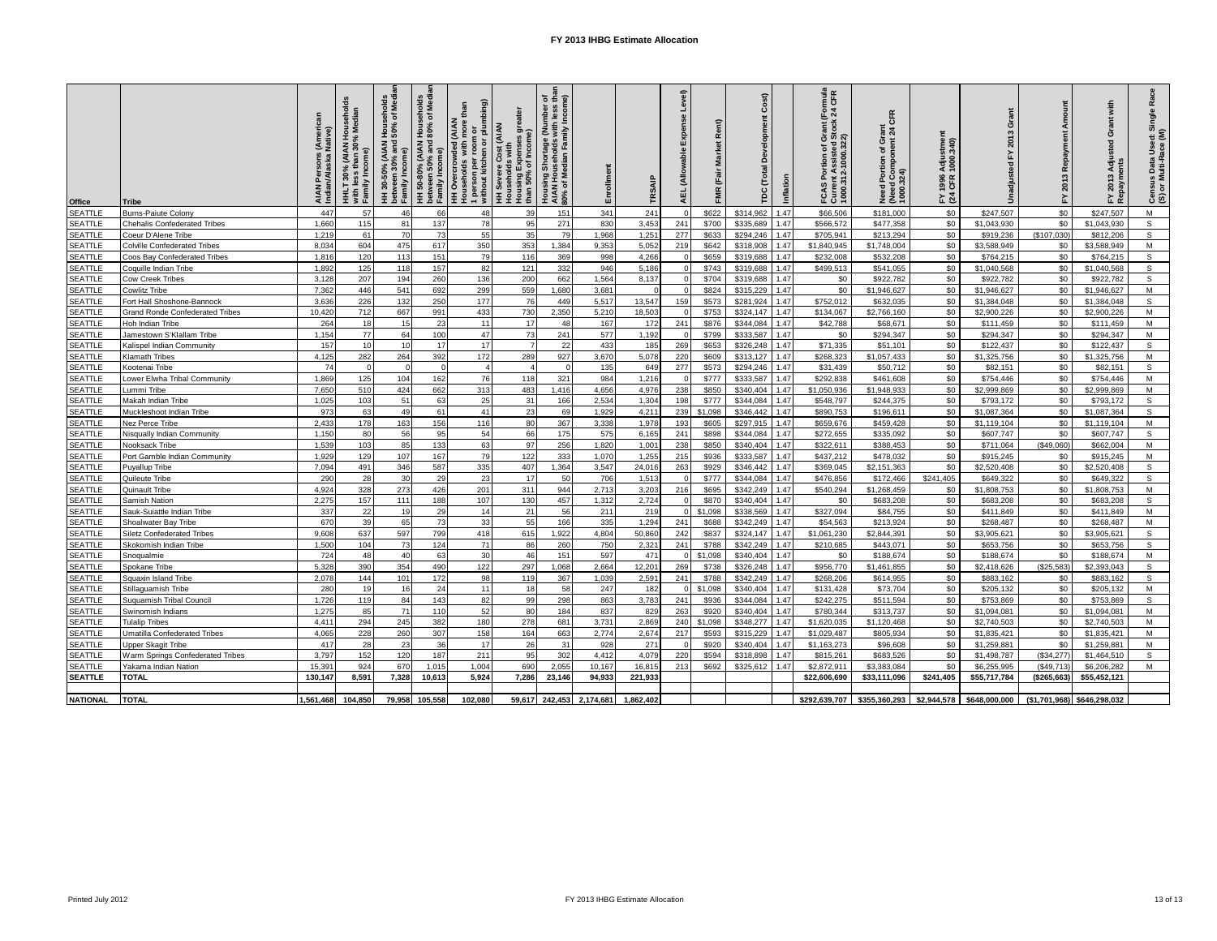# FY 2013 IHBG Estimate Allocation

| Office | Tribe | AIAN Persons (American Indian/Alaska Native) | HHLT 30% (AIAN Households with less than 30% Median Family Income) | HH 30-50% (AIAN Households between 30% and 50% of Median Family Income) | HH 50-80% (AIAN Households between 50% and 80% of Median Family Income) | HH Overcrowded (AIAN Households with more than 1 person per room or without kitchen or plumbing) | HH Severe Cost (AIAN Households with Housing Expenses greater than 50% of Income) | Housing Shortage (Number of AIAN Households with less than 80% of Median Family Income) | Enrollment | TRSAIP | AEL (Allowable Expense Level) | FMR (Fair Market Rent) | TDC (Total Development Cost) | Inflation | FCAS Portion of Grant (Formula Current Assisted Stock 24 CFR 1000.312-1000.322) | Need Portion of Grant (Need Component 24 CFR 1000.324) | FY 1996 Adjustment (24 CFR 1000.340) | Unadjusted FY 2013 Grant | FY 2013 Repayment Amount | FY 2013 Adjusted Grant with Repayments | Census Data Used: Single Race (S) or Multi-Race (M) |
|---|---|---|---|---|---|---|---|---|---|---|---|---|---|---|---|---|---|---|---|---|---|
| SEATTLE | Burns-Paiute Colony | 447 | 57 | 46 | 66 | 48 | 39 | 151 | 341 | 241 | 0 | $622 | $314,962 | 1.47 | $66,506 | $181,000 | $0 | $247,507 | $0 | $247,507 | M |
| SEATTLE | Chehalis Confederated Tribes | 1,660 | 115 | 81 | 137 | 78 | 95 | 271 | 830 | 3,453 | 241 | $700 | $335,689 | 1.47 | $566,572 | $477,358 | $0 | $1,043,930 | $0 | $1,043,930 | S |
| SEATTLE | Coeur D'Alene Tribe | 1,219 | 61 | 70 | 73 | 55 | 35 | 79 | 1,968 | 1,251 | 277 | $633 | $294,246 | 1.47 | $705,941 | $213,294 | $0 | $919,236 | ($107,030) | $812,206 | S |
| SEATTLE | Colville Confederated Tribes | 8,034 | 604 | 475 | 617 | 350 | 353 | 1,384 | 9,353 | 5,052 | 219 | $642 | $318,908 | 1.47 | $1,840,945 | $1,748,004 | $0 | $3,588,949 | $0 | $3,588,949 | M |
| SEATTLE | Coos Bay Confederated Tribes | 1,816 | 120 | 113 | 151 | 79 | 116 | 369 | 998 | 4,266 | 0 | $659 | $319,688 | 1.47 | $232,008 | $532,208 | $0 | $764,215 | $0 | $764,215 | S |
| SEATTLE | Coquille Indian Tribe | 1,892 | 125 | 118 | 157 | 82 | 121 | 332 | 946 | 5,186 | 0 | $743 | $319,688 | 1.47 | $499,513 | $541,055 | $0 | $1,040,568 | $0 | $1,040,568 | S |
| SEATTLE | Cow Creek Tribes | 3,128 | 207 | 194 | 260 | 136 | 200 | 662 | 1,564 | 8,137 | 0 | $704 | $319,688 | 1.47 | $0 | $922,782 | $0 | $922,782 | $0 | $922,782 | S |
| SEATTLE | Cowlitz Tribe | 7,362 | 446 | 541 | 692 | 299 | 559 | 1,680 | 3,681 | 0 | 0 | $824 | $315,229 | 1.47 | $0 | $1,946,627 | $0 | $1,946,627 | $0 | $1,946,627 | M |
| SEATTLE | Fort Hall Shoshone-Bannock | 3,636 | 226 | 132 | 250 | 177 | 76 | 449 | 5,517 | 13,547 | 159 | $573 | $281,924 | 1.47 | $752,012 | $632,035 | $0 | $1,384,048 | $0 | $1,384,048 | S |
| SEATTLE | Grand Ronde Confederated Tribes | 10,420 | 712 | 667 | 991 | 433 | 730 | 2,350 | 5,210 | 18,503 | 0 | $753 | $324,147 | 1.47 | $134,067 | $2,766,160 | $0 | $2,900,226 | $0 | $2,900,226 | M |
| SEATTLE | Hoh Indian Tribe | 264 | 18 | 15 | 23 | 11 | 17 | 48 | 167 | 172 | 241 | $876 | $344,084 | 1.47 | $42,788 | $68,671 | $0 | $111,459 | $0 | $111,459 | M |
| SEATTLE | Jamestown S'Klallam Tribe | 1,154 | 77 | 64 | 100 | 47 | 73 | 241 | 577 | 1,192 | 0 | $799 | $333,587 | 1.47 | $0 | $294,347 | $0 | $294,347 | $0 | $294,347 | M |
| SEATTLE | Kalispel Indian Community | 157 | 10 | 10 | 17 | 17 | 7 | 22 | 433 | 185 | 269 | $653 | $326,248 | 1.47 | $71,335 | $51,101 | $0 | $122,437 | $0 | $122,437 | S |
| SEATTLE | Klamath Tribes | 4,125 | 282 | 264 | 392 | 172 | 289 | 927 | 3,670 | 5,078 | 220 | $609 | $313,127 | 1.47 | $268,323 | $1,057,433 | $0 | $1,325,756 | $0 | $1,325,756 | M |
| SEATTLE | Kootenai Tribe | 74 | 0 | 0 | 0 | 4 | 4 | 0 | 135 | 649 | 277 | $573 | $294,246 | 1.47 | $31,439 | $50,712 | $0 | $82,151 | $0 | $82,151 | S |
| SEATTLE | Lower Elwha Tribal Community | 1,869 | 125 | 104 | 162 | 76 | 118 | 321 | 984 | 1,216 | 0 | $777 | $333,587 | 1.47 | $292,838 | $461,608 | $0 | $754,446 | $0 | $754,446 | M |
| SEATTLE | Lummi Tribe | 7,650 | 510 | 424 | 662 | 313 | 483 | 1,416 | 4,656 | 4,976 | 238 | $850 | $340,404 | 1.47 | $1,050,936 | $1,948,933 | $0 | $2,999,869 | $0 | $2,999,869 | M |
| SEATTLE | Makah Indian Tribe | 1,025 | 103 | 51 | 63 | 25 | 31 | 166 | 2,534 | 1,304 | 198 | $777 | $344,084 | 1.47 | $548,797 | $244,375 | $0 | $793,172 | $0 | $793,172 | S |
| SEATTLE | Muckleshoot Indian Tribe | 973 | 63 | 49 | 61 | 41 | 23 | 69 | 1,929 | 4,211 | 239 | $1,098 | $346,442 | 1.47 | $890,753 | $196,611 | $0 | $1,087,364 | $0 | $1,087,364 | S |
| SEATTLE | Nez Perce Tribe | 2,433 | 178 | 163 | 156 | 116 | 80 | 367 | 3,338 | 1,978 | 193 | $605 | $297,915 | 1.47 | $659,676 | $459,428 | $0 | $1,119,104 | $0 | $1,119,104 | M |
| SEATTLE | Nisqually Indian Community | 1,150 | 80 | 56 | 95 | 54 | 66 | 175 | 575 | 6,165 | 241 | $898 | $342,249 | 1.47 | $272,655 | $335,092 | $0 | $607,747 | $0 | $607,747 | S |
| SEATTLE | Nooksack Tribe | 1,539 | 103 | 85 | 133 | 63 | 97 | 256 | 1,820 | 1,001 | 238 | $850 | $340,404 | 1.47 | $322,611 | $388,453 | $0 | $711,064 | ($49,060) | $662,004 | M |
| SEATTLE | Port Gamble Indian Community | 1,929 | 129 | 107 | 167 | 79 | 122 | 333 | 1,070 | 1,255 | 215 | $936 | $333,587 | 1.47 | $437,212 | $478,032 | $0 | $915,245 | $0 | $915,245 | M |
| SEATTLE | Puyallup Tribe | 7,094 | 491 | 346 | 587 | 335 | 407 | 1,364 | 3,547 | 24,016 | 263 | $929 | $346,442 | 1.47 | $369,045 | $2,151,363 | $0 | $2,520,408 | $0 | $2,520,408 | S |
| SEATTLE | Quileute Tribe | 290 | 28 | 30 | 29 | 23 | 17 | 50 | 706 | 1,513 | 0 | $777 | $344,084 | 1.47 | $476,856 | $172,466 | $241,405 | $649,322 | $0 | $649,322 | S |
| SEATTLE | Quinault Tribe | 4,924 | 328 | 273 | 426 | 201 | 311 | 944 | 2,713 | 3,203 | 216 | $695 | $342,249 | 1.47 | $540,294 | $1,268,459 | $0 | $1,808,753 | $0 | $1,808,753 | M |
| SEATTLE | Samish Nation | 2,275 | 157 | 111 | 188 | 107 | 130 | 457 | 1,312 | 2,724 | 0 | $870 | $340,404 | 1.47 | $0 | $683,208 | $0 | $683,208 | $0 | $683,208 | S |
| SEATTLE | Sauk-Suiattle Indian Tribe | 337 | 22 | 19 | 29 | 14 | 21 | 56 | 211 | 219 | 0 | $1,098 | $338,569 | 1.47 | $327,094 | $84,755 | $0 | $411,849 | $0 | $411,849 | M |
| SEATTLE | Shoalwater Bay Tribe | 670 | 39 | 65 | 73 | 33 | 55 | 166 | 335 | 1,294 | 241 | $688 | $342,249 | 1.47 | $54,563 | $213,924 | $0 | $268,487 | $0 | $268,487 | M |
| SEATTLE | Siletz Confederated Tribes | 9,608 | 637 | 597 | 799 | 418 | 615 | 1,922 | 4,804 | 50,860 | 242 | $837 | $324,147 | 1.47 | $1,061,230 | $2,844,391 | $0 | $3,905,621 | $0 | $3,905,621 | S |
| SEATTLE | Skokomish Indian Tribe | 1,500 | 104 | 73 | 124 | 71 | 86 | 260 | 750 | 2,321 | 241 | $788 | $342,249 | 1.47 | $210,685 | $443,071 | $0 | $653,756 | $0 | $653,756 | S |
| SEATTLE | Snoqualmie | 724 | 48 | 40 | 63 | 30 | 46 | 151 | 597 | 471 | 0 | $1,098 | $340,404 | 1.47 | $0 | $188,674 | $0 | $188,674 | $0 | $188,674 | M |
| SEATTLE | Spokane Tribe | 5,328 | 390 | 354 | 490 | 122 | 297 | 1,068 | 2,664 | 12,201 | 269 | $738 | $326,248 | 1.47 | $956,770 | $1,461,855 | $0 | $2,418,626 | ($25,583) | $2,393,043 | S |
| SEATTLE | Squaxin Island Tribe | 2,078 | 144 | 101 | 172 | 98 | 119 | 367 | 1,039 | 2,591 | 241 | $788 | $342,249 | 1.47 | $268,206 | $614,955 | $0 | $883,162 | $0 | $883,162 | S |
| SEATTLE | Stillaguamish Tribe | 280 | 19 | 16 | 24 | 11 | 18 | 58 | 247 | 182 | 0 | $1,098 | $340,404 | 1.47 | $131,428 | $73,704 | $0 | $205,132 | $0 | $205,132 | M |
| SEATTLE | Suquamish Tribal Council | 1,726 | 119 | 84 | 143 | 82 | 99 | 298 | 863 | 3,783 | 241 | $936 | $344,084 | 1.47 | $242,275 | $511,594 | $0 | $753,869 | $0 | $753,869 | S |
| SEATTLE | Swinomish Indians | 1,275 | 85 | 71 | 110 | 52 | 80 | 184 | 837 | 829 | 263 | $920 | $340,404 | 1.47 | $780,344 | $313,737 | $0 | $1,094,081 | $0 | $1,094,081 | M |
| SEATTLE | Tulalip Tribes | 4,411 | 294 | 245 | 382 | 180 | 278 | 681 | 3,731 | 2,869 | 240 | $1,098 | $348,277 | 1.47 | $1,620,035 | $1,120,468 | $0 | $2,740,503 | $0 | $2,740,503 | M |
| SEATTLE | Umatilla Confederated Tribes | 4,065 | 228 | 260 | 307 | 158 | 164 | 663 | 2,774 | 2,674 | 217 | $593 | $315,229 | 1.47 | $1,029,487 | $805,934 | $0 | $1,835,421 | $0 | $1,835,421 | M |
| SEATTLE | Upper Skagit Tribe | 417 | 28 | 23 | 36 | 17 | 26 | 31 | 928 | 271 | 0 | $920 | $340,404 | 1.47 | $1,163,273 | $96,608 | $0 | $1,259,881 | $0 | $1,259,881 | M |
| SEATTLE | Warm Springs Confederated Tribes | 3,797 | 152 | 120 | 187 | 211 | 95 | 302 | 4,412 | 4,079 | 220 | $594 | $318,898 | 1.47 | $815,261 | $683,526 | $0 | $1,498,787 | ($34,277) | $1,464,510 | S |
| SEATTLE | Yakama Indian Nation | 15,391 | 924 | 670 | 1,015 | 1,004 | 690 | 2,055 | 10,167 | 16,815 | 213 | $692 | $325,612 | 1.47 | $2,872,911 | $3,383,084 | $0 | $6,255,995 | ($49,713) | $6,206,282 | M |
| **SEATTLE** | **TOTAL** | **130,147** | **8,591** | **7,328** | **10,613** | **5,924** | **7,286** | **23,146** | **94,933** | **221,933** | | | | | **$22,606,690** | **$33,111,096** | **$241,405** | **$55,717,784** | **($265,663)** | **$55,452,121** | |
| | | | | | | | | | | | | | | | | | | | | | |
| **NATIONAL** | **TOTAL** | **1,561,468** | **104,850** | **79,958** | **105,558** | **102,080** | **59,617** | **242,453** | **2,174,681** | **1,862,402** | | | | | **$292,639,707** | **$355,360,293** | **$2,944,578** | **$648,000,000** | **($1,701,968)** | **$646,298,032** | |